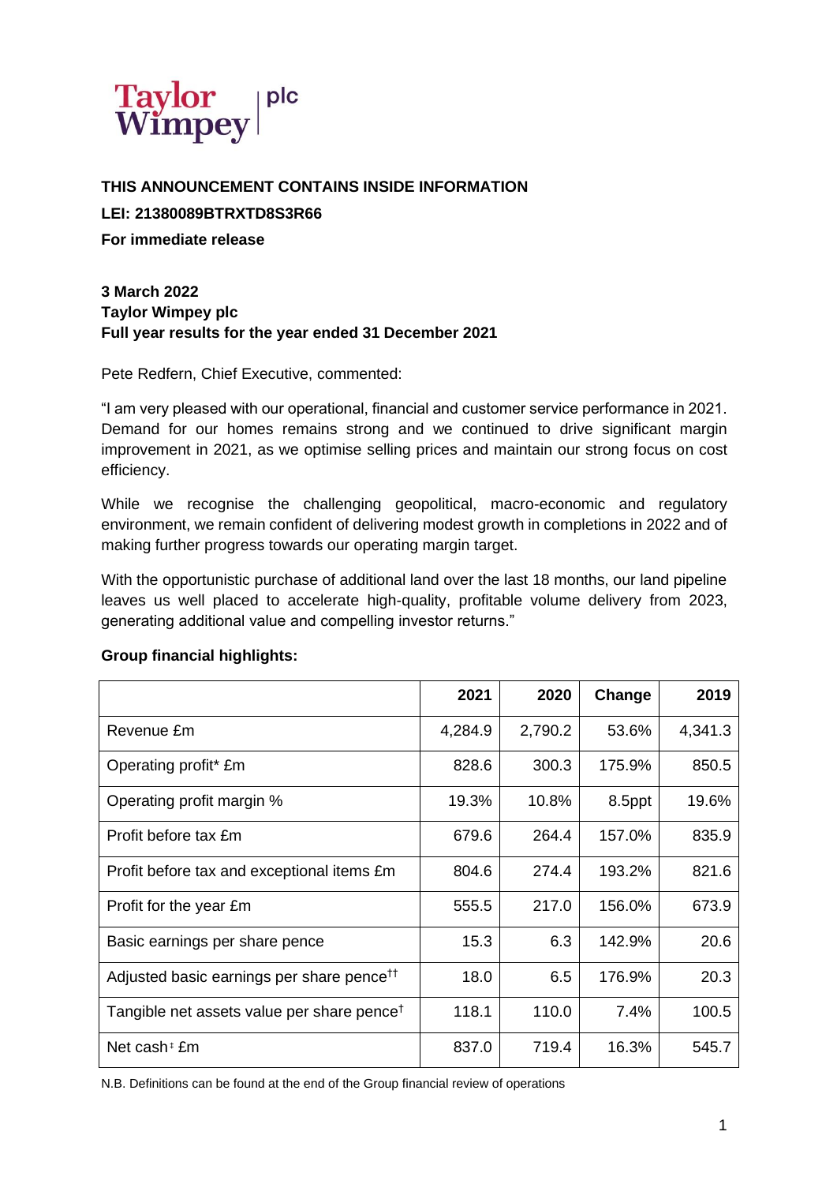Taylor Wimpey plc

**THIS ANNOUNCEMENT CONTAINS INSIDE INFORMATION**

**LEI: 21380089BTRXTD8S3R66**

**For immediate release**

**3 March 2022**
**Taylor Wimpey plc**
**Full year results for the year ended 31 December 2021**

Pete Redfern, Chief Executive, commented:

"I am very pleased with our operational, financial and customer service performance in 2021. Demand for our homes remains strong and we continued to drive significant margin improvement in 2021, as we optimise selling prices and maintain our strong focus on cost efficiency.

While we recognise the challenging geopolitical, macro-economic and regulatory environment, we remain confident of delivering modest growth in completions in 2022 and of making further progress towards our operating margin target.

With the opportunistic purchase of additional land over the last 18 months, our land pipeline leaves us well placed to accelerate high-quality, profitable volume delivery from 2023, generating additional value and compelling investor returns."

**Group financial highlights:**

| | 2021 | 2020 | Change | 2019 |
|---|---|---|---|---|
| Revenue £m | 4,284.9 | 2,790.2 | 53.6% | 4,341.3 |
| Operating profit* £m | 828.6 | 300.3 | 175.9% | 850.5 |
| Operating profit margin % | 19.3% | 10.8% | 8.5ppt | 19.6% |
| Profit before tax £m | 679.6 | 264.4 | 157.0% | 835.9 |
| Profit before tax and exceptional items £m | 804.6 | 274.4 | 193.2% | 821.6 |
| Profit for the year £m | 555.5 | 217.0 | 156.0% | 673.9 |
| Basic earnings per share pence | 15.3 | 6.3 | 142.9% | 20.6 |
| Adjusted basic earnings per share pence[††] | 18.0 | 6.5 | 176.9% | 20.3 |
| Tangible net assets value per share pence[†] | 118.1 | 110.0 | 7.4% | 100.5 |
| Net cash[‡] £m | 837.0 | 719.4 | 16.3% | 545.7 |

N.B. Definitions can be found at the end of the Group financial review of operations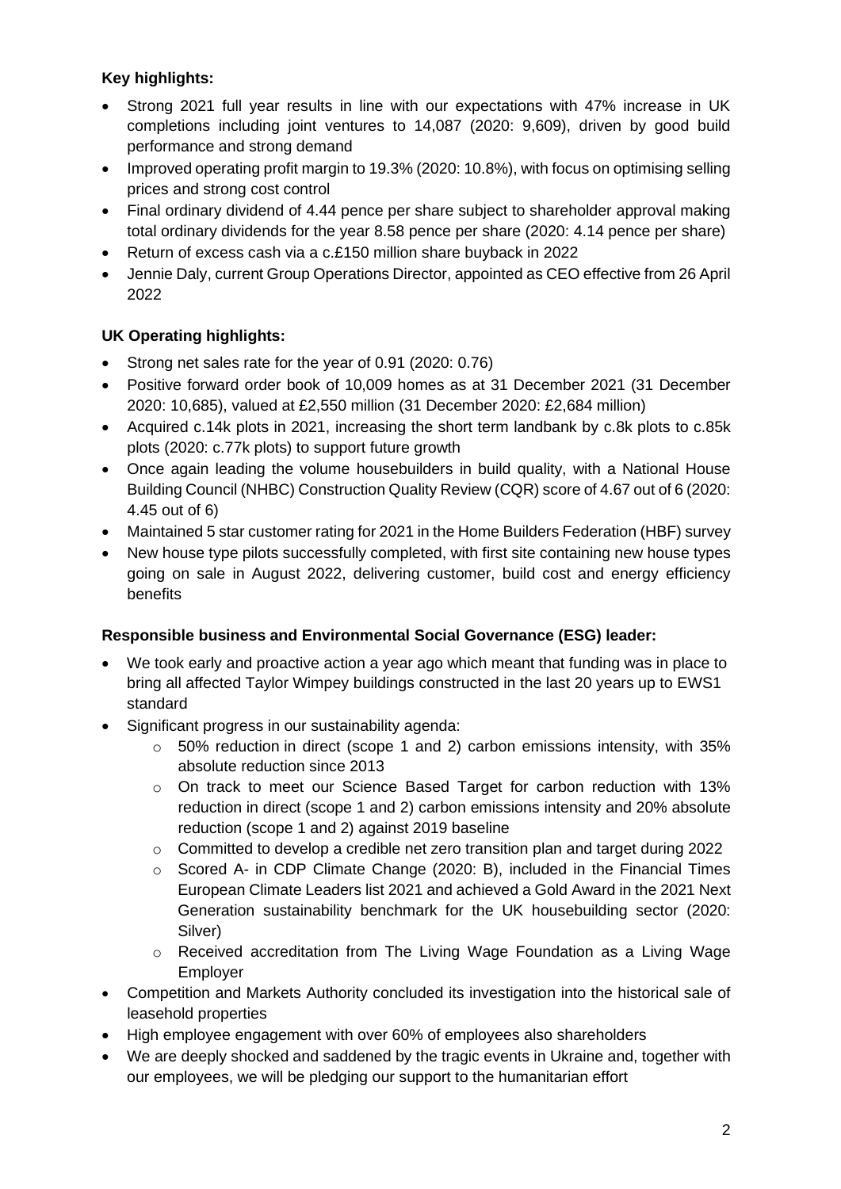**Key highlights:**

- Strong 2021 full year results in line with our expectations with 47% increase in UK completions including joint ventures to 14,087 (2020: 9,609), driven by good build performance and strong demand
- Improved operating profit margin to 19.3% (2020: 10.8%), with focus on optimising selling prices and strong cost control
- Final ordinary dividend of 4.44 pence per share subject to shareholder approval making total ordinary dividends for the year 8.58 pence per share (2020: 4.14 pence per share)
- Return of excess cash via a c.£150 million share buyback in 2022
- Jennie Daly, current Group Operations Director, appointed as CEO effective from 26 April 2022

**UK Operating highlights:**

- Strong net sales rate for the year of 0.91 (2020: 0.76)
- Positive forward order book of 10,009 homes as at 31 December 2021 (31 December 2020: 10,685), valued at £2,550 million (31 December 2020: £2,684 million)
- Acquired c.14k plots in 2021, increasing the short term landbank by c.8k plots to c.85k plots (2020: c.77k plots) to support future growth
- Once again leading the volume housebuilders in build quality, with a National House Building Council (NHBC) Construction Quality Review (CQR) score of 4.67 out of 6 (2020: 4.45 out of 6)
- Maintained 5 star customer rating for 2021 in the Home Builders Federation (HBF) survey
- New house type pilots successfully completed, with first site containing new house types going on sale in August 2022, delivering customer, build cost and energy efficiency benefits

**Responsible business and Environmental Social Governance (ESG) leader:**

- We took early and proactive action a year ago which meant that funding was in place to bring all affected Taylor Wimpey buildings constructed in the last 20 years up to EWS1 standard
- Significant progress in our sustainability agenda:
  - 50% reduction in direct (scope 1 and 2) carbon emissions intensity, with 35% absolute reduction since 2013
  - On track to meet our Science Based Target for carbon reduction with 13% reduction in direct (scope 1 and 2) carbon emissions intensity and 20% absolute reduction (scope 1 and 2) against 2019 baseline
  - Committed to develop a credible net zero transition plan and target during 2022
  - Scored A- in CDP Climate Change (2020: B), included in the Financial Times European Climate Leaders list 2021 and achieved a Gold Award in the 2021 Next Generation sustainability benchmark for the UK housebuilding sector (2020: Silver)
  - Received accreditation from The Living Wage Foundation as a Living Wage Employer
- Competition and Markets Authority concluded its investigation into the historical sale of leasehold properties
- High employee engagement with over 60% of employees also shareholders
- We are deeply shocked and saddened by the tragic events in Ukraine and, together with our employees, we will be pledging our support to the humanitarian effort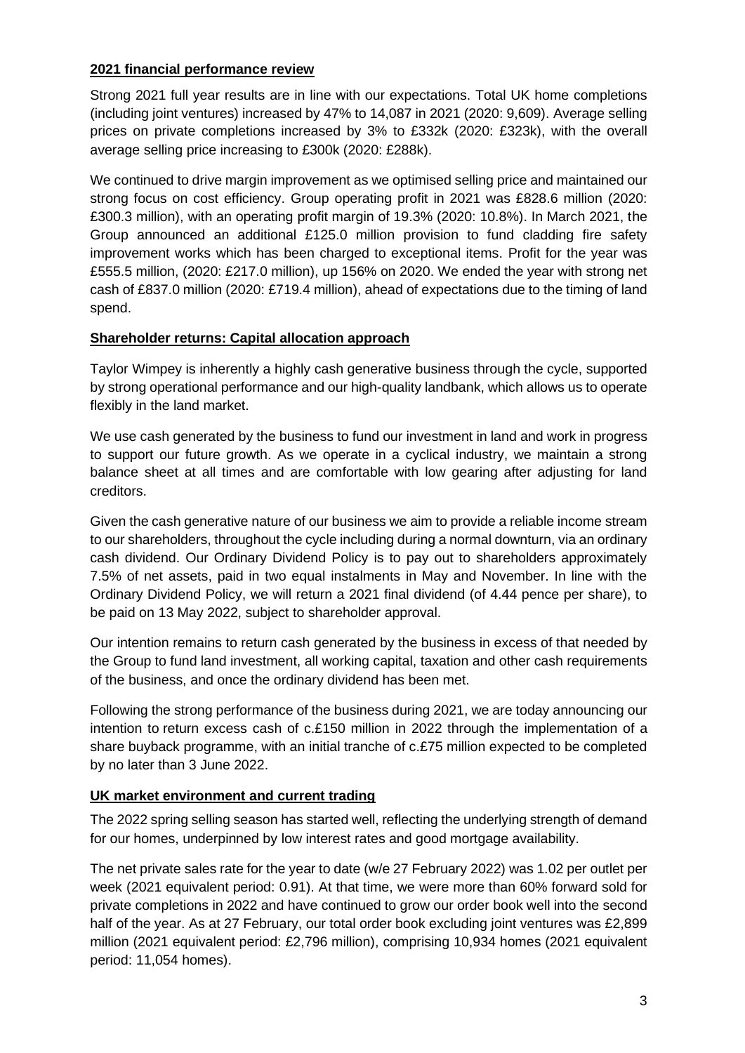## 2021 financial performance review

Strong 2021 full year results are in line with our expectations. Total UK home completions (including joint ventures) increased by 47% to 14,087 in 2021 (2020: 9,609). Average selling prices on private completions increased by 3% to £332k (2020: £323k), with the overall average selling price increasing to £300k (2020: £288k).

We continued to drive margin improvement as we optimised selling price and maintained our strong focus on cost efficiency. Group operating profit in 2021 was £828.6 million (2020: £300.3 million), with an operating profit margin of 19.3% (2020: 10.8%). In March 2021, the Group announced an additional £125.0 million provision to fund cladding fire safety improvement works which has been charged to exceptional items. Profit for the year was £555.5 million, (2020: £217.0 million), up 156% on 2020. We ended the year with strong net cash of £837.0 million (2020: £719.4 million), ahead of expectations due to the timing of land spend.

## Shareholder returns: Capital allocation approach

Taylor Wimpey is inherently a highly cash generative business through the cycle, supported by strong operational performance and our high-quality landbank, which allows us to operate flexibly in the land market.

We use cash generated by the business to fund our investment in land and work in progress to support our future growth. As we operate in a cyclical industry, we maintain a strong balance sheet at all times and are comfortable with low gearing after adjusting for land creditors.

Given the cash generative nature of our business we aim to provide a reliable income stream to our shareholders, throughout the cycle including during a normal downturn, via an ordinary cash dividend. Our Ordinary Dividend Policy is to pay out to shareholders approximately 7.5% of net assets, paid in two equal instalments in May and November. In line with the Ordinary Dividend Policy, we will return a 2021 final dividend (of 4.44 pence per share), to be paid on 13 May 2022, subject to shareholder approval.

Our intention remains to return cash generated by the business in excess of that needed by the Group to fund land investment, all working capital, taxation and other cash requirements of the business, and once the ordinary dividend has been met.

Following the strong performance of the business during 2021, we are today announcing our intention to return excess cash of c.£150 million in 2022 through the implementation of a share buyback programme, with an initial tranche of c.£75 million expected to be completed by no later than 3 June 2022.

## UK market environment and current trading

The 2022 spring selling season has started well, reflecting the underlying strength of demand for our homes, underpinned by low interest rates and good mortgage availability.

The net private sales rate for the year to date (w/e 27 February 2022) was 1.02 per outlet per week (2021 equivalent period: 0.91). At that time, we were more than 60% forward sold for private completions in 2022 and have continued to grow our order book well into the second half of the year. As at 27 February, our total order book excluding joint ventures was £2,899 million (2021 equivalent period: £2,796 million), comprising 10,934 homes (2021 equivalent period: 11,054 homes).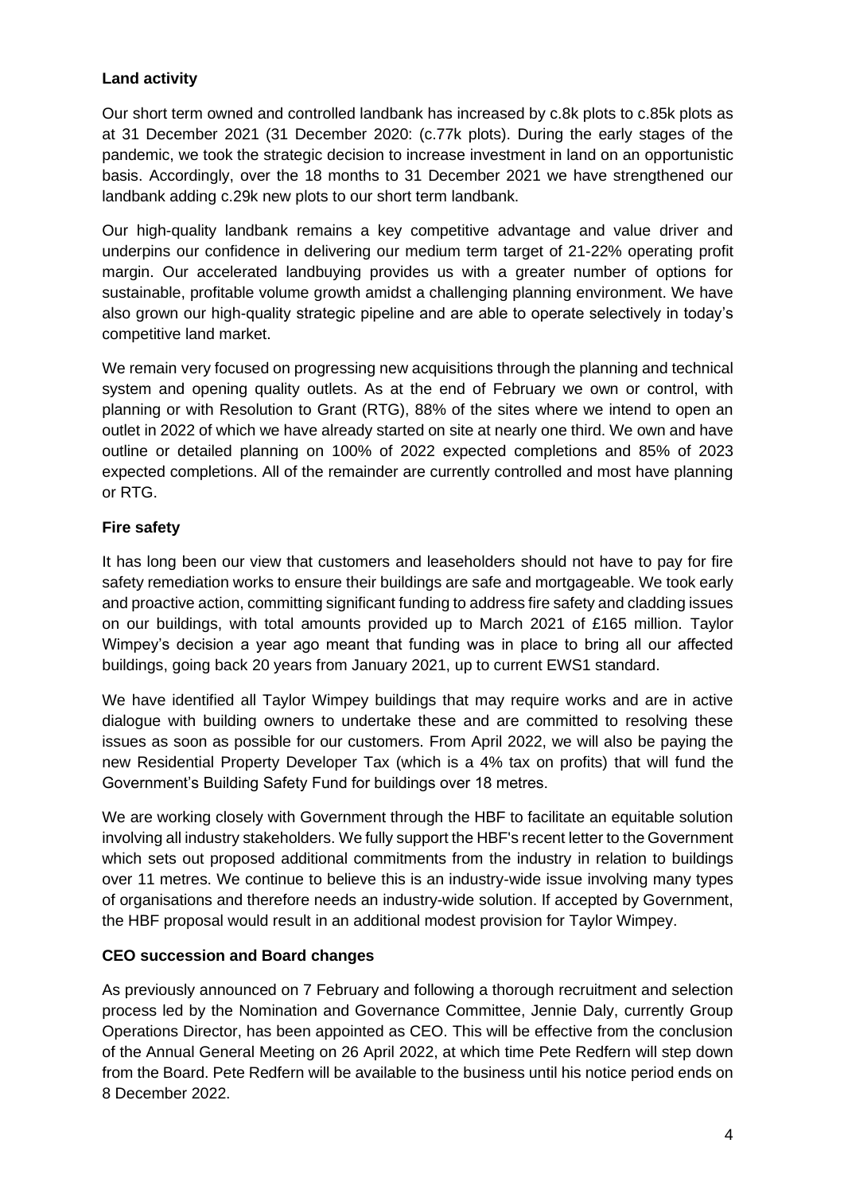## Land activity

Our short term owned and controlled landbank has increased by c.8k plots to c.85k plots as at 31 December 2021 (31 December 2020: (c.77k plots). During the early stages of the pandemic, we took the strategic decision to increase investment in land on an opportunistic basis. Accordingly, over the 18 months to 31 December 2021 we have strengthened our landbank adding c.29k new plots to our short term landbank.

Our high-quality landbank remains a key competitive advantage and value driver and underpins our confidence in delivering our medium term target of 21-22% operating profit margin. Our accelerated landbuying provides us with a greater number of options for sustainable, profitable volume growth amidst a challenging planning environment. We have also grown our high-quality strategic pipeline and are able to operate selectively in today's competitive land market.

We remain very focused on progressing new acquisitions through the planning and technical system and opening quality outlets. As at the end of February we own or control, with planning or with Resolution to Grant (RTG), 88% of the sites where we intend to open an outlet in 2022 of which we have already started on site at nearly one third. We own and have outline or detailed planning on 100% of 2022 expected completions and 85% of 2023 expected completions. All of the remainder are currently controlled and most have planning or RTG.

## Fire safety

It has long been our view that customers and leaseholders should not have to pay for fire safety remediation works to ensure their buildings are safe and mortgageable. We took early and proactive action, committing significant funding to address fire safety and cladding issues on our buildings, with total amounts provided up to March 2021 of £165 million. Taylor Wimpey's decision a year ago meant that funding was in place to bring all our affected buildings, going back 20 years from January 2021, up to current EWS1 standard.

We have identified all Taylor Wimpey buildings that may require works and are in active dialogue with building owners to undertake these and are committed to resolving these issues as soon as possible for our customers. From April 2022, we will also be paying the new Residential Property Developer Tax (which is a 4% tax on profits) that will fund the Government's Building Safety Fund for buildings over 18 metres.

We are working closely with Government through the HBF to facilitate an equitable solution involving all industry stakeholders. We fully support the HBF's recent letter to the Government which sets out proposed additional commitments from the industry in relation to buildings over 11 metres. We continue to believe this is an industry-wide issue involving many types of organisations and therefore needs an industry-wide solution. If accepted by Government, the HBF proposal would result in an additional modest provision for Taylor Wimpey.

## CEO succession and Board changes

As previously announced on 7 February and following a thorough recruitment and selection process led by the Nomination and Governance Committee, Jennie Daly, currently Group Operations Director, has been appointed as CEO. This will be effective from the conclusion of the Annual General Meeting on 26 April 2022, at which time Pete Redfern will step down from the Board. Pete Redfern will be available to the business until his notice period ends on 8 December 2022.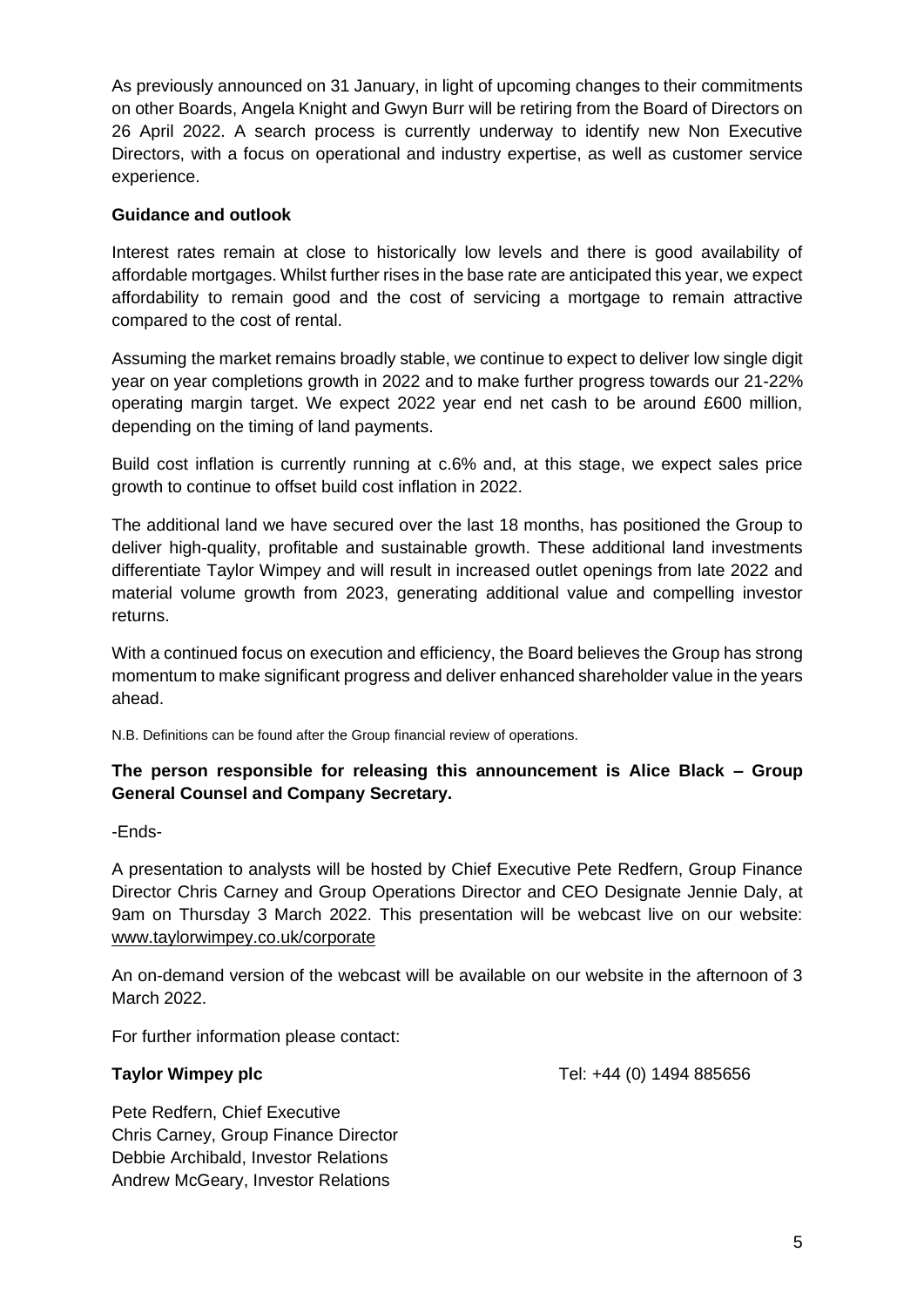As previously announced on 31 January, in light of upcoming changes to their commitments on other Boards, Angela Knight and Gwyn Burr will be retiring from the Board of Directors on 26 April 2022. A search process is currently underway to identify new Non Executive Directors, with a focus on operational and industry expertise, as well as customer service experience.

**Guidance and outlook**

Interest rates remain at close to historically low levels and there is good availability of affordable mortgages. Whilst further rises in the base rate are anticipated this year, we expect affordability to remain good and the cost of servicing a mortgage to remain attractive compared to the cost of rental.

Assuming the market remains broadly stable, we continue to expect to deliver low single digit year on year completions growth in 2022 and to make further progress towards our 21-22% operating margin target. We expect 2022 year end net cash to be around £600 million, depending on the timing of land payments.

Build cost inflation is currently running at c.6% and, at this stage, we expect sales price growth to continue to offset build cost inflation in 2022.

The additional land we have secured over the last 18 months, has positioned the Group to deliver high-quality, profitable and sustainable growth. These additional land investments differentiate Taylor Wimpey and will result in increased outlet openings from late 2022 and material volume growth from 2023, generating additional value and compelling investor returns.

With a continued focus on execution and efficiency, the Board believes the Group has strong momentum to make significant progress and deliver enhanced shareholder value in the years ahead.

N.B. Definitions can be found after the Group financial review of operations.

**The person responsible for releasing this announcement is Alice Black – Group General Counsel and Company Secretary.**

-Ends-

A presentation to analysts will be hosted by Chief Executive Pete Redfern, Group Finance Director Chris Carney and Group Operations Director and CEO Designate Jennie Daly, at 9am on Thursday 3 March 2022. This presentation will be webcast live on our website: www.taylorwimpey.co.uk/corporate

An on-demand version of the webcast will be available on our website in the afternoon of 3 March 2022.

For further information please contact:

**Taylor Wimpey plc** Tel: +44 (0) 1494 885656

Pete Redfern, Chief Executive
Chris Carney, Group Finance Director
Debbie Archibald, Investor Relations
Andrew McGeary, Investor Relations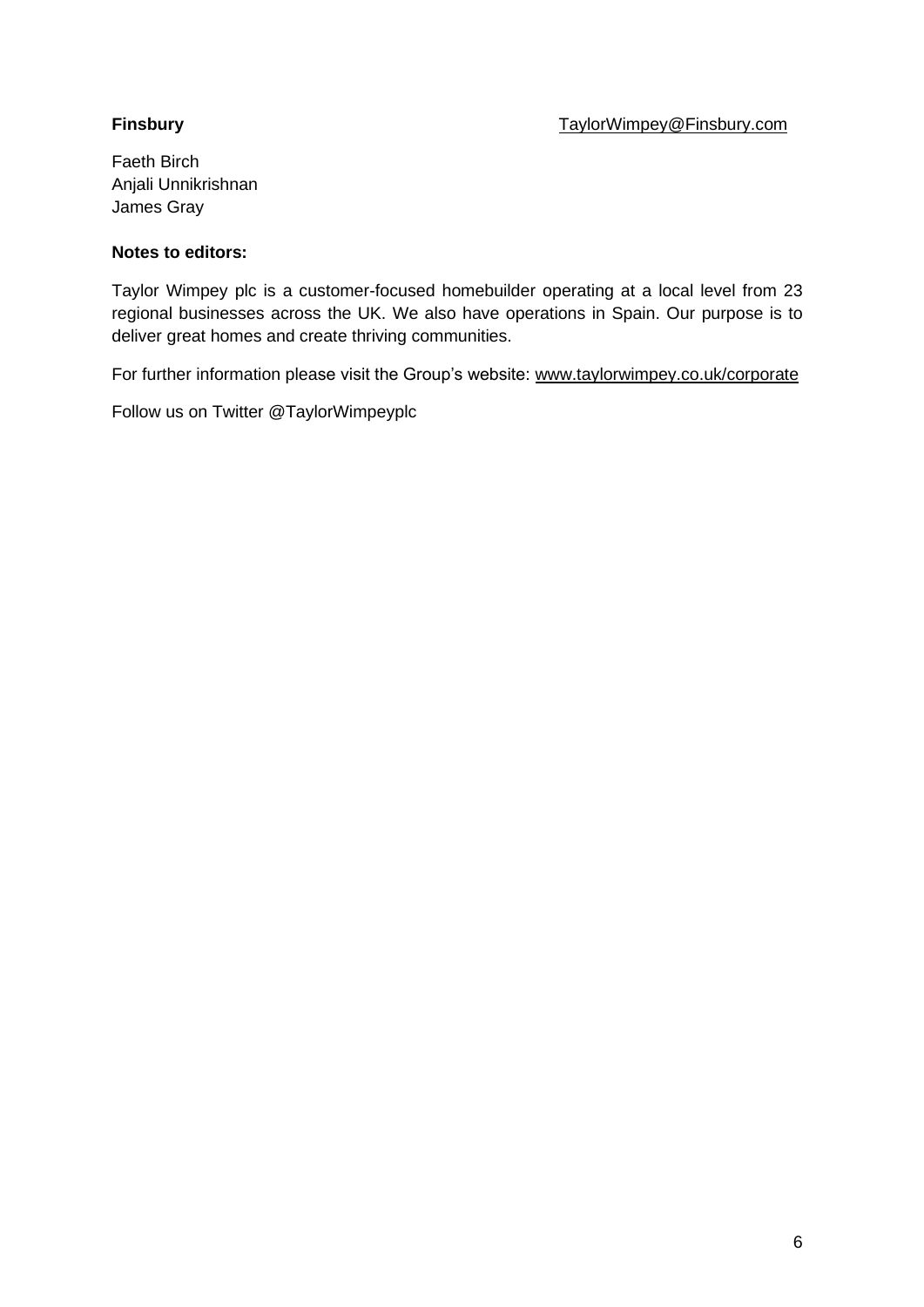**Finsbury** TaylorWimpey@Finsbury.com

Faeth Birch
Anjali Unnikrishnan
James Gray

**Notes to editors:**

Taylor Wimpey plc is a customer-focused homebuilder operating at a local level from 23 regional businesses across the UK. We also have operations in Spain. Our purpose is to deliver great homes and create thriving communities.

For further information please visit the Group's website: www.taylorwimpey.co.uk/corporate

Follow us on Twitter @TaylorWimpeyplc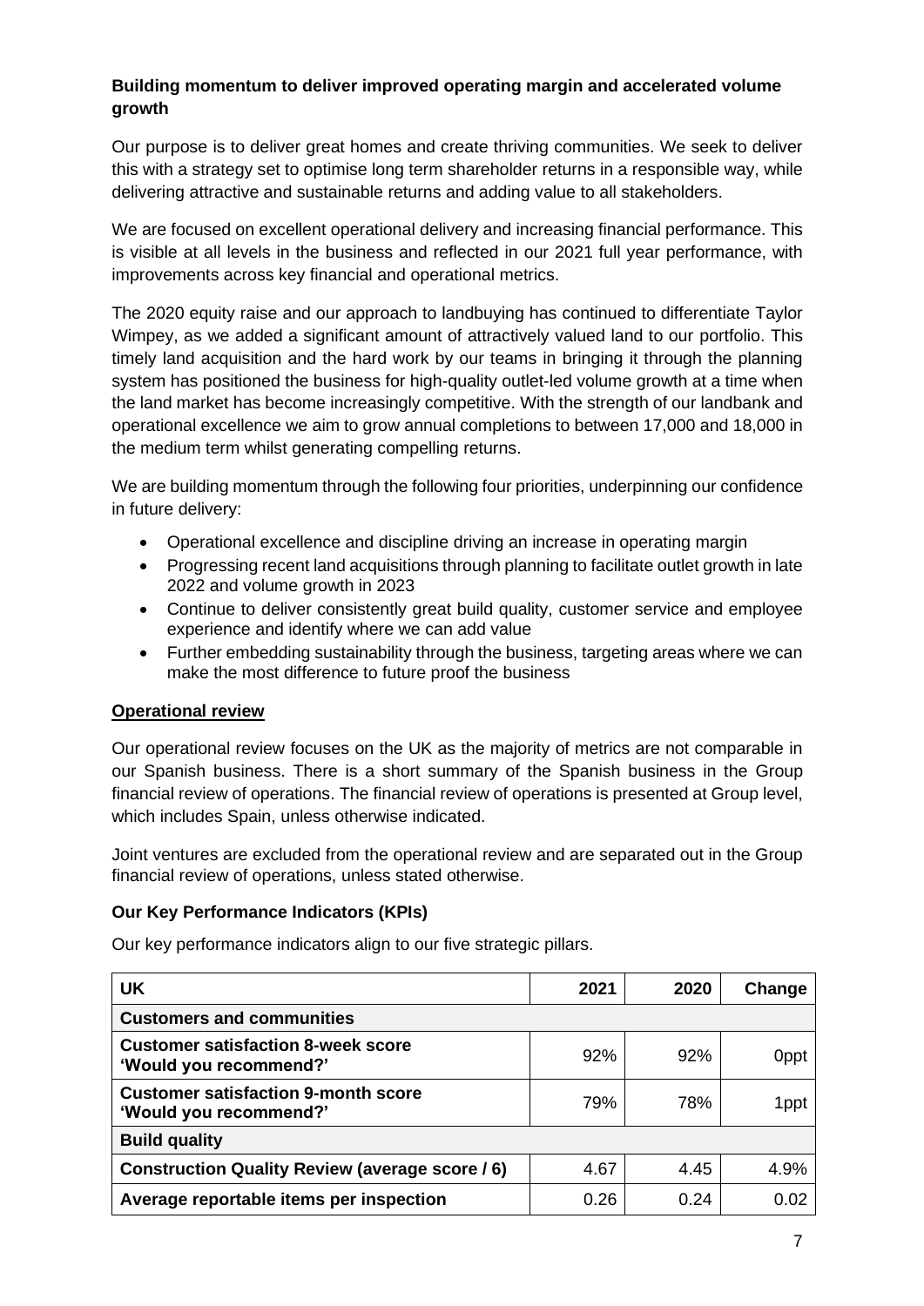### Building momentum to deliver improved operating margin and accelerated volume growth

Our purpose is to deliver great homes and create thriving communities. We seek to deliver this with a strategy set to optimise long term shareholder returns in a responsible way, while delivering attractive and sustainable returns and adding value to all stakeholders.

We are focused on excellent operational delivery and increasing financial performance. This is visible at all levels in the business and reflected in our 2021 full year performance, with improvements across key financial and operational metrics.

The 2020 equity raise and our approach to landbuying has continued to differentiate Taylor Wimpey, as we added a significant amount of attractively valued land to our portfolio. This timely land acquisition and the hard work by our teams in bringing it through the planning system has positioned the business for high-quality outlet-led volume growth at a time when the land market has become increasingly competitive. With the strength of our landbank and operational excellence we aim to grow annual completions to between 17,000 and 18,000 in the medium term whilst generating compelling returns.

We are building momentum through the following four priorities, underpinning our confidence in future delivery:

- Operational excellence and discipline driving an increase in operating margin
- Progressing recent land acquisitions through planning to facilitate outlet growth in late 2022 and volume growth in 2023
- Continue to deliver consistently great build quality, customer service and employee experience and identify where we can add value
- Further embedding sustainability through the business, targeting areas where we can make the most difference to future proof the business

### Operational review

Our operational review focuses on the UK as the majority of metrics are not comparable in our Spanish business. There is a short summary of the Spanish business in the Group financial review of operations. The financial review of operations is presented at Group level, which includes Spain, unless otherwise indicated.

Joint ventures are excluded from the operational review and are separated out in the Group financial review of operations, unless stated otherwise.

### Our Key Performance Indicators (KPIs)

Our key performance indicators align to our five strategic pillars.

| UK | 2021 | 2020 | Change |
|---|---|---|---|
| **Customers and communities** | | | |
| **Customer satisfaction 8-week score 'Would you recommend?'** | 92% | 92% | 0ppt |
| **Customer satisfaction 9-month score 'Would you recommend?'** | 79% | 78% | 1ppt |
| **Build quality** | | | |
| **Construction Quality Review (average score / 6)** | 4.67 | 4.45 | 4.9% |
| **Average reportable items per inspection** | 0.26 | 0.24 | 0.02 |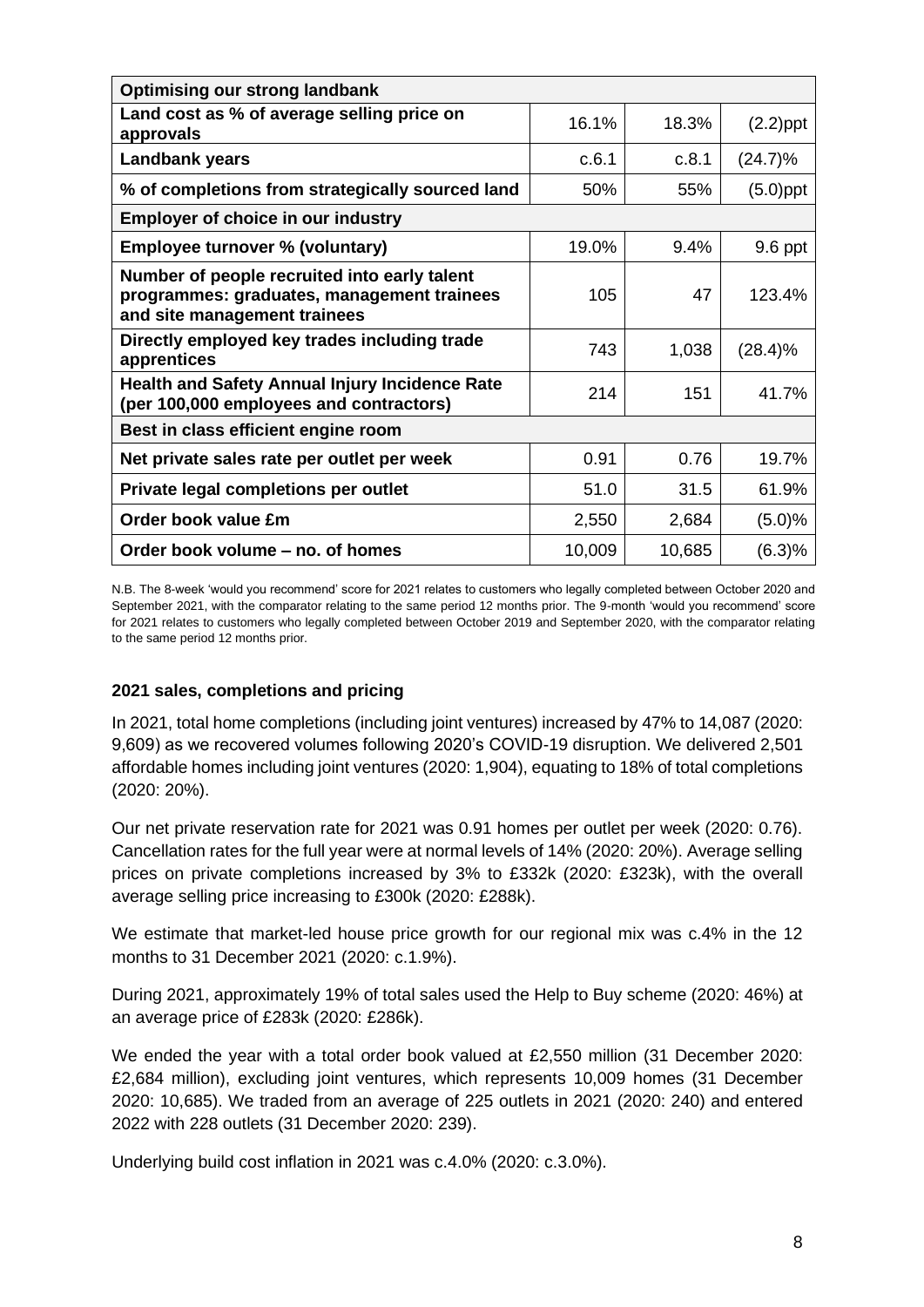| **Optimising our strong landbank** | | | |
|---|---|---|---|
| **Land cost as % of average selling price on approvals** | 16.1% | 18.3% | (2.2)ppt |
| **Landbank years** | c.6.1 | c.8.1 | (24.7)% |
| **% of completions from strategically sourced land** | 50% | 55% | (5.0)ppt |
| **Employer of choice in our industry** | | | |
| **Employee turnover % (voluntary)** | 19.0% | 9.4% | 9.6 ppt |
| **Number of people recruited into early talent programmes: graduates, management trainees and site management trainees** | 105 | 47 | 123.4% |
| **Directly employed key trades including trade apprentices** | 743 | 1,038 | (28.4)% |
| **Health and Safety Annual Injury Incidence Rate (per 100,000 employees and contractors)** | 214 | 151 | 41.7% |
| **Best in class efficient engine room** | | | |
| **Net private sales rate per outlet per week** | 0.91 | 0.76 | 19.7% |
| **Private legal completions per outlet** | 51.0 | 31.5 | 61.9% |
| **Order book value £m** | 2,550 | 2,684 | (5.0)% |
| **Order book volume – no. of homes** | 10,009 | 10,685 | (6.3)% |

N.B. The 8-week 'would you recommend' score for 2021 relates to customers who legally completed between October 2020 and September 2021, with the comparator relating to the same period 12 months prior. The 9-month 'would you recommend' score for 2021 relates to customers who legally completed between October 2019 and September 2020, with the comparator relating to the same period 12 months prior.

### 2021 sales, completions and pricing

In 2021, total home completions (including joint ventures) increased by 47% to 14,087 (2020: 9,609) as we recovered volumes following 2020's COVID-19 disruption. We delivered 2,501 affordable homes including joint ventures (2020: 1,904), equating to 18% of total completions (2020: 20%).

Our net private reservation rate for 2021 was 0.91 homes per outlet per week (2020: 0.76). Cancellation rates for the full year were at normal levels of 14% (2020: 20%). Average selling prices on private completions increased by 3% to £332k (2020: £323k), with the overall average selling price increasing to £300k (2020: £288k).

We estimate that market-led house price growth for our regional mix was c.4% in the 12 months to 31 December 2021 (2020: c.1.9%).

During 2021, approximately 19% of total sales used the Help to Buy scheme (2020: 46%) at an average price of £283k (2020: £286k).

We ended the year with a total order book valued at £2,550 million (31 December 2020: £2,684 million), excluding joint ventures, which represents 10,009 homes (31 December 2020: 10,685). We traded from an average of 225 outlets in 2021 (2020: 240) and entered 2022 with 228 outlets (31 December 2020: 239).

Underlying build cost inflation in 2021 was c.4.0% (2020: c.3.0%).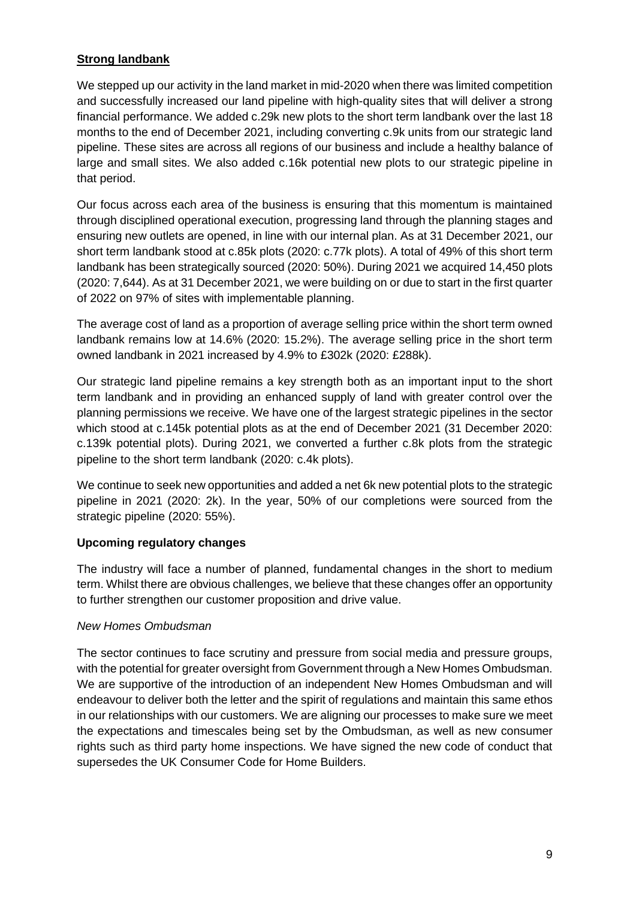## Strong landbank

We stepped up our activity in the land market in mid-2020 when there was limited competition and successfully increased our land pipeline with high-quality sites that will deliver a strong financial performance. We added c.29k new plots to the short term landbank over the last 18 months to the end of December 2021, including converting c.9k units from our strategic land pipeline. These sites are across all regions of our business and include a healthy balance of large and small sites. We also added c.16k potential new plots to our strategic pipeline in that period.

Our focus across each area of the business is ensuring that this momentum is maintained through disciplined operational execution, progressing land through the planning stages and ensuring new outlets are opened, in line with our internal plan. As at 31 December 2021, our short term landbank stood at c.85k plots (2020: c.77k plots). A total of 49% of this short term landbank has been strategically sourced (2020: 50%). During 2021 we acquired 14,450 plots (2020: 7,644). As at 31 December 2021, we were building on or due to start in the first quarter of 2022 on 97% of sites with implementable planning.

The average cost of land as a proportion of average selling price within the short term owned landbank remains low at 14.6% (2020: 15.2%). The average selling price in the short term owned landbank in 2021 increased by 4.9% to £302k (2020: £288k).

Our strategic land pipeline remains a key strength both as an important input to the short term landbank and in providing an enhanced supply of land with greater control over the planning permissions we receive. We have one of the largest strategic pipelines in the sector which stood at c.145k potential plots as at the end of December 2021 (31 December 2020: c.139k potential plots). During 2021, we converted a further c.8k plots from the strategic pipeline to the short term landbank (2020: c.4k plots).

We continue to seek new opportunities and added a net 6k new potential plots to the strategic pipeline in 2021 (2020: 2k). In the year, 50% of our completions were sourced from the strategic pipeline (2020: 55%).

## Upcoming regulatory changes

The industry will face a number of planned, fundamental changes in the short to medium term. Whilst there are obvious challenges, we believe that these changes offer an opportunity to further strengthen our customer proposition and drive value.

*New Homes Ombudsman*

The sector continues to face scrutiny and pressure from social media and pressure groups, with the potential for greater oversight from Government through a New Homes Ombudsman. We are supportive of the introduction of an independent New Homes Ombudsman and will endeavour to deliver both the letter and the spirit of regulations and maintain this same ethos in our relationships with our customers. We are aligning our processes to make sure we meet the expectations and timescales being set by the Ombudsman, as well as new consumer rights such as third party home inspections. We have signed the new code of conduct that supersedes the UK Consumer Code for Home Builders.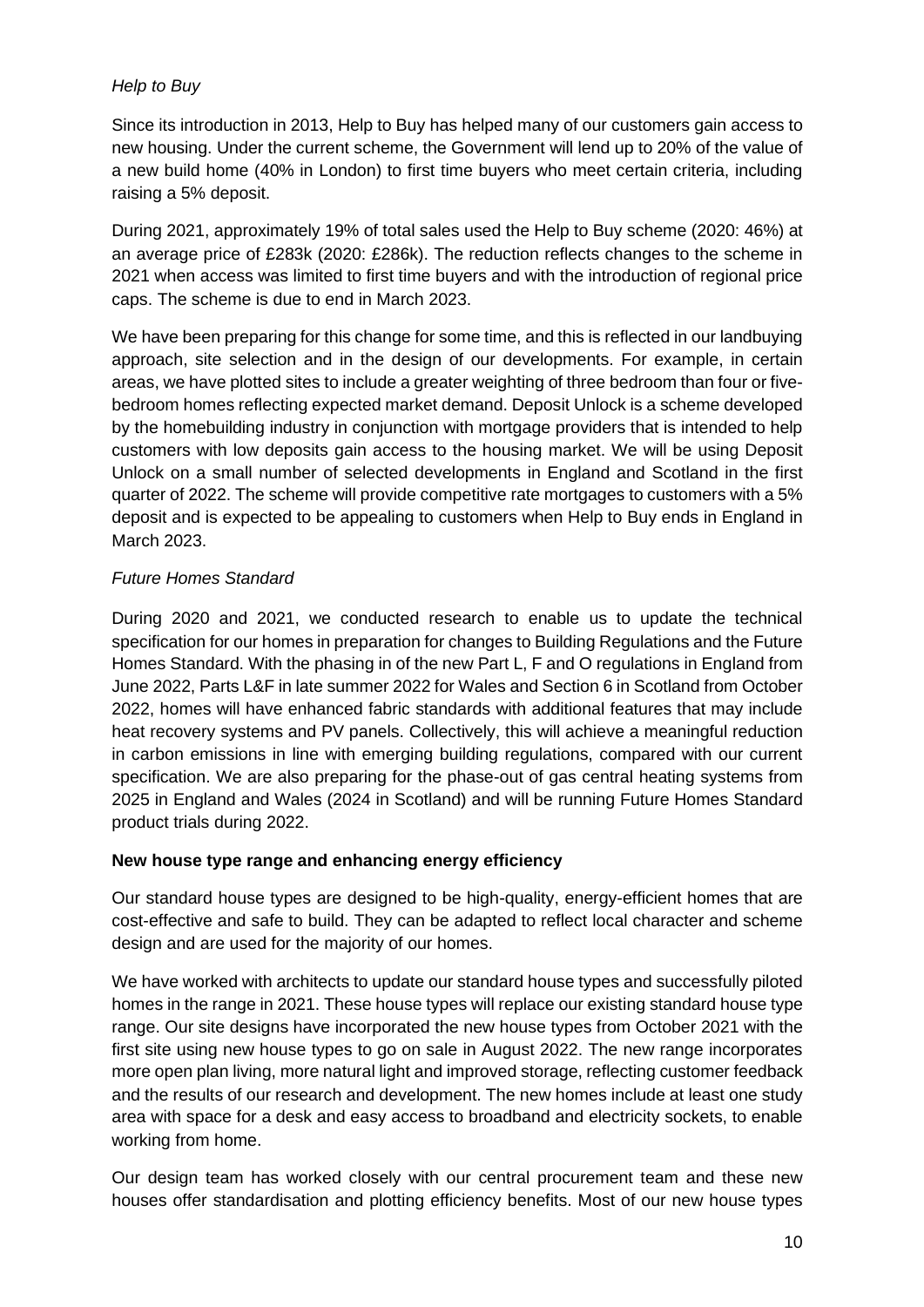*Help to Buy*

Since its introduction in 2013, Help to Buy has helped many of our customers gain access to new housing. Under the current scheme, the Government will lend up to 20% of the value of a new build home (40% in London) to first time buyers who meet certain criteria, including raising a 5% deposit.

During 2021, approximately 19% of total sales used the Help to Buy scheme (2020: 46%) at an average price of £283k (2020: £286k). The reduction reflects changes to the scheme in 2021 when access was limited to first time buyers and with the introduction of regional price caps. The scheme is due to end in March 2023.

We have been preparing for this change for some time, and this is reflected in our landbuying approach, site selection and in the design of our developments. For example, in certain areas, we have plotted sites to include a greater weighting of three bedroom than four or five-bedroom homes reflecting expected market demand. Deposit Unlock is a scheme developed by the homebuilding industry in conjunction with mortgage providers that is intended to help customers with low deposits gain access to the housing market. We will be using Deposit Unlock on a small number of selected developments in England and Scotland in the first quarter of 2022. The scheme will provide competitive rate mortgages to customers with a 5% deposit and is expected to be appealing to customers when Help to Buy ends in England in March 2023.

*Future Homes Standard*

During 2020 and 2021, we conducted research to enable us to update the technical specification for our homes in preparation for changes to Building Regulations and the Future Homes Standard. With the phasing in of the new Part L, F and O regulations in England from June 2022, Parts L&F in late summer 2022 for Wales and Section 6 in Scotland from October 2022, homes will have enhanced fabric standards with additional features that may include heat recovery systems and PV panels. Collectively, this will achieve a meaningful reduction in carbon emissions in line with emerging building regulations, compared with our current specification. We are also preparing for the phase-out of gas central heating systems from 2025 in England and Wales (2024 in Scotland) and will be running Future Homes Standard product trials during 2022.

**New house type range and enhancing energy efficiency**

Our standard house types are designed to be high-quality, energy-efficient homes that are cost-effective and safe to build. They can be adapted to reflect local character and scheme design and are used for the majority of our homes.

We have worked with architects to update our standard house types and successfully piloted homes in the range in 2021. These house types will replace our existing standard house type range. Our site designs have incorporated the new house types from October 2021 with the first site using new house types to go on sale in August 2022. The new range incorporates more open plan living, more natural light and improved storage, reflecting customer feedback and the results of our research and development. The new homes include at least one study area with space for a desk and easy access to broadband and electricity sockets, to enable working from home.

Our design team has worked closely with our central procurement team and these new houses offer standardisation and plotting efficiency benefits. Most of our new house types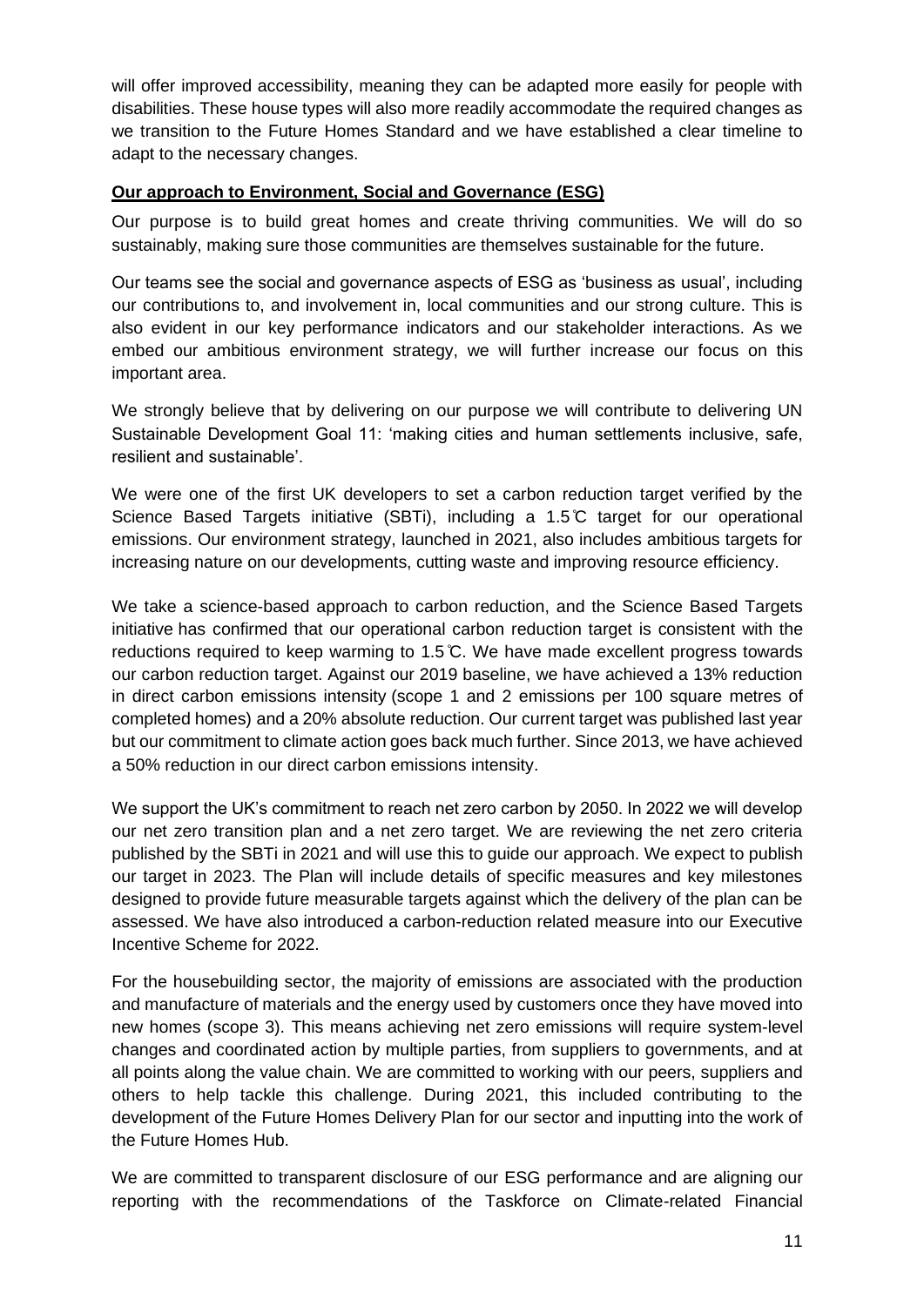will offer improved accessibility, meaning they can be adapted more easily for people with disabilities. These house types will also more readily accommodate the required changes as we transition to the Future Homes Standard and we have established a clear timeline to adapt to the necessary changes.

**Our approach to Environment, Social and Governance (ESG)**

Our purpose is to build great homes and create thriving communities. We will do so sustainably, making sure those communities are themselves sustainable for the future.

Our teams see the social and governance aspects of ESG as 'business as usual', including our contributions to, and involvement in, local communities and our strong culture. This is also evident in our key performance indicators and our stakeholder interactions. As we embed our ambitious environment strategy, we will further increase our focus on this important area.

We strongly believe that by delivering on our purpose we will contribute to delivering UN Sustainable Development Goal 11: 'making cities and human settlements inclusive, safe, resilient and sustainable'.

We were one of the first UK developers to set a carbon reduction target verified by the Science Based Targets initiative (SBTi), including a 1.5℃ target for our operational emissions. Our environment strategy, launched in 2021, also includes ambitious targets for increasing nature on our developments, cutting waste and improving resource efficiency.

We take a science-based approach to carbon reduction, and the Science Based Targets initiative has confirmed that our operational carbon reduction target is consistent with the reductions required to keep warming to 1.5℃. We have made excellent progress towards our carbon reduction target. Against our 2019 baseline, we have achieved a 13% reduction in direct carbon emissions intensity (scope 1 and 2 emissions per 100 square metres of completed homes) and a 20% absolute reduction. Our current target was published last year but our commitment to climate action goes back much further. Since 2013, we have achieved a 50% reduction in our direct carbon emissions intensity.

We support the UK's commitment to reach net zero carbon by 2050. In 2022 we will develop our net zero transition plan and a net zero target. We are reviewing the net zero criteria published by the SBTi in 2021 and will use this to guide our approach. We expect to publish our target in 2023. The Plan will include details of specific measures and key milestones designed to provide future measurable targets against which the delivery of the plan can be assessed. We have also introduced a carbon-reduction related measure into our Executive Incentive Scheme for 2022.

For the housebuilding sector, the majority of emissions are associated with the production and manufacture of materials and the energy used by customers once they have moved into new homes (scope 3). This means achieving net zero emissions will require system-level changes and coordinated action by multiple parties, from suppliers to governments, and at all points along the value chain. We are committed to working with our peers, suppliers and others to help tackle this challenge. During 2021, this included contributing to the development of the Future Homes Delivery Plan for our sector and inputting into the work of the Future Homes Hub.

We are committed to transparent disclosure of our ESG performance and are aligning our reporting with the recommendations of the Taskforce on Climate-related Financial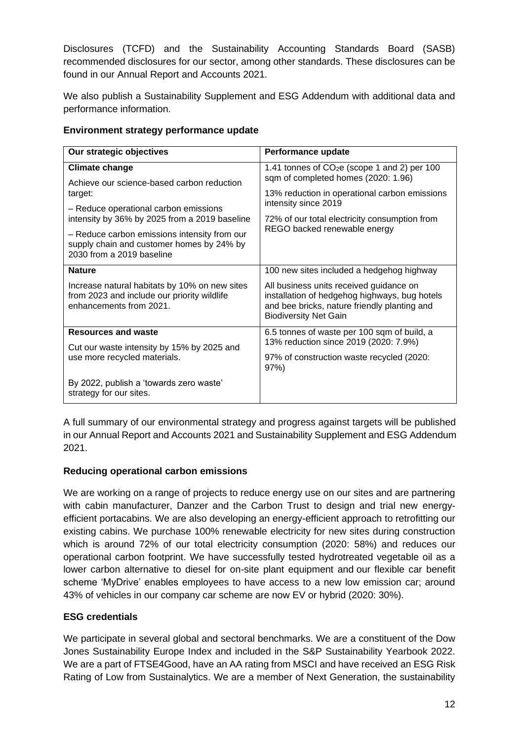Disclosures (TCFD) and the Sustainability Accounting Standards Board (SASB) recommended disclosures for our sector, among other standards. These disclosures can be found in our Annual Report and Accounts 2021.

We also publish a Sustainability Supplement and ESG Addendum with additional data and performance information.

**Environment strategy performance update**

| Our strategic objectives | Performance update |
|---|---|
| **Climate change**<br><br>Achieve our science-based carbon reduction target:<br><br>– Reduce operational carbon emissions intensity by 36% by 2025 from a 2019 baseline<br><br>– Reduce carbon emissions intensity from our supply chain and customer homes by 24% by 2030 from a 2019 baseline | 1.41 tonnes of $CO_2e$ (scope 1 and 2) per 100 sqm of completed homes (2020: 1.96)<br><br>13% reduction in operational carbon emissions intensity since 2019<br><br>72% of our total electricity consumption from REGO backed renewable energy |
| **Nature**<br><br>Increase natural habitats by 10% on new sites from 2023 and include our priority wildlife enhancements from 2021. | 100 new sites included a hedgehog highway<br><br>All business units received guidance on installation of hedgehog highways, bug hotels and bee bricks, nature friendly planting and Biodiversity Net Gain |
| **Resources and waste**<br><br>Cut our waste intensity by 15% by 2025 and use more recycled materials.<br><br>By 2022, publish a 'towards zero waste' strategy for our sites. | 6.5 tonnes of waste per 100 sqm of build, a 13% reduction since 2019 (2020: 7.9%)<br><br>97% of construction waste recycled (2020: 97%) |

A full summary of our environmental strategy and progress against targets will be published in our Annual Report and Accounts 2021 and Sustainability Supplement and ESG Addendum 2021.

**Reducing operational carbon emissions**

We are working on a range of projects to reduce energy use on our sites and are partnering with cabin manufacturer, Danzer and the Carbon Trust to design and trial new energy-efficient portacabins. We are also developing an energy-efficient approach to retrofitting our existing cabins. We purchase 100% renewable electricity for new sites during construction which is around 72% of our total electricity consumption (2020: 58%) and reduces our operational carbon footprint. We have successfully tested hydrotreated vegetable oil as a lower carbon alternative to diesel for on-site plant equipment and our flexible car benefit scheme 'MyDrive' enables employees to have access to a new low emission car; around 43% of vehicles in our company car scheme are now EV or hybrid (2020: 30%).

**ESG credentials**

We participate in several global and sectoral benchmarks. We are a constituent of the Dow Jones Sustainability Europe Index and included in the S&P Sustainability Yearbook 2022. We are a part of FTSE4Good, have an AA rating from MSCI and have received an ESG Risk Rating of Low from Sustainalytics. We are a member of Next Generation, the sustainability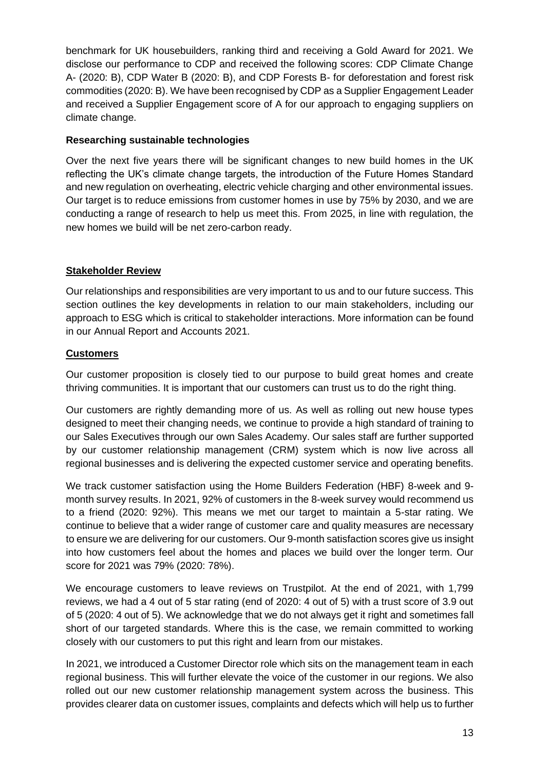benchmark for UK housebuilders, ranking third and receiving a Gold Award for 2021. We disclose our performance to CDP and received the following scores: CDP Climate Change A- (2020: B), CDP Water B (2020: B), and CDP Forests B- for deforestation and forest risk commodities (2020: B). We have been recognised by CDP as a Supplier Engagement Leader and received a Supplier Engagement score of A for our approach to engaging suppliers on climate change.

**Researching sustainable technologies**

Over the next five years there will be significant changes to new build homes in the UK reflecting the UK's climate change targets, the introduction of the Future Homes Standard and new regulation on overheating, electric vehicle charging and other environmental issues. Our target is to reduce emissions from customer homes in use by 75% by 2030, and we are conducting a range of research to help us meet this. From 2025, in line with regulation, the new homes we build will be net zero-carbon ready.

## Stakeholder Review

Our relationships and responsibilities are very important to us and to our future success. This section outlines the key developments in relation to our main stakeholders, including our approach to ESG which is critical to stakeholder interactions. More information can be found in our Annual Report and Accounts 2021.

## Customers

Our customer proposition is closely tied to our purpose to build great homes and create thriving communities. It is important that our customers can trust us to do the right thing.

Our customers are rightly demanding more of us. As well as rolling out new house types designed to meet their changing needs, we continue to provide a high standard of training to our Sales Executives through our own Sales Academy. Our sales staff are further supported by our customer relationship management (CRM) system which is now live across all regional businesses and is delivering the expected customer service and operating benefits.

We track customer satisfaction using the Home Builders Federation (HBF) 8-week and 9-month survey results. In 2021, 92% of customers in the 8-week survey would recommend us to a friend (2020: 92%). This means we met our target to maintain a 5-star rating. We continue to believe that a wider range of customer care and quality measures are necessary to ensure we are delivering for our customers. Our 9-month satisfaction scores give us insight into how customers feel about the homes and places we build over the longer term. Our score for 2021 was 79% (2020: 78%).

We encourage customers to leave reviews on Trustpilot. At the end of 2021, with 1,799 reviews, we had a 4 out of 5 star rating (end of 2020: 4 out of 5) with a trust score of 3.9 out of 5 (2020: 4 out of 5). We acknowledge that we do not always get it right and sometimes fall short of our targeted standards. Where this is the case, we remain committed to working closely with our customers to put this right and learn from our mistakes.

In 2021, we introduced a Customer Director role which sits on the management team in each regional business. This will further elevate the voice of the customer in our regions. We also rolled out our new customer relationship management system across the business. This provides clearer data on customer issues, complaints and defects which will help us to further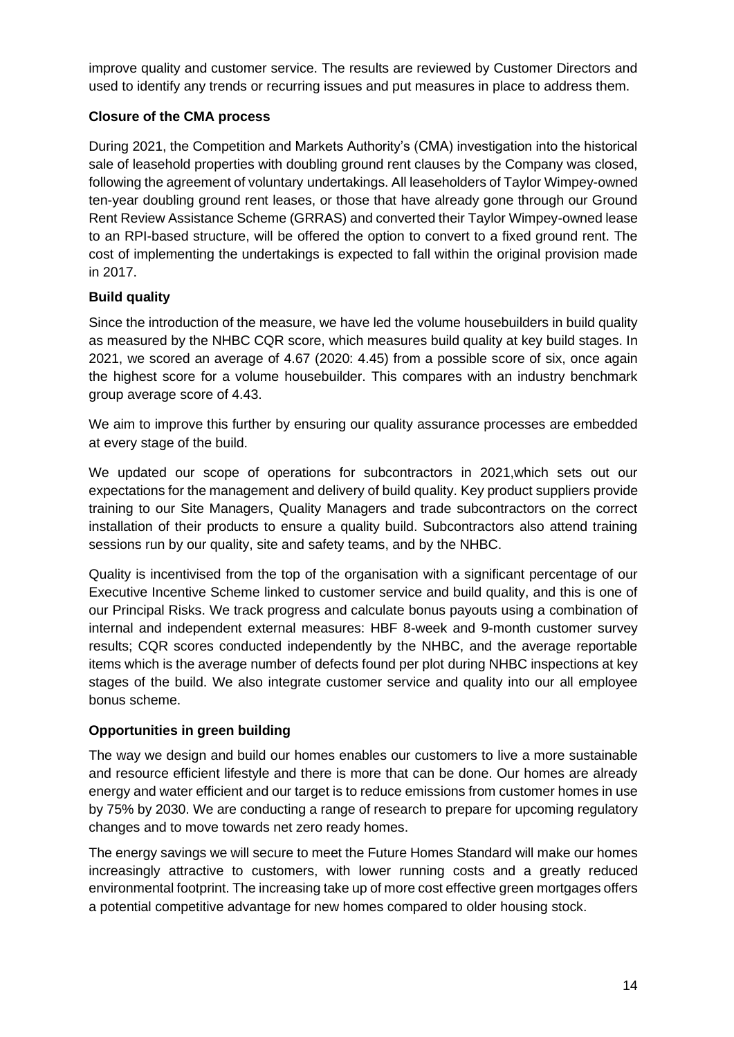improve quality and customer service. The results are reviewed by Customer Directors and used to identify any trends or recurring issues and put measures in place to address them.

**Closure of the CMA process**

During 2021, the Competition and Markets Authority's (CMA) investigation into the historical sale of leasehold properties with doubling ground rent clauses by the Company was closed, following the agreement of voluntary undertakings. All leaseholders of Taylor Wimpey-owned ten-year doubling ground rent leases, or those that have already gone through our Ground Rent Review Assistance Scheme (GRRAS) and converted their Taylor Wimpey-owned lease to an RPI-based structure, will be offered the option to convert to a fixed ground rent. The cost of implementing the undertakings is expected to fall within the original provision made in 2017.

**Build quality**

Since the introduction of the measure, we have led the volume housebuilders in build quality as measured by the NHBC CQR score, which measures build quality at key build stages. In 2021, we scored an average of 4.67 (2020: 4.45) from a possible score of six, once again the highest score for a volume housebuilder. This compares with an industry benchmark group average score of 4.43.

We aim to improve this further by ensuring our quality assurance processes are embedded at every stage of the build.

We updated our scope of operations for subcontractors in 2021,which sets out our expectations for the management and delivery of build quality. Key product suppliers provide training to our Site Managers, Quality Managers and trade subcontractors on the correct installation of their products to ensure a quality build. Subcontractors also attend training sessions run by our quality, site and safety teams, and by the NHBC.

Quality is incentivised from the top of the organisation with a significant percentage of our Executive Incentive Scheme linked to customer service and build quality, and this is one of our Principal Risks. We track progress and calculate bonus payouts using a combination of internal and independent external measures: HBF 8-week and 9-month customer survey results; CQR scores conducted independently by the NHBC, and the average reportable items which is the average number of defects found per plot during NHBC inspections at key stages of the build. We also integrate customer service and quality into our all employee bonus scheme.

**Opportunities in green building**

The way we design and build our homes enables our customers to live a more sustainable and resource efficient lifestyle and there is more that can be done. Our homes are already energy and water efficient and our target is to reduce emissions from customer homes in use by 75% by 2030. We are conducting a range of research to prepare for upcoming regulatory changes and to move towards net zero ready homes.

The energy savings we will secure to meet the Future Homes Standard will make our homes increasingly attractive to customers, with lower running costs and a greatly reduced environmental footprint. The increasing take up of more cost effective green mortgages offers a potential competitive advantage for new homes compared to older housing stock.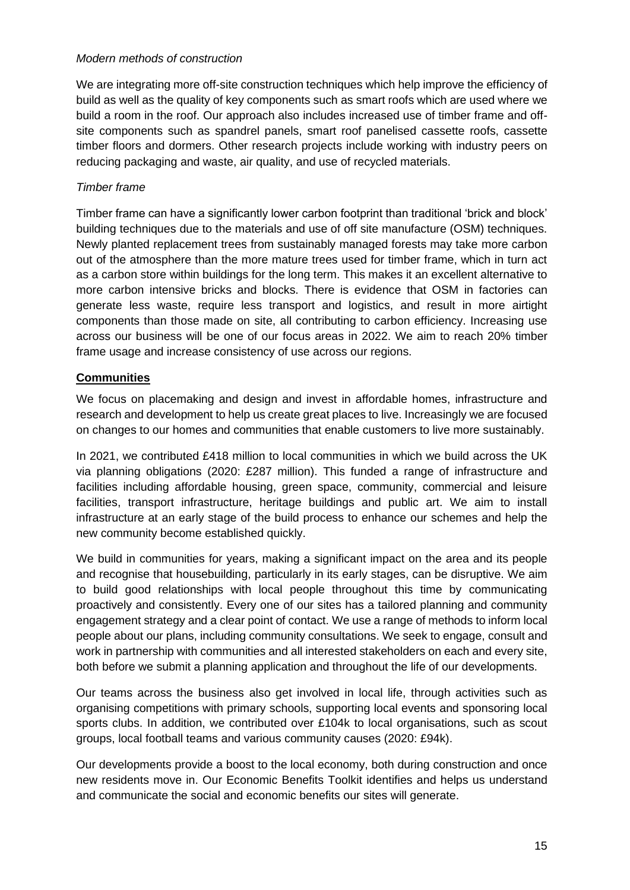*Modern methods of construction*

We are integrating more off-site construction techniques which help improve the efficiency of build as well as the quality of key components such as smart roofs which are used where we build a room in the roof. Our approach also includes increased use of timber frame and off-site components such as spandrel panels, smart roof panelised cassette roofs, cassette timber floors and dormers. Other research projects include working with industry peers on reducing packaging and waste, air quality, and use of recycled materials.

*Timber frame*

Timber frame can have a significantly lower carbon footprint than traditional 'brick and block' building techniques due to the materials and use of off site manufacture (OSM) techniques. Newly planted replacement trees from sustainably managed forests may take more carbon out of the atmosphere than the more mature trees used for timber frame, which in turn act as a carbon store within buildings for the long term. This makes it an excellent alternative to more carbon intensive bricks and blocks. There is evidence that OSM in factories can generate less waste, require less transport and logistics, and result in more airtight components than those made on site, all contributing to carbon efficiency. Increasing use across our business will be one of our focus areas in 2022. We aim to reach 20% timber frame usage and increase consistency of use across our regions.

**Communities**

We focus on placemaking and design and invest in affordable homes, infrastructure and research and development to help us create great places to live. Increasingly we are focused on changes to our homes and communities that enable customers to live more sustainably.

In 2021, we contributed £418 million to local communities in which we build across the UK via planning obligations (2020: £287 million). This funded a range of infrastructure and facilities including affordable housing, green space, community, commercial and leisure facilities, transport infrastructure, heritage buildings and public art. We aim to install infrastructure at an early stage of the build process to enhance our schemes and help the new community become established quickly.

We build in communities for years, making a significant impact on the area and its people and recognise that housebuilding, particularly in its early stages, can be disruptive. We aim to build good relationships with local people throughout this time by communicating proactively and consistently. Every one of our sites has a tailored planning and community engagement strategy and a clear point of contact. We use a range of methods to inform local people about our plans, including community consultations. We seek to engage, consult and work in partnership with communities and all interested stakeholders on each and every site, both before we submit a planning application and throughout the life of our developments.

Our teams across the business also get involved in local life, through activities such as organising competitions with primary schools, supporting local events and sponsoring local sports clubs. In addition, we contributed over £104k to local organisations, such as scout groups, local football teams and various community causes (2020: £94k).

Our developments provide a boost to the local economy, both during construction and once new residents move in. Our Economic Benefits Toolkit identifies and helps us understand and communicate the social and economic benefits our sites will generate.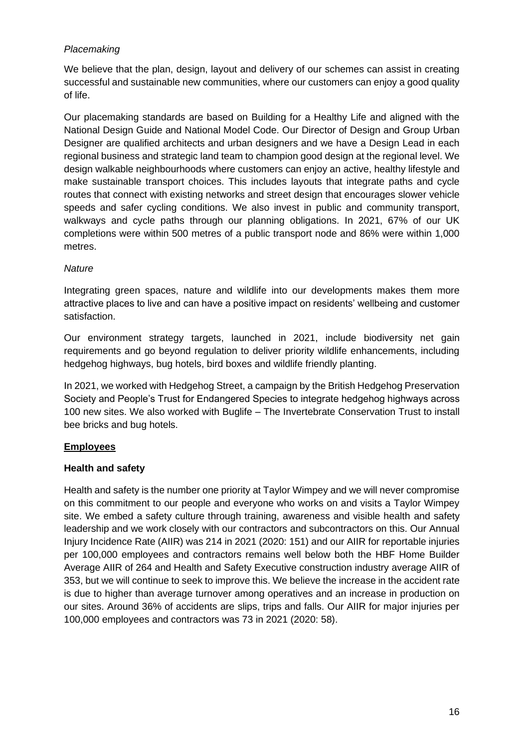*Placemaking*

We believe that the plan, design, layout and delivery of our schemes can assist in creating successful and sustainable new communities, where our customers can enjoy a good quality of life.

Our placemaking standards are based on Building for a Healthy Life and aligned with the National Design Guide and National Model Code. Our Director of Design and Group Urban Designer are qualified architects and urban designers and we have a Design Lead in each regional business and strategic land team to champion good design at the regional level. We design walkable neighbourhoods where customers can enjoy an active, healthy lifestyle and make sustainable transport choices. This includes layouts that integrate paths and cycle routes that connect with existing networks and street design that encourages slower vehicle speeds and safer cycling conditions. We also invest in public and community transport, walkways and cycle paths through our planning obligations. In 2021, 67% of our UK completions were within 500 metres of a public transport node and 86% were within 1,000 metres.

*Nature*

Integrating green spaces, nature and wildlife into our developments makes them more attractive places to live and can have a positive impact on residents' wellbeing and customer satisfaction.

Our environment strategy targets, launched in 2021, include biodiversity net gain requirements and go beyond regulation to deliver priority wildlife enhancements, including hedgehog highways, bug hotels, bird boxes and wildlife friendly planting.

In 2021, we worked with Hedgehog Street, a campaign by the British Hedgehog Preservation Society and People's Trust for Endangered Species to integrate hedgehog highways across 100 new sites. We also worked with Buglife – The Invertebrate Conservation Trust to install bee bricks and bug hotels.

## Employees

### Health and safety

Health and safety is the number one priority at Taylor Wimpey and we will never compromise on this commitment to our people and everyone who works on and visits a Taylor Wimpey site. We embed a safety culture through training, awareness and visible health and safety leadership and we work closely with our contractors and subcontractors on this. Our Annual Injury Incidence Rate (AIIR) was 214 in 2021 (2020: 151) and our AIIR for reportable injuries per 100,000 employees and contractors remains well below both the HBF Home Builder Average AIIR of 264 and Health and Safety Executive construction industry average AIIR of 353, but we will continue to seek to improve this. We believe the increase in the accident rate is due to higher than average turnover among operatives and an increase in production on our sites. Around 36% of accidents are slips, trips and falls. Our AIIR for major injuries per 100,000 employees and contractors was 73 in 2021 (2020: 58).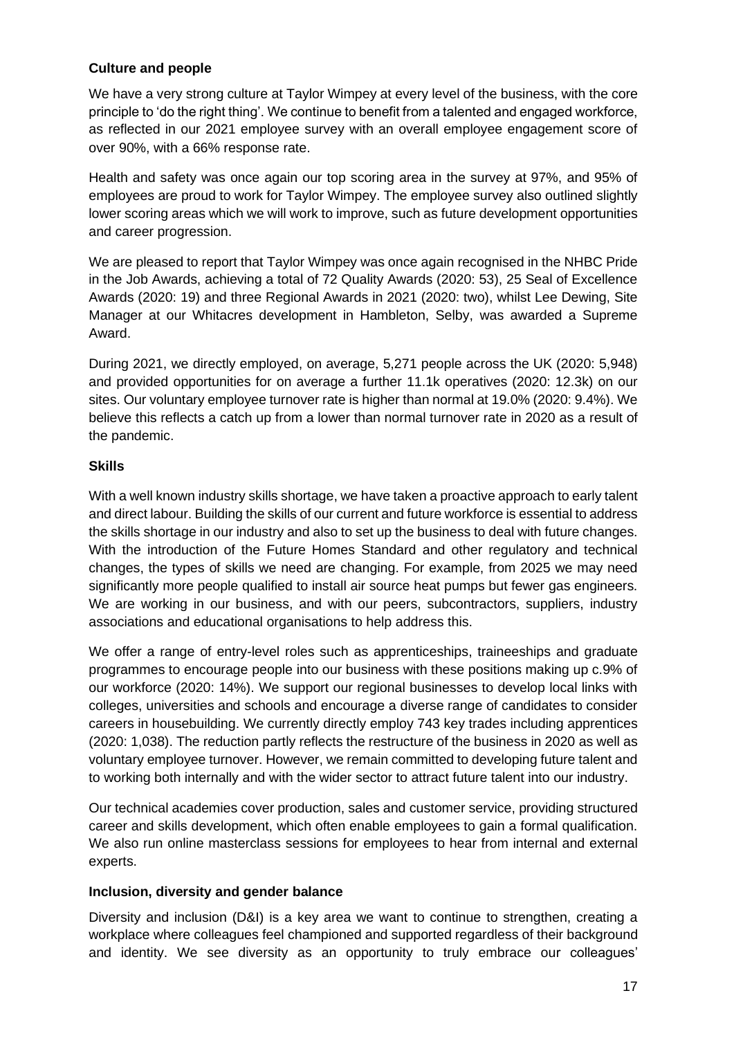**Culture and people**

We have a very strong culture at Taylor Wimpey at every level of the business, with the core principle to 'do the right thing'. We continue to benefit from a talented and engaged workforce, as reflected in our 2021 employee survey with an overall employee engagement score of over 90%, with a 66% response rate.

Health and safety was once again our top scoring area in the survey at 97%, and 95% of employees are proud to work for Taylor Wimpey. The employee survey also outlined slightly lower scoring areas which we will work to improve, such as future development opportunities and career progression.

We are pleased to report that Taylor Wimpey was once again recognised in the NHBC Pride in the Job Awards, achieving a total of 72 Quality Awards (2020: 53), 25 Seal of Excellence Awards (2020: 19) and three Regional Awards in 2021 (2020: two), whilst Lee Dewing, Site Manager at our Whitacres development in Hambleton, Selby, was awarded a Supreme Award.

During 2021, we directly employed, on average, 5,271 people across the UK (2020: 5,948) and provided opportunities for on average a further 11.1k operatives (2020: 12.3k) on our sites. Our voluntary employee turnover rate is higher than normal at 19.0% (2020: 9.4%). We believe this reflects a catch up from a lower than normal turnover rate in 2020 as a result of the pandemic.

**Skills**

With a well known industry skills shortage, we have taken a proactive approach to early talent and direct labour. Building the skills of our current and future workforce is essential to address the skills shortage in our industry and also to set up the business to deal with future changes. With the introduction of the Future Homes Standard and other regulatory and technical changes, the types of skills we need are changing. For example, from 2025 we may need significantly more people qualified to install air source heat pumps but fewer gas engineers. We are working in our business, and with our peers, subcontractors, suppliers, industry associations and educational organisations to help address this.

We offer a range of entry-level roles such as apprenticeships, traineeships and graduate programmes to encourage people into our business with these positions making up c.9% of our workforce (2020: 14%). We support our regional businesses to develop local links with colleges, universities and schools and encourage a diverse range of candidates to consider careers in housebuilding. We currently directly employ 743 key trades including apprentices (2020: 1,038). The reduction partly reflects the restructure of the business in 2020 as well as voluntary employee turnover. However, we remain committed to developing future talent and to working both internally and with the wider sector to attract future talent into our industry.

Our technical academies cover production, sales and customer service, providing structured career and skills development, which often enable employees to gain a formal qualification. We also run online masterclass sessions for employees to hear from internal and external experts.

**Inclusion, diversity and gender balance**

Diversity and inclusion (D&I) is a key area we want to continue to strengthen, creating a workplace where colleagues feel championed and supported regardless of their background and identity. We see diversity as an opportunity to truly embrace our colleagues'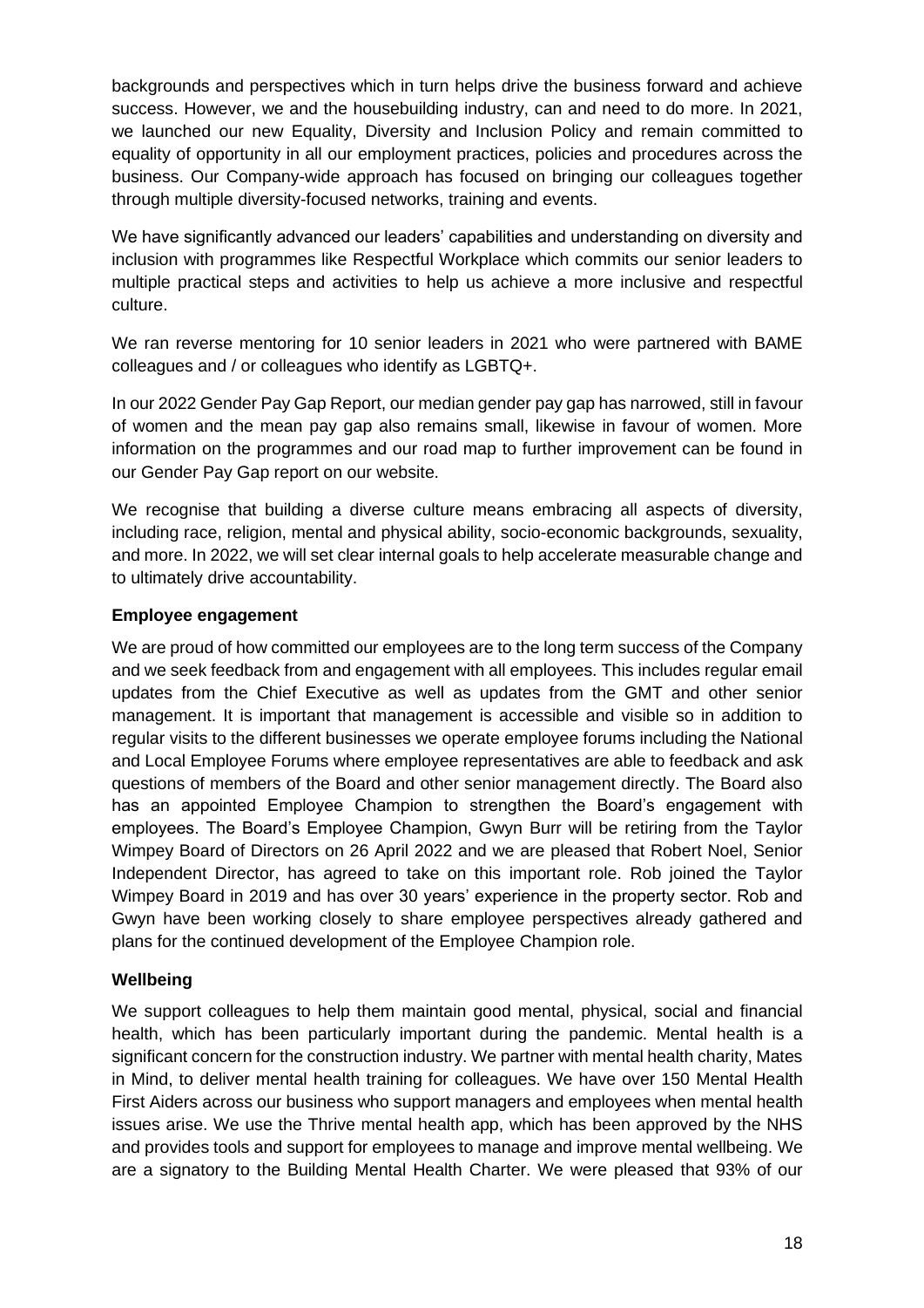backgrounds and perspectives which in turn helps drive the business forward and achieve success. However, we and the housebuilding industry, can and need to do more. In 2021, we launched our new Equality, Diversity and Inclusion Policy and remain committed to equality of opportunity in all our employment practices, policies and procedures across the business. Our Company-wide approach has focused on bringing our colleagues together through multiple diversity-focused networks, training and events.

We have significantly advanced our leaders' capabilities and understanding on diversity and inclusion with programmes like Respectful Workplace which commits our senior leaders to multiple practical steps and activities to help us achieve a more inclusive and respectful culture.

We ran reverse mentoring for 10 senior leaders in 2021 who were partnered with BAME colleagues and / or colleagues who identify as LGBTQ+.

In our 2022 Gender Pay Gap Report, our median gender pay gap has narrowed, still in favour of women and the mean pay gap also remains small, likewise in favour of women. More information on the programmes and our road map to further improvement can be found in our Gender Pay Gap report on our website.

We recognise that building a diverse culture means embracing all aspects of diversity, including race, religion, mental and physical ability, socio-economic backgrounds, sexuality, and more. In 2022, we will set clear internal goals to help accelerate measurable change and to ultimately drive accountability.

**Employee engagement**

We are proud of how committed our employees are to the long term success of the Company and we seek feedback from and engagement with all employees. This includes regular email updates from the Chief Executive as well as updates from the GMT and other senior management. It is important that management is accessible and visible so in addition to regular visits to the different businesses we operate employee forums including the National and Local Employee Forums where employee representatives are able to feedback and ask questions of members of the Board and other senior management directly. The Board also has an appointed Employee Champion to strengthen the Board's engagement with employees. The Board's Employee Champion, Gwyn Burr will be retiring from the Taylor Wimpey Board of Directors on 26 April 2022 and we are pleased that Robert Noel, Senior Independent Director, has agreed to take on this important role. Rob joined the Taylor Wimpey Board in 2019 and has over 30 years' experience in the property sector. Rob and Gwyn have been working closely to share employee perspectives already gathered and plans for the continued development of the Employee Champion role.

**Wellbeing**

We support colleagues to help them maintain good mental, physical, social and financial health, which has been particularly important during the pandemic. Mental health is a significant concern for the construction industry. We partner with mental health charity, Mates in Mind, to deliver mental health training for colleagues. We have over 150 Mental Health First Aiders across our business who support managers and employees when mental health issues arise. We use the Thrive mental health app, which has been approved by the NHS and provides tools and support for employees to manage and improve mental wellbeing. We are a signatory to the Building Mental Health Charter. We were pleased that 93% of our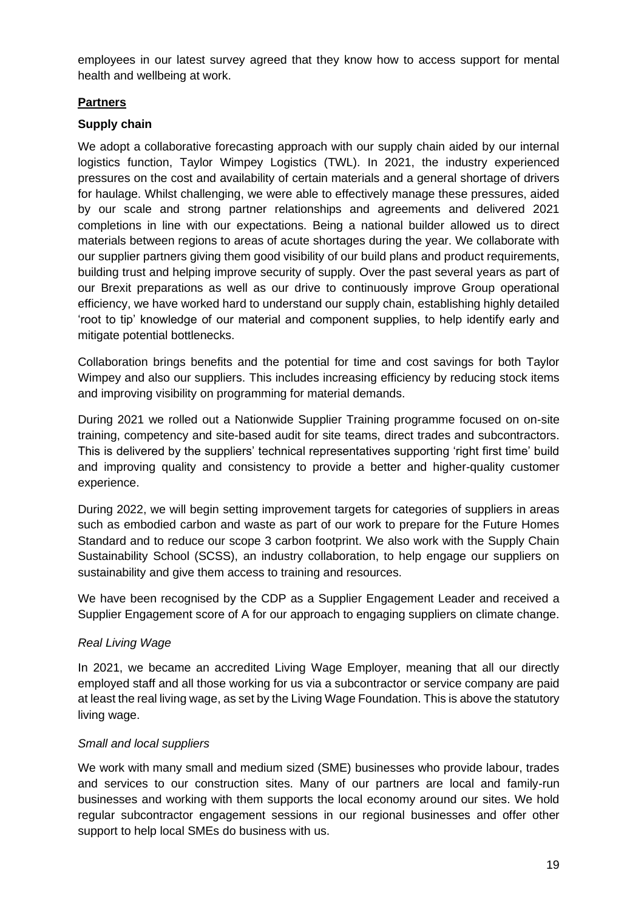employees in our latest survey agreed that they know how to access support for mental health and wellbeing at work.

## Partners

### Supply chain

We adopt a collaborative forecasting approach with our supply chain aided by our internal logistics function, Taylor Wimpey Logistics (TWL). In 2021, the industry experienced pressures on the cost and availability of certain materials and a general shortage of drivers for haulage. Whilst challenging, we were able to effectively manage these pressures, aided by our scale and strong partner relationships and agreements and delivered 2021 completions in line with our expectations. Being a national builder allowed us to direct materials between regions to areas of acute shortages during the year. We collaborate with our supplier partners giving them good visibility of our build plans and product requirements, building trust and helping improve security of supply. Over the past several years as part of our Brexit preparations as well as our drive to continuously improve Group operational efficiency, we have worked hard to understand our supply chain, establishing highly detailed 'root to tip' knowledge of our material and component supplies, to help identify early and mitigate potential bottlenecks.

Collaboration brings benefits and the potential for time and cost savings for both Taylor Wimpey and also our suppliers. This includes increasing efficiency by reducing stock items and improving visibility on programming for material demands.

During 2021 we rolled out a Nationwide Supplier Training programme focused on on-site training, competency and site-based audit for site teams, direct trades and subcontractors. This is delivered by the suppliers' technical representatives supporting 'right first time' build and improving quality and consistency to provide a better and higher-quality customer experience.

During 2022, we will begin setting improvement targets for categories of suppliers in areas such as embodied carbon and waste as part of our work to prepare for the Future Homes Standard and to reduce our scope 3 carbon footprint. We also work with the Supply Chain Sustainability School (SCSS), an industry collaboration, to help engage our suppliers on sustainability and give them access to training and resources.

We have been recognised by the CDP as a Supplier Engagement Leader and received a Supplier Engagement score of A for our approach to engaging suppliers on climate change.

*Real Living Wage*

In 2021, we became an accredited Living Wage Employer, meaning that all our directly employed staff and all those working for us via a subcontractor or service company are paid at least the real living wage, as set by the Living Wage Foundation. This is above the statutory living wage.

*Small and local suppliers*

We work with many small and medium sized (SME) businesses who provide labour, trades and services to our construction sites. Many of our partners are local and family-run businesses and working with them supports the local economy around our sites. We hold regular subcontractor engagement sessions in our regional businesses and offer other support to help local SMEs do business with us.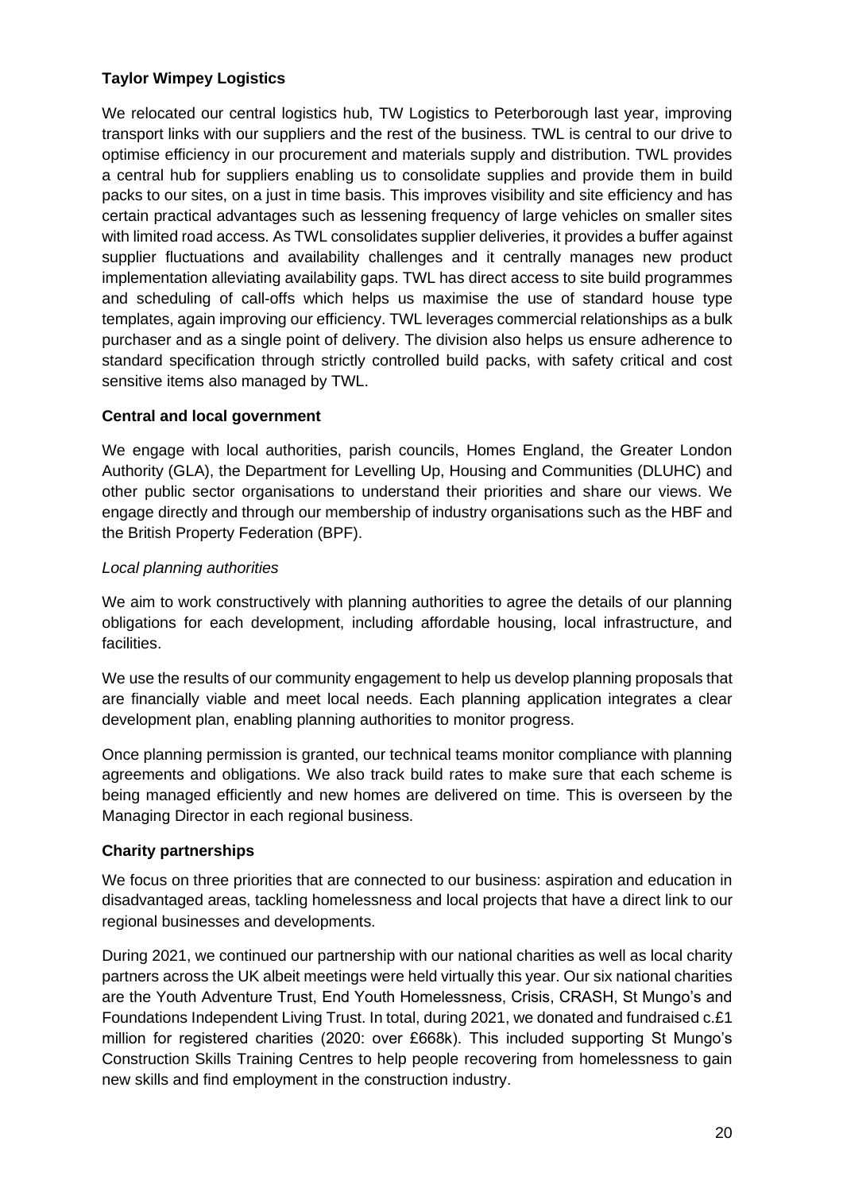**Taylor Wimpey Logistics**

We relocated our central logistics hub, TW Logistics to Peterborough last year, improving transport links with our suppliers and the rest of the business. TWL is central to our drive to optimise efficiency in our procurement and materials supply and distribution. TWL provides a central hub for suppliers enabling us to consolidate supplies and provide them in build packs to our sites, on a just in time basis. This improves visibility and site efficiency and has certain practical advantages such as lessening frequency of large vehicles on smaller sites with limited road access. As TWL consolidates supplier deliveries, it provides a buffer against supplier fluctuations and availability challenges and it centrally manages new product implementation alleviating availability gaps. TWL has direct access to site build programmes and scheduling of call-offs which helps us maximise the use of standard house type templates, again improving our efficiency. TWL leverages commercial relationships as a bulk purchaser and as a single point of delivery. The division also helps us ensure adherence to standard specification through strictly controlled build packs, with safety critical and cost sensitive items also managed by TWL.

**Central and local government**

We engage with local authorities, parish councils, Homes England, the Greater London Authority (GLA), the Department for Levelling Up, Housing and Communities (DLUHC) and other public sector organisations to understand their priorities and share our views. We engage directly and through our membership of industry organisations such as the HBF and the British Property Federation (BPF).

*Local planning authorities*

We aim to work constructively with planning authorities to agree the details of our planning obligations for each development, including affordable housing, local infrastructure, and facilities.

We use the results of our community engagement to help us develop planning proposals that are financially viable and meet local needs. Each planning application integrates a clear development plan, enabling planning authorities to monitor progress.

Once planning permission is granted, our technical teams monitor compliance with planning agreements and obligations. We also track build rates to make sure that each scheme is being managed efficiently and new homes are delivered on time. This is overseen by the Managing Director in each regional business.

**Charity partnerships**

We focus on three priorities that are connected to our business: aspiration and education in disadvantaged areas, tackling homelessness and local projects that have a direct link to our regional businesses and developments.

During 2021, we continued our partnership with our national charities as well as local charity partners across the UK albeit meetings were held virtually this year. Our six national charities are the Youth Adventure Trust, End Youth Homelessness, Crisis, CRASH, St Mungo's and Foundations Independent Living Trust. In total, during 2021, we donated and fundraised c.£1 million for registered charities (2020: over £668k). This included supporting St Mungo's Construction Skills Training Centres to help people recovering from homelessness to gain new skills and find employment in the construction industry.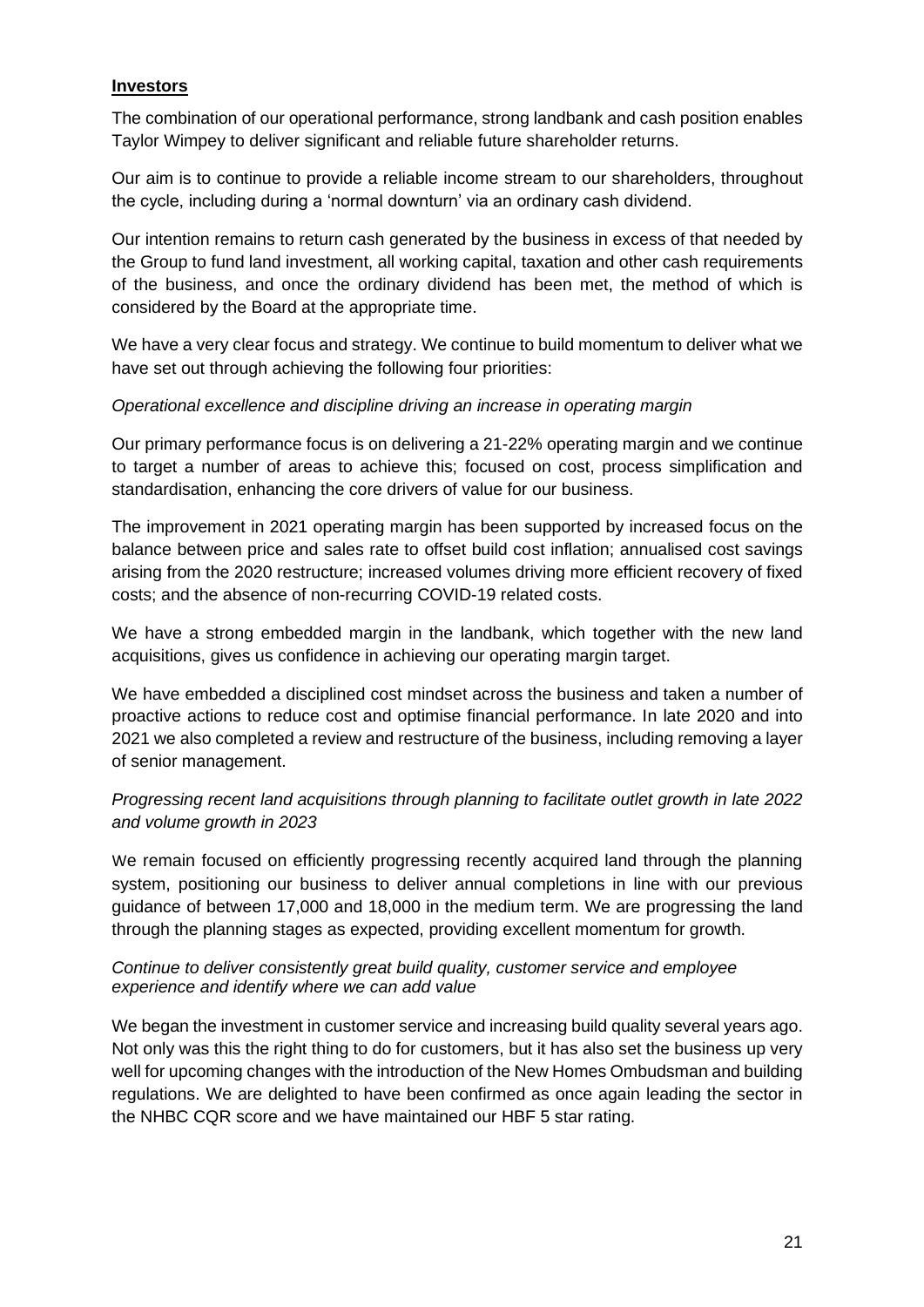## Investors

The combination of our operational performance, strong landbank and cash position enables Taylor Wimpey to deliver significant and reliable future shareholder returns.

Our aim is to continue to provide a reliable income stream to our shareholders, throughout the cycle, including during a 'normal downturn' via an ordinary cash dividend.

Our intention remains to return cash generated by the business in excess of that needed by the Group to fund land investment, all working capital, taxation and other cash requirements of the business, and once the ordinary dividend has been met, the method of which is considered by the Board at the appropriate time.

We have a very clear focus and strategy. We continue to build momentum to deliver what we have set out through achieving the following four priorities:

*Operational excellence and discipline driving an increase in operating margin*

Our primary performance focus is on delivering a 21-22% operating margin and we continue to target a number of areas to achieve this; focused on cost, process simplification and standardisation, enhancing the core drivers of value for our business.

The improvement in 2021 operating margin has been supported by increased focus on the balance between price and sales rate to offset build cost inflation; annualised cost savings arising from the 2020 restructure; increased volumes driving more efficient recovery of fixed costs; and the absence of non-recurring COVID-19 related costs.

We have a strong embedded margin in the landbank, which together with the new land acquisitions, gives us confidence in achieving our operating margin target.

We have embedded a disciplined cost mindset across the business and taken a number of proactive actions to reduce cost and optimise financial performance. In late 2020 and into 2021 we also completed a review and restructure of the business, including removing a layer of senior management.

*Progressing recent land acquisitions through planning to facilitate outlet growth in late 2022 and volume growth in 2023*

We remain focused on efficiently progressing recently acquired land through the planning system, positioning our business to deliver annual completions in line with our previous guidance of between 17,000 and 18,000 in the medium term. We are progressing the land through the planning stages as expected, providing excellent momentum for growth.

*Continue to deliver consistently great build quality, customer service and employee experience and identify where we can add value*

We began the investment in customer service and increasing build quality several years ago. Not only was this the right thing to do for customers, but it has also set the business up very well for upcoming changes with the introduction of the New Homes Ombudsman and building regulations. We are delighted to have been confirmed as once again leading the sector in the NHBC CQR score and we have maintained our HBF 5 star rating.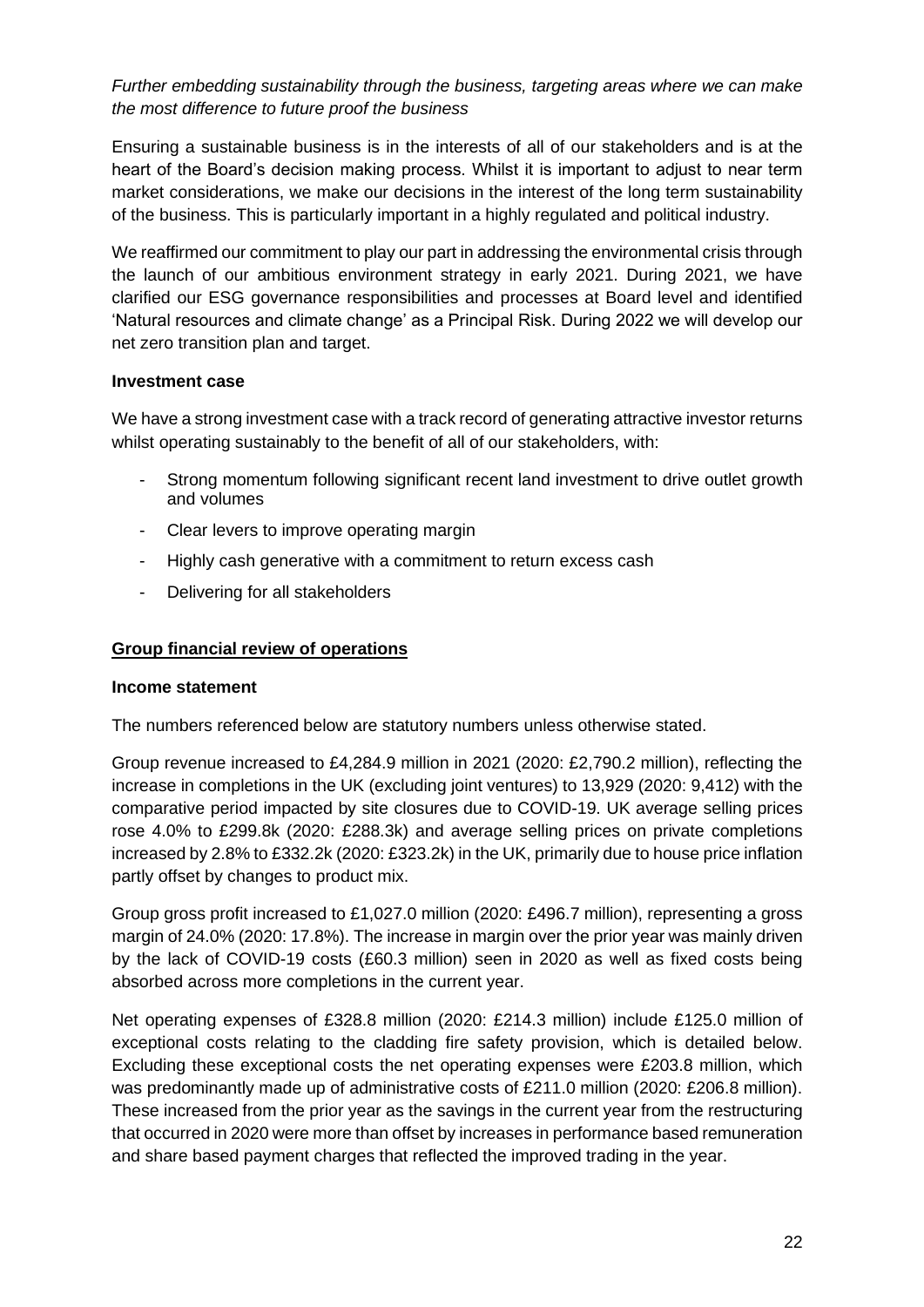*Further embedding sustainability through the business, targeting areas where we can make the most difference to future proof the business*

Ensuring a sustainable business is in the interests of all of our stakeholders and is at the heart of the Board's decision making process. Whilst it is important to adjust to near term market considerations, we make our decisions in the interest of the long term sustainability of the business. This is particularly important in a highly regulated and political industry.

We reaffirmed our commitment to play our part in addressing the environmental crisis through the launch of our ambitious environment strategy in early 2021. During 2021, we have clarified our ESG governance responsibilities and processes at Board level and identified 'Natural resources and climate change' as a Principal Risk. During 2022 we will develop our net zero transition plan and target.

**Investment case**

We have a strong investment case with a track record of generating attractive investor returns whilst operating sustainably to the benefit of all of our stakeholders, with:

- Strong momentum following significant recent land investment to drive outlet growth and volumes
- Clear levers to improve operating margin
- Highly cash generative with a commitment to return excess cash
- Delivering for all stakeholders

**Group financial review of operations**

**Income statement**

The numbers referenced below are statutory numbers unless otherwise stated.

Group revenue increased to £4,284.9 million in 2021 (2020: £2,790.2 million), reflecting the increase in completions in the UK (excluding joint ventures) to 13,929 (2020: 9,412) with the comparative period impacted by site closures due to COVID-19. UK average selling prices rose 4.0% to £299.8k (2020: £288.3k) and average selling prices on private completions increased by 2.8% to £332.2k (2020: £323.2k) in the UK, primarily due to house price inflation partly offset by changes to product mix.

Group gross profit increased to £1,027.0 million (2020: £496.7 million), representing a gross margin of 24.0% (2020: 17.8%). The increase in margin over the prior year was mainly driven by the lack of COVID-19 costs (£60.3 million) seen in 2020 as well as fixed costs being absorbed across more completions in the current year.

Net operating expenses of £328.8 million (2020: £214.3 million) include £125.0 million of exceptional costs relating to the cladding fire safety provision, which is detailed below. Excluding these exceptional costs the net operating expenses were £203.8 million, which was predominantly made up of administrative costs of £211.0 million (2020: £206.8 million). These increased from the prior year as the savings in the current year from the restructuring that occurred in 2020 were more than offset by increases in performance based remuneration and share based payment charges that reflected the improved trading in the year.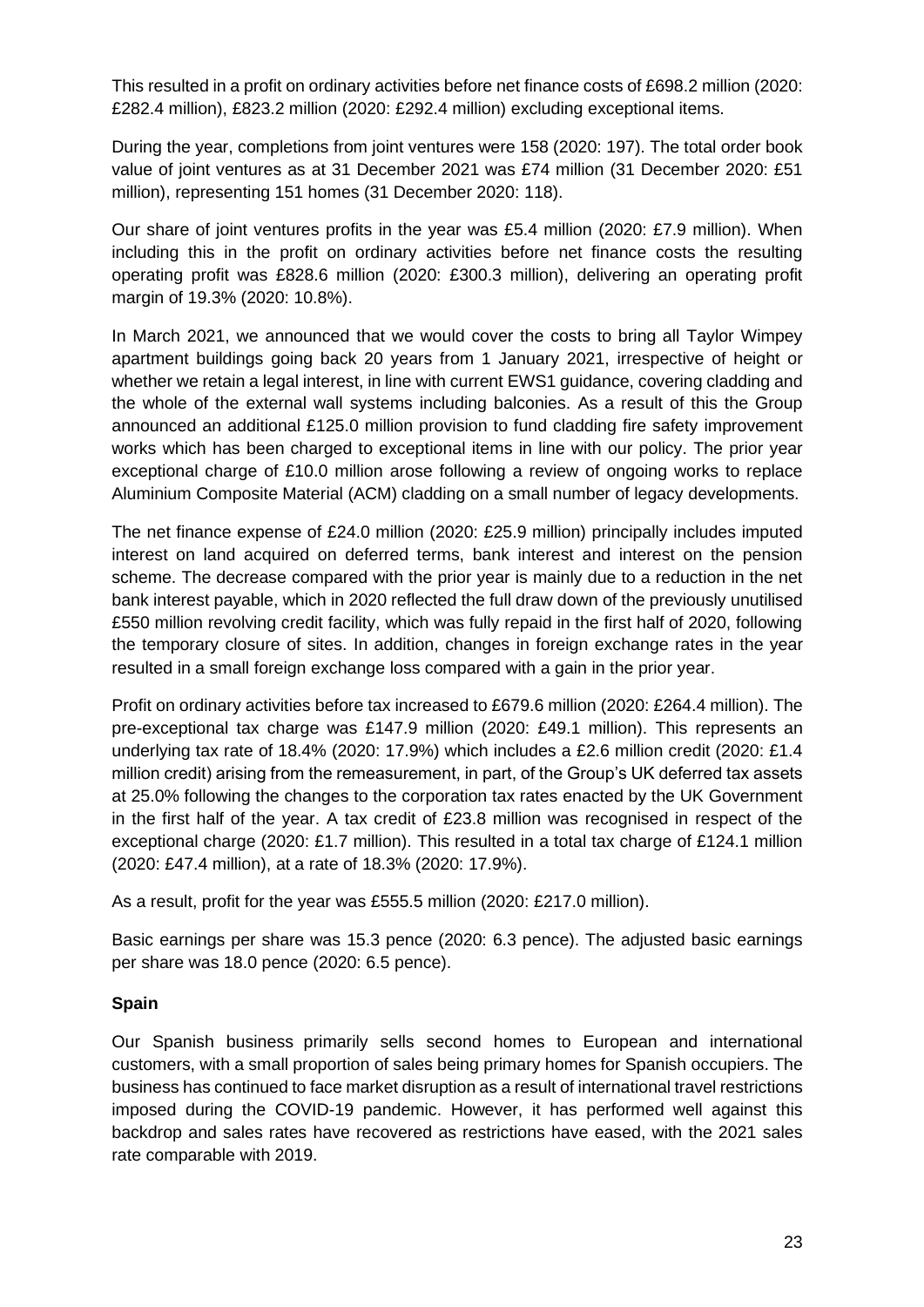This resulted in a profit on ordinary activities before net finance costs of £698.2 million (2020: £282.4 million), £823.2 million (2020: £292.4 million) excluding exceptional items.

During the year, completions from joint ventures were 158 (2020: 197). The total order book value of joint ventures as at 31 December 2021 was £74 million (31 December 2020: £51 million), representing 151 homes (31 December 2020: 118).

Our share of joint ventures profits in the year was £5.4 million (2020: £7.9 million). When including this in the profit on ordinary activities before net finance costs the resulting operating profit was £828.6 million (2020: £300.3 million), delivering an operating profit margin of 19.3% (2020: 10.8%).

In March 2021, we announced that we would cover the costs to bring all Taylor Wimpey apartment buildings going back 20 years from 1 January 2021, irrespective of height or whether we retain a legal interest, in line with current EWS1 guidance, covering cladding and the whole of the external wall systems including balconies. As a result of this the Group announced an additional £125.0 million provision to fund cladding fire safety improvement works which has been charged to exceptional items in line with our policy. The prior year exceptional charge of £10.0 million arose following a review of ongoing works to replace Aluminium Composite Material (ACM) cladding on a small number of legacy developments.

The net finance expense of £24.0 million (2020: £25.9 million) principally includes imputed interest on land acquired on deferred terms, bank interest and interest on the pension scheme. The decrease compared with the prior year is mainly due to a reduction in the net bank interest payable, which in 2020 reflected the full draw down of the previously unutilised £550 million revolving credit facility, which was fully repaid in the first half of 2020, following the temporary closure of sites. In addition, changes in foreign exchange rates in the year resulted in a small foreign exchange loss compared with a gain in the prior year.

Profit on ordinary activities before tax increased to £679.6 million (2020: £264.4 million). The pre-exceptional tax charge was £147.9 million (2020: £49.1 million). This represents an underlying tax rate of 18.4% (2020: 17.9%) which includes a £2.6 million credit (2020: £1.4 million credit) arising from the remeasurement, in part, of the Group's UK deferred tax assets at 25.0% following the changes to the corporation tax rates enacted by the UK Government in the first half of the year. A tax credit of £23.8 million was recognised in respect of the exceptional charge (2020: £1.7 million). This resulted in a total tax charge of £124.1 million (2020: £47.4 million), at a rate of 18.3% (2020: 17.9%).

As a result, profit for the year was £555.5 million (2020: £217.0 million).

Basic earnings per share was 15.3 pence (2020: 6.3 pence). The adjusted basic earnings per share was 18.0 pence (2020: 6.5 pence).

**Spain**

Our Spanish business primarily sells second homes to European and international customers, with a small proportion of sales being primary homes for Spanish occupiers. The business has continued to face market disruption as a result of international travel restrictions imposed during the COVID-19 pandemic. However, it has performed well against this backdrop and sales rates have recovered as restrictions have eased, with the 2021 sales rate comparable with 2019.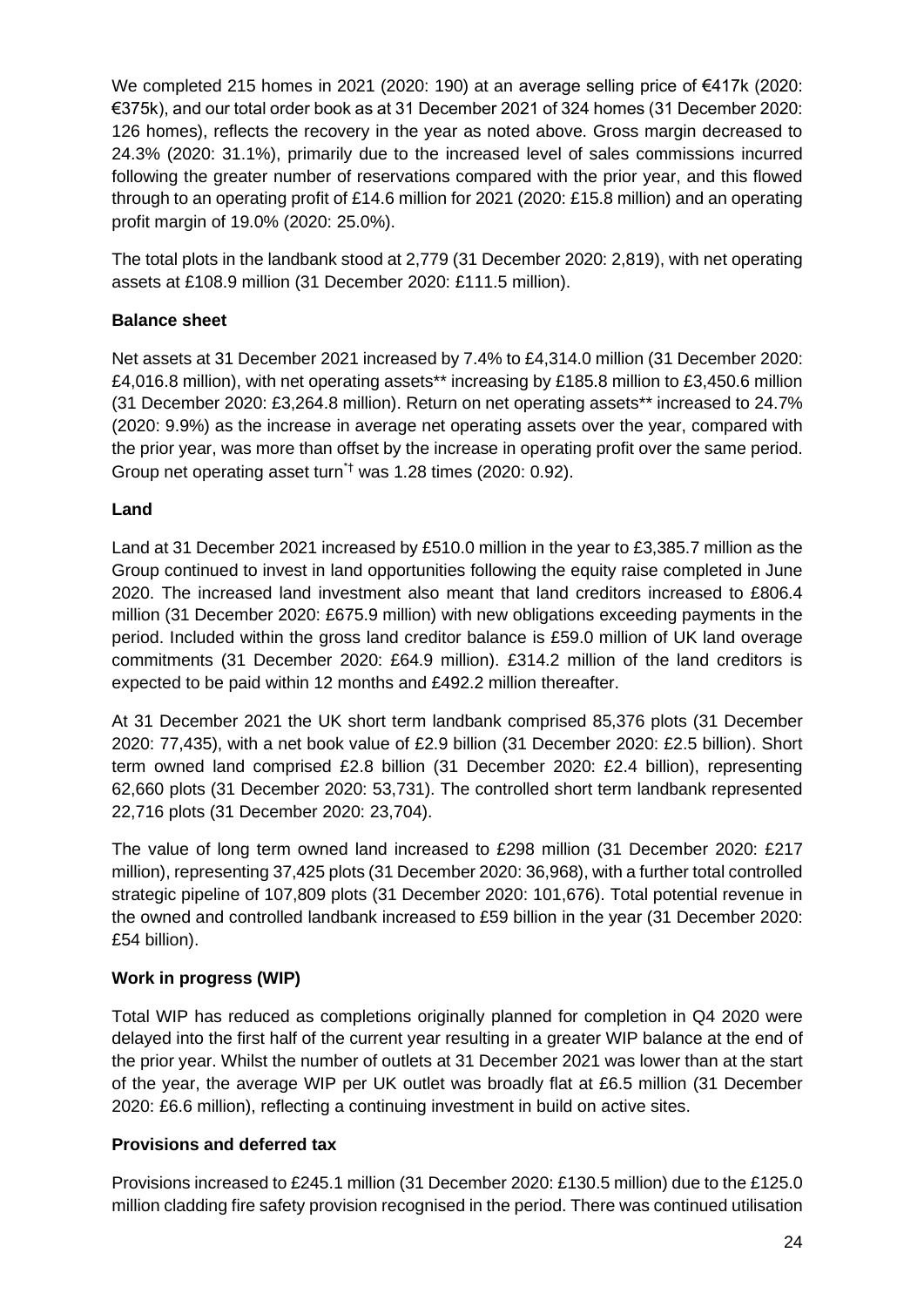We completed 215 homes in 2021 (2020: 190) at an average selling price of €417k (2020: €375k), and our total order book as at 31 December 2021 of 324 homes (31 December 2020: 126 homes), reflects the recovery in the year as noted above. Gross margin decreased to 24.3% (2020: 31.1%), primarily due to the increased level of sales commissions incurred following the greater number of reservations compared with the prior year, and this flowed through to an operating profit of £14.6 million for 2021 (2020: £15.8 million) and an operating profit margin of 19.0% (2020: 25.0%).

The total plots in the landbank stood at 2,779 (31 December 2020: 2,819), with net operating assets at £108.9 million (31 December 2020: £111.5 million).

**Balance sheet**

Net assets at 31 December 2021 increased by 7.4% to £4,314.0 million (31 December 2020: £4,016.8 million), with net operating assets** increasing by £185.8 million to £3,450.6 million (31 December 2020: £3,264.8 million). Return on net operating assets** increased to 24.7% (2020: 9.9%) as the increase in average net operating assets over the year, compared with the prior year, was more than offset by the increase in operating profit over the same period. Group net operating asset turn*† was 1.28 times (2020: 0.92).

**Land**

Land at 31 December 2021 increased by £510.0 million in the year to £3,385.7 million as the Group continued to invest in land opportunities following the equity raise completed in June 2020. The increased land investment also meant that land creditors increased to £806.4 million (31 December 2020: £675.9 million) with new obligations exceeding payments in the period. Included within the gross land creditor balance is £59.0 million of UK land overage commitments (31 December 2020: £64.9 million). £314.2 million of the land creditors is expected to be paid within 12 months and £492.2 million thereafter.

At 31 December 2021 the UK short term landbank comprised 85,376 plots (31 December 2020: 77,435), with a net book value of £2.9 billion (31 December 2020: £2.5 billion). Short term owned land comprised £2.8 billion (31 December 2020: £2.4 billion), representing 62,660 plots (31 December 2020: 53,731). The controlled short term landbank represented 22,716 plots (31 December 2020: 23,704).

The value of long term owned land increased to £298 million (31 December 2020: £217 million), representing 37,425 plots (31 December 2020: 36,968), with a further total controlled strategic pipeline of 107,809 plots (31 December 2020: 101,676). Total potential revenue in the owned and controlled landbank increased to £59 billion in the year (31 December 2020: £54 billion).

**Work in progress (WIP)**

Total WIP has reduced as completions originally planned for completion in Q4 2020 were delayed into the first half of the current year resulting in a greater WIP balance at the end of the prior year. Whilst the number of outlets at 31 December 2021 was lower than at the start of the year, the average WIP per UK outlet was broadly flat at £6.5 million (31 December 2020: £6.6 million), reflecting a continuing investment in build on active sites.

**Provisions and deferred tax**

Provisions increased to £245.1 million (31 December 2020: £130.5 million) due to the £125.0 million cladding fire safety provision recognised in the period. There was continued utilisation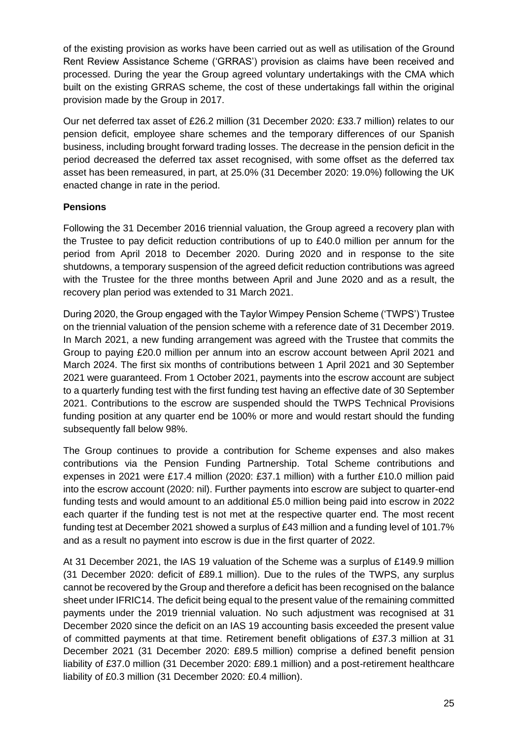of the existing provision as works have been carried out as well as utilisation of the Ground Rent Review Assistance Scheme ('GRRAS') provision as claims have been received and processed. During the year the Group agreed voluntary undertakings with the CMA which built on the existing GRRAS scheme, the cost of these undertakings fall within the original provision made by the Group in 2017.

Our net deferred tax asset of £26.2 million (31 December 2020: £33.7 million) relates to our pension deficit, employee share schemes and the temporary differences of our Spanish business, including brought forward trading losses. The decrease in the pension deficit in the period decreased the deferred tax asset recognised, with some offset as the deferred tax asset has been remeasured, in part, at 25.0% (31 December 2020: 19.0%) following the UK enacted change in rate in the period.

**Pensions**

Following the 31 December 2016 triennial valuation, the Group agreed a recovery plan with the Trustee to pay deficit reduction contributions of up to £40.0 million per annum for the period from April 2018 to December 2020. During 2020 and in response to the site shutdowns, a temporary suspension of the agreed deficit reduction contributions was agreed with the Trustee for the three months between April and June 2020 and as a result, the recovery plan period was extended to 31 March 2021.

During 2020, the Group engaged with the Taylor Wimpey Pension Scheme ('TWPS') Trustee on the triennial valuation of the pension scheme with a reference date of 31 December 2019. In March 2021, a new funding arrangement was agreed with the Trustee that commits the Group to paying £20.0 million per annum into an escrow account between April 2021 and March 2024. The first six months of contributions between 1 April 2021 and 30 September 2021 were guaranteed. From 1 October 2021, payments into the escrow account are subject to a quarterly funding test with the first funding test having an effective date of 30 September 2021. Contributions to the escrow are suspended should the TWPS Technical Provisions funding position at any quarter end be 100% or more and would restart should the funding subsequently fall below 98%.

The Group continues to provide a contribution for Scheme expenses and also makes contributions via the Pension Funding Partnership. Total Scheme contributions and expenses in 2021 were £17.4 million (2020: £37.1 million) with a further £10.0 million paid into the escrow account (2020: nil). Further payments into escrow are subject to quarter-end funding tests and would amount to an additional £5.0 million being paid into escrow in 2022 each quarter if the funding test is not met at the respective quarter end. The most recent funding test at December 2021 showed a surplus of £43 million and a funding level of 101.7% and as a result no payment into escrow is due in the first quarter of 2022.

At 31 December 2021, the IAS 19 valuation of the Scheme was a surplus of £149.9 million (31 December 2020: deficit of £89.1 million). Due to the rules of the TWPS, any surplus cannot be recovered by the Group and therefore a deficit has been recognised on the balance sheet under IFRIC14. The deficit being equal to the present value of the remaining committed payments under the 2019 triennial valuation. No such adjustment was recognised at 31 December 2020 since the deficit on an IAS 19 accounting basis exceeded the present value of committed payments at that time. Retirement benefit obligations of £37.3 million at 31 December 2021 (31 December 2020: £89.5 million) comprise a defined benefit pension liability of £37.0 million (31 December 2020: £89.1 million) and a post-retirement healthcare liability of £0.3 million (31 December 2020: £0.4 million).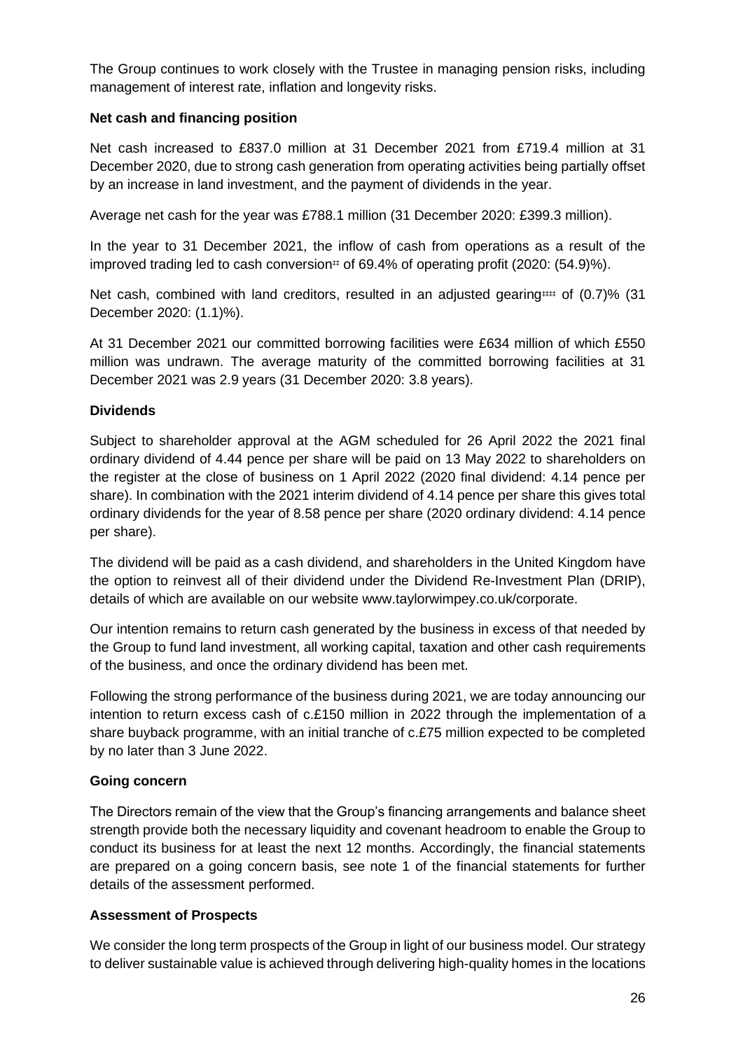The Group continues to work closely with the Trustee in managing pension risks, including management of interest rate, inflation and longevity risks.

**Net cash and financing position**

Net cash increased to £837.0 million at 31 December 2021 from £719.4 million at 31 December 2020, due to strong cash generation from operating activities being partially offset by an increase in land investment, and the payment of dividends in the year.

Average net cash for the year was £788.1 million (31 December 2020: £399.3 million).

In the year to 31 December 2021, the inflow of cash from operations as a result of the improved trading led to cash conversion‡‡ of 69.4% of operating profit (2020: (54.9)%).

Net cash, combined with land creditors, resulted in an adjusted gearing‡‡‡ of (0.7)% (31 December 2020: (1.1)%).

At 31 December 2021 our committed borrowing facilities were £634 million of which £550 million was undrawn. The average maturity of the committed borrowing facilities at 31 December 2021 was 2.9 years (31 December 2020: 3.8 years).

**Dividends**

Subject to shareholder approval at the AGM scheduled for 26 April 2022 the 2021 final ordinary dividend of 4.44 pence per share will be paid on 13 May 2022 to shareholders on the register at the close of business on 1 April 2022 (2020 final dividend: 4.14 pence per share). In combination with the 2021 interim dividend of 4.14 pence per share this gives total ordinary dividends for the year of 8.58 pence per share (2020 ordinary dividend: 4.14 pence per share).

The dividend will be paid as a cash dividend, and shareholders in the United Kingdom have the option to reinvest all of their dividend under the Dividend Re-Investment Plan (DRIP), details of which are available on our website www.taylorwimpey.co.uk/corporate.

Our intention remains to return cash generated by the business in excess of that needed by the Group to fund land investment, all working capital, taxation and other cash requirements of the business, and once the ordinary dividend has been met.

Following the strong performance of the business during 2021, we are today announcing our intention to return excess cash of c.£150 million in 2022 through the implementation of a share buyback programme, with an initial tranche of c.£75 million expected to be completed by no later than 3 June 2022.

**Going concern**

The Directors remain of the view that the Group's financing arrangements and balance sheet strength provide both the necessary liquidity and covenant headroom to enable the Group to conduct its business for at least the next 12 months. Accordingly, the financial statements are prepared on a going concern basis, see note 1 of the financial statements for further details of the assessment performed.

**Assessment of Prospects**

We consider the long term prospects of the Group in light of our business model. Our strategy to deliver sustainable value is achieved through delivering high-quality homes in the locations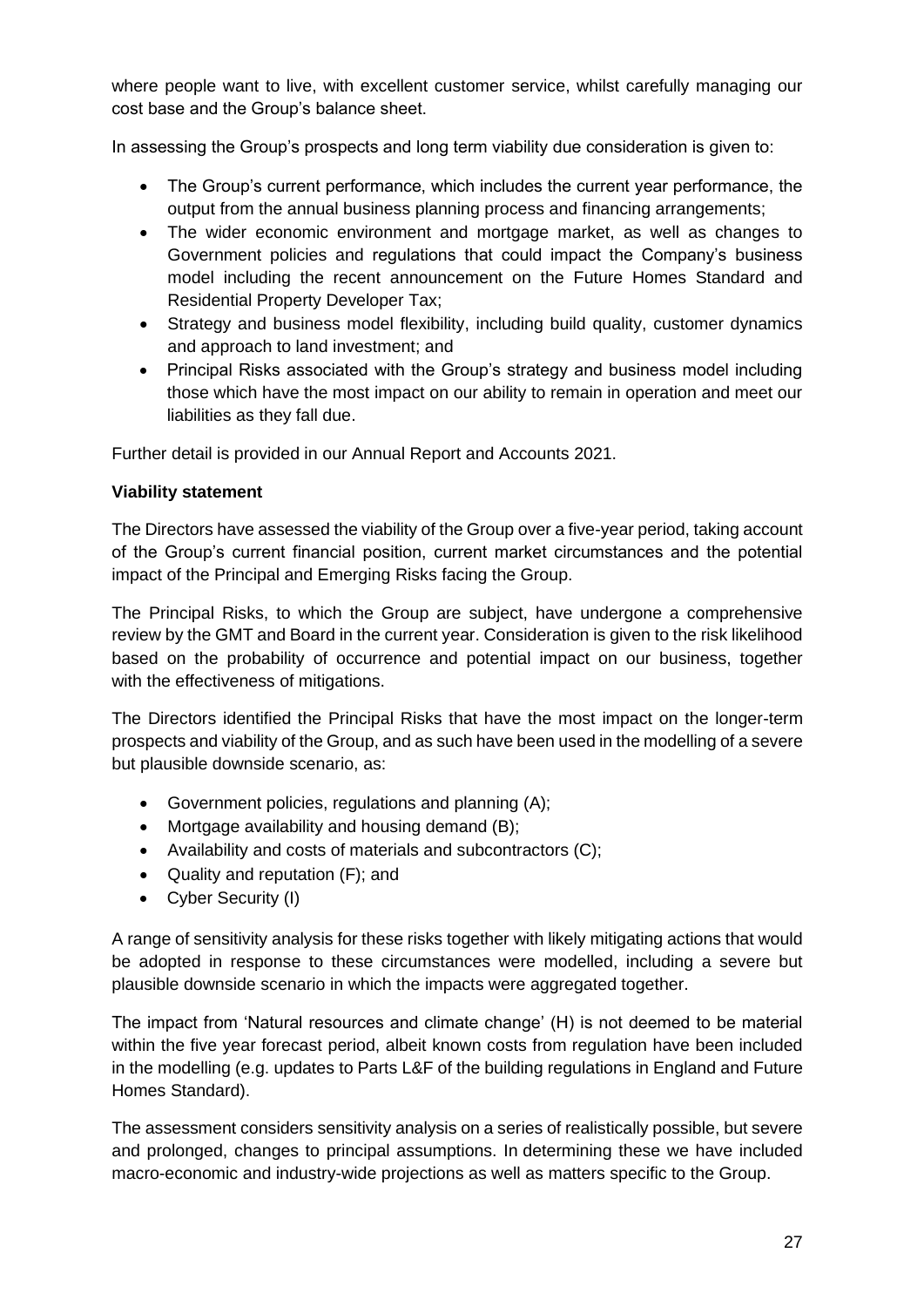where people want to live, with excellent customer service, whilst carefully managing our cost base and the Group's balance sheet.

In assessing the Group's prospects and long term viability due consideration is given to:

- The Group's current performance, which includes the current year performance, the output from the annual business planning process and financing arrangements;
- The wider economic environment and mortgage market, as well as changes to Government policies and regulations that could impact the Company's business model including the recent announcement on the Future Homes Standard and Residential Property Developer Tax;
- Strategy and business model flexibility, including build quality, customer dynamics and approach to land investment; and
- Principal Risks associated with the Group's strategy and business model including those which have the most impact on our ability to remain in operation and meet our liabilities as they fall due.

Further detail is provided in our Annual Report and Accounts 2021.

**Viability statement**

The Directors have assessed the viability of the Group over a five-year period, taking account of the Group's current financial position, current market circumstances and the potential impact of the Principal and Emerging Risks facing the Group.

The Principal Risks, to which the Group are subject, have undergone a comprehensive review by the GMT and Board in the current year. Consideration is given to the risk likelihood based on the probability of occurrence and potential impact on our business, together with the effectiveness of mitigations.

The Directors identified the Principal Risks that have the most impact on the longer-term prospects and viability of the Group, and as such have been used in the modelling of a severe but plausible downside scenario, as:

- Government policies, regulations and planning (A);
- Mortgage availability and housing demand (B);
- Availability and costs of materials and subcontractors (C);
- Quality and reputation (F); and
- Cyber Security (I)

A range of sensitivity analysis for these risks together with likely mitigating actions that would be adopted in response to these circumstances were modelled, including a severe but plausible downside scenario in which the impacts were aggregated together.

The impact from 'Natural resources and climate change' (H) is not deemed to be material within the five year forecast period, albeit known costs from regulation have been included in the modelling (e.g. updates to Parts L&F of the building regulations in England and Future Homes Standard).

The assessment considers sensitivity analysis on a series of realistically possible, but severe and prolonged, changes to principal assumptions. In determining these we have included macro-economic and industry-wide projections as well as matters specific to the Group.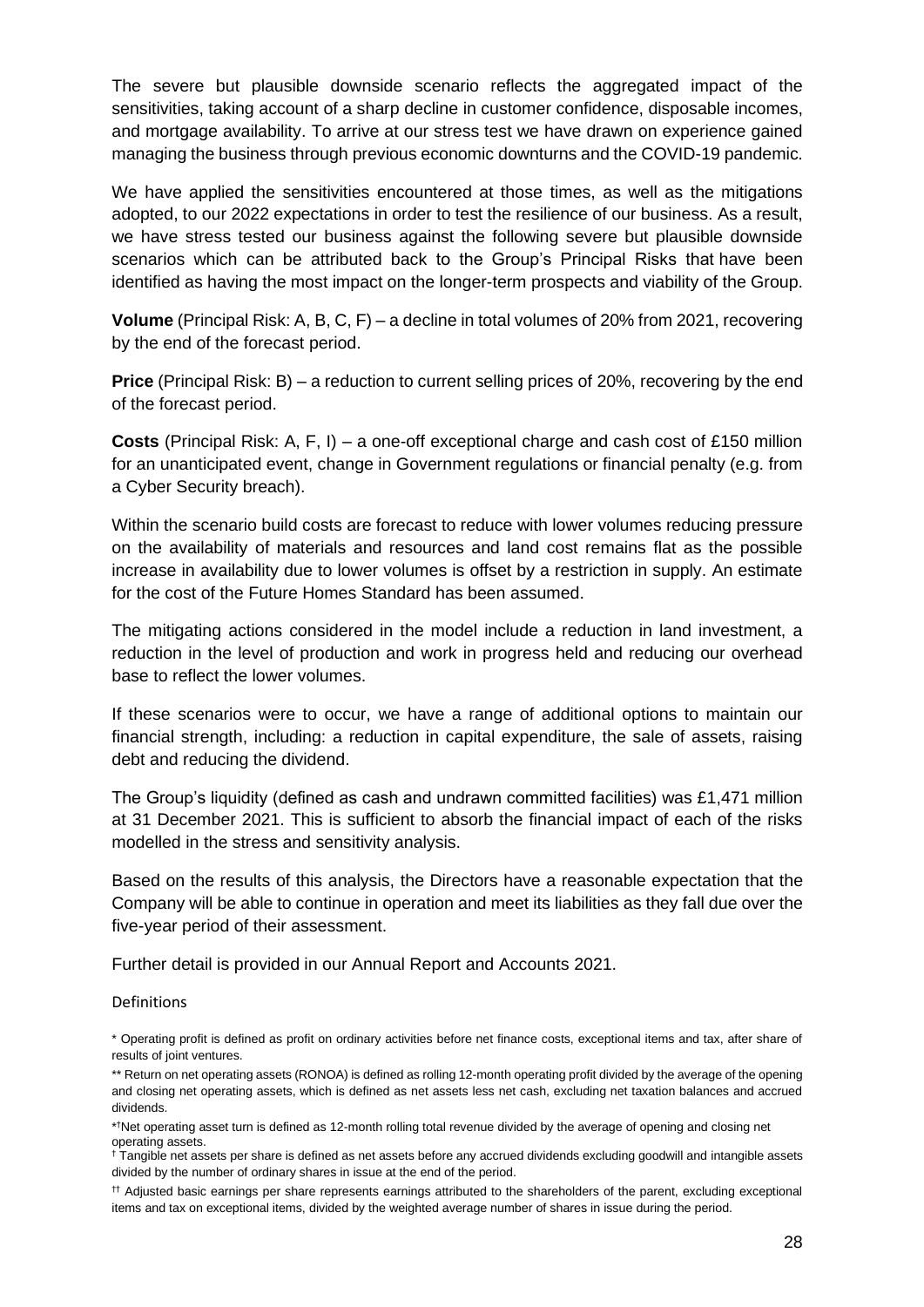The severe but plausible downside scenario reflects the aggregated impact of the sensitivities, taking account of a sharp decline in customer confidence, disposable incomes, and mortgage availability. To arrive at our stress test we have drawn on experience gained managing the business through previous economic downturns and the COVID-19 pandemic.

We have applied the sensitivities encountered at those times, as well as the mitigations adopted, to our 2022 expectations in order to test the resilience of our business. As a result, we have stress tested our business against the following severe but plausible downside scenarios which can be attributed back to the Group's Principal Risks that have been identified as having the most impact on the longer-term prospects and viability of the Group.

**Volume** (Principal Risk: A, B, C, F) – a decline in total volumes of 20% from 2021, recovering by the end of the forecast period.

**Price** (Principal Risk: B) – a reduction to current selling prices of 20%, recovering by the end of the forecast period.

**Costs** (Principal Risk: A, F, I) – a one-off exceptional charge and cash cost of £150 million for an unanticipated event, change in Government regulations or financial penalty (e.g. from a Cyber Security breach).

Within the scenario build costs are forecast to reduce with lower volumes reducing pressure on the availability of materials and resources and land cost remains flat as the possible increase in availability due to lower volumes is offset by a restriction in supply. An estimate for the cost of the Future Homes Standard has been assumed.

The mitigating actions considered in the model include a reduction in land investment, a reduction in the level of production and work in progress held and reducing our overhead base to reflect the lower volumes.

If these scenarios were to occur, we have a range of additional options to maintain our financial strength, including: a reduction in capital expenditure, the sale of assets, raising debt and reducing the dividend.

The Group's liquidity (defined as cash and undrawn committed facilities) was £1,471 million at 31 December 2021. This is sufficient to absorb the financial impact of each of the risks modelled in the stress and sensitivity analysis.

Based on the results of this analysis, the Directors have a reasonable expectation that the Company will be able to continue in operation and meet its liabilities as they fall due over the five-year period of their assessment.

Further detail is provided in our Annual Report and Accounts 2021.

Definitions

* Operating profit is defined as profit on ordinary activities before net finance costs, exceptional items and tax, after share of results of joint ventures.

** Return on net operating assets (RONOA) is defined as rolling 12-month operating profit divided by the average of the opening and closing net operating assets, which is defined as net assets less net cash, excluding net taxation balances and accrued dividends.

*† Net operating asset turn is defined as 12-month rolling total revenue divided by the average of opening and closing net operating assets.

† Tangible net assets per share is defined as net assets before any accrued dividends excluding goodwill and intangible assets divided by the number of ordinary shares in issue at the end of the period.

†† Adjusted basic earnings per share represents earnings attributed to the shareholders of the parent, excluding exceptional items and tax on exceptional items, divided by the weighted average number of shares in issue during the period.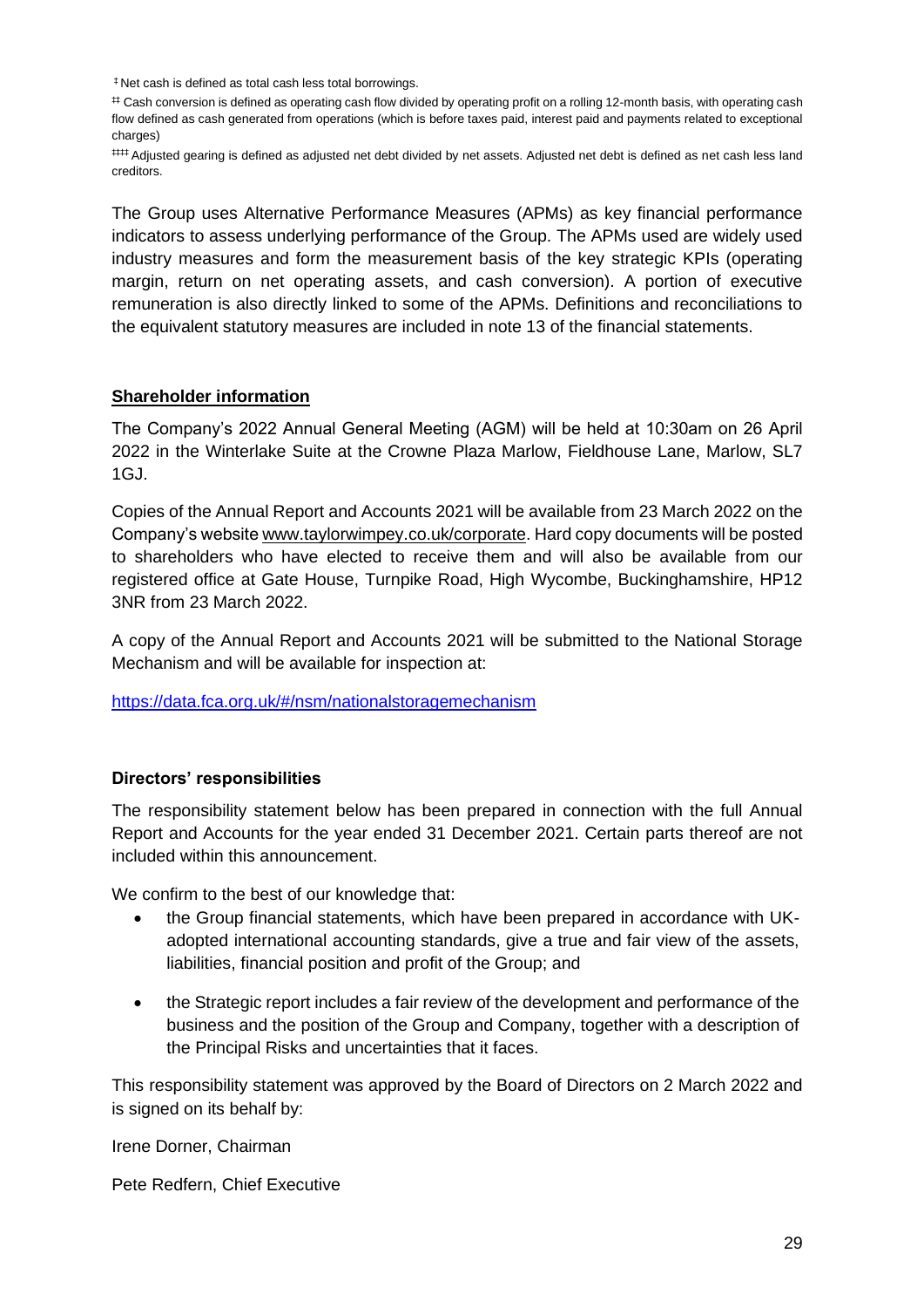‡ Net cash is defined as total cash less total borrowings.

‡‡ Cash conversion is defined as operating cash flow divided by operating profit on a rolling 12-month basis, with operating cash flow defined as cash generated from operations (which is before taxes paid, interest paid and payments related to exceptional charges)

‡‡‡ Adjusted gearing is defined as adjusted net debt divided by net assets. Adjusted net debt is defined as net cash less land creditors.

The Group uses Alternative Performance Measures (APMs) as key financial performance indicators to assess underlying performance of the Group. The APMs used are widely used industry measures and form the measurement basis of the key strategic KPIs (operating margin, return on net operating assets, and cash conversion). A portion of executive remuneration is also directly linked to some of the APMs. Definitions and reconciliations to the equivalent statutory measures are included in note 13 of the financial statements.

## Shareholder information

The Company's 2022 Annual General Meeting (AGM) will be held at 10:30am on 26 April 2022 in the Winterlake Suite at the Crowne Plaza Marlow, Fieldhouse Lane, Marlow, SL7 1GJ.

Copies of the Annual Report and Accounts 2021 will be available from 23 March 2022 on the Company's website www.taylorwimpey.co.uk/corporate. Hard copy documents will be posted to shareholders who have elected to receive them and will also be available from our registered office at Gate House, Turnpike Road, High Wycombe, Buckinghamshire, HP12 3NR from 23 March 2022.

A copy of the Annual Report and Accounts 2021 will be submitted to the National Storage Mechanism and will be available for inspection at:

https://data.fca.org.uk/#/nsm/nationalstoragemechanism

### Directors' responsibilities

The responsibility statement below has been prepared in connection with the full Annual Report and Accounts for the year ended 31 December 2021. Certain parts thereof are not included within this announcement.

We confirm to the best of our knowledge that:

- the Group financial statements, which have been prepared in accordance with UK-adopted international accounting standards, give a true and fair view of the assets, liabilities, financial position and profit of the Group; and
- the Strategic report includes a fair review of the development and performance of the business and the position of the Group and Company, together with a description of the Principal Risks and uncertainties that it faces.

This responsibility statement was approved by the Board of Directors on 2 March 2022 and is signed on its behalf by:

Irene Dorner, Chairman

Pete Redfern, Chief Executive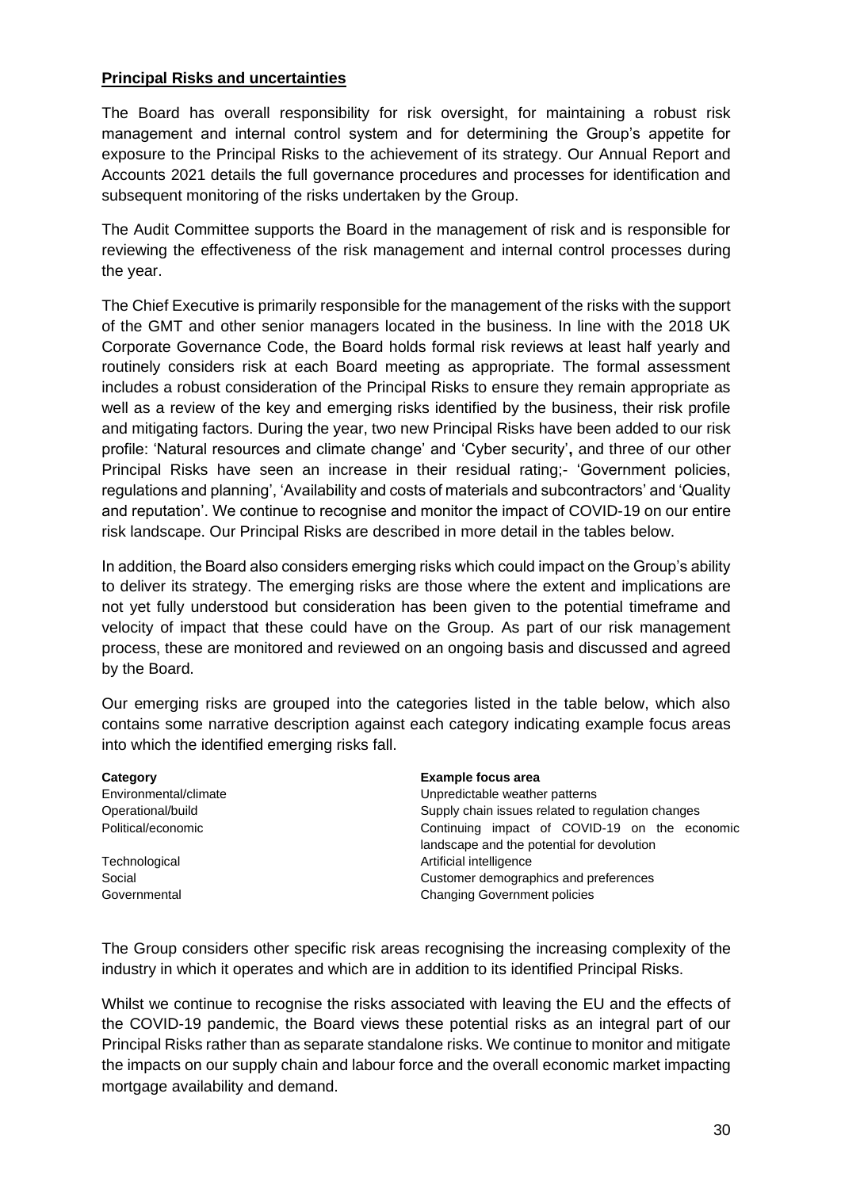**Principal Risks and uncertainties**

The Board has overall responsibility for risk oversight, for maintaining a robust risk management and internal control system and for determining the Group's appetite for exposure to the Principal Risks to the achievement of its strategy. Our Annual Report and Accounts 2021 details the full governance procedures and processes for identification and subsequent monitoring of the risks undertaken by the Group.

The Audit Committee supports the Board in the management of risk and is responsible for reviewing the effectiveness of the risk management and internal control processes during the year.

The Chief Executive is primarily responsible for the management of the risks with the support of the GMT and other senior managers located in the business. In line with the 2018 UK Corporate Governance Code, the Board holds formal risk reviews at least half yearly and routinely considers risk at each Board meeting as appropriate. The formal assessment includes a robust consideration of the Principal Risks to ensure they remain appropriate as well as a review of the key and emerging risks identified by the business, their risk profile and mitigating factors. During the year, two new Principal Risks have been added to our risk profile: 'Natural resources and climate change' and 'Cyber security'**,** and three of our other Principal Risks have seen an increase in their residual rating;- 'Government policies, regulations and planning', 'Availability and costs of materials and subcontractors' and 'Quality and reputation'. We continue to recognise and monitor the impact of COVID-19 on our entire risk landscape. Our Principal Risks are described in more detail in the tables below.

In addition, the Board also considers emerging risks which could impact on the Group's ability to deliver its strategy. The emerging risks are those where the extent and implications are not yet fully understood but consideration has been given to the potential timeframe and velocity of impact that these could have on the Group. As part of our risk management process, these are monitored and reviewed on an ongoing basis and discussed and agreed by the Board.

Our emerging risks are grouped into the categories listed in the table below, which also contains some narrative description against each category indicating example focus areas into which the identified emerging risks fall.

| Category | Example focus area |
|---|---|
| Environmental/climate | Unpredictable weather patterns |
| Operational/build | Supply chain issues related to regulation changes |
| Political/economic | Continuing impact of COVID-19 on the economic landscape and the potential for devolution |
| Technological | Artificial intelligence |
| Social | Customer demographics and preferences |
| Governmental | Changing Government policies |

The Group considers other specific risk areas recognising the increasing complexity of the industry in which it operates and which are in addition to its identified Principal Risks.

Whilst we continue to recognise the risks associated with leaving the EU and the effects of the COVID-19 pandemic, the Board views these potential risks as an integral part of our Principal Risks rather than as separate standalone risks. We continue to monitor and mitigate the impacts on our supply chain and labour force and the overall economic market impacting mortgage availability and demand.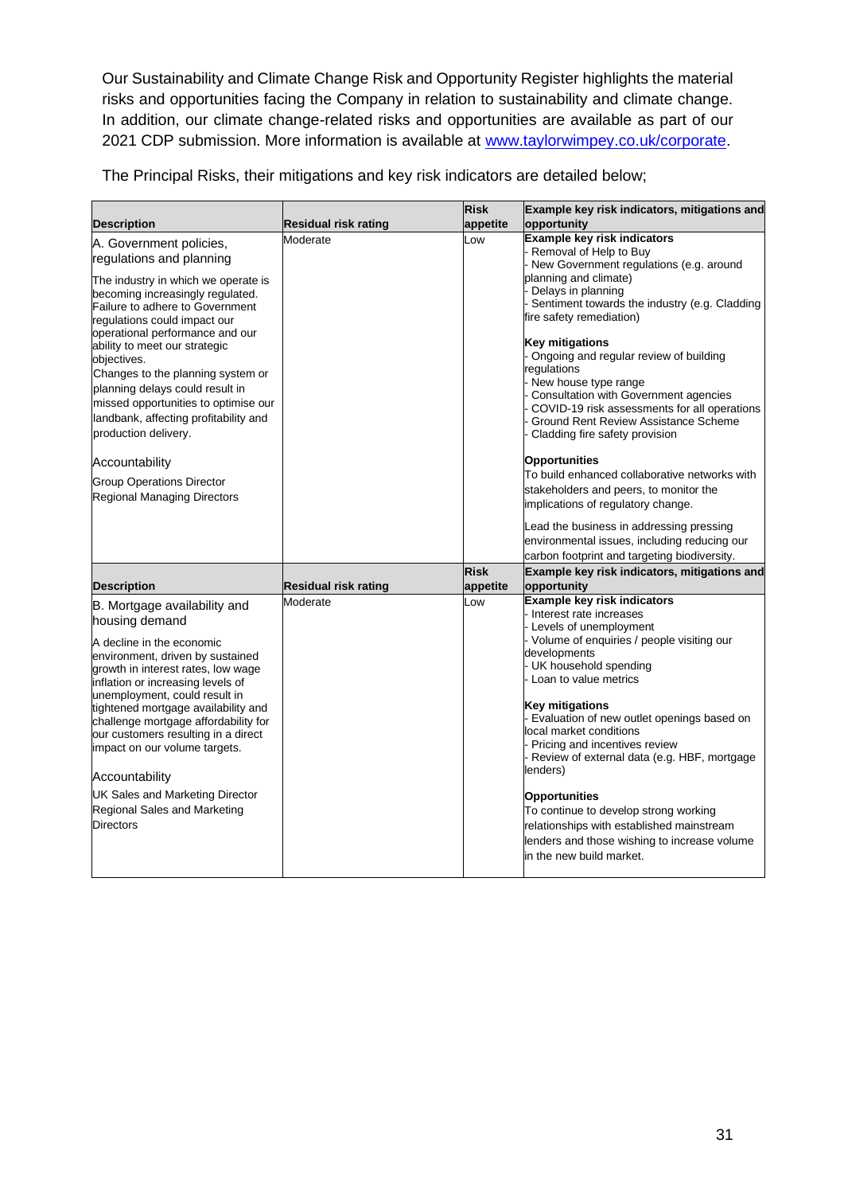Our Sustainability and Climate Change Risk and Opportunity Register highlights the material risks and opportunities facing the Company in relation to sustainability and climate change. In addition, our climate change-related risks and opportunities are available as part of our 2021 CDP submission. More information is available at [www.taylorwimpey.co.uk/corporate](www.taylorwimpey.co.uk/corporate).

The Principal Risks, their mitigations and key risk indicators are detailed below;

| Description | Residual risk rating | Risk appetite | Example key risk indicators, mitigations and opportunity |
|---|---|---|---|
| A. Government policies, regulations and planning<br><br>The industry in which we operate is becoming increasingly regulated. Failure to adhere to Government regulations could impact our operational performance and our ability to meet our strategic objectives.<br>Changes to the planning system or planning delays could result in missed opportunities to optimise our landbank, affecting profitability and production delivery.<br><br>Accountability<br><br>Group Operations Director<br>Regional Managing Directors | Moderate | Low | **Example key risk indicators**<br>- Removal of Help to Buy<br>- New Government regulations (e.g. around planning and climate)<br>- Delays in planning<br>- Sentiment towards the industry (e.g. Cladding fire safety remediation)<br><br>**Key mitigations**<br>- Ongoing and regular review of building regulations<br>- New house type range<br>- Consultation with Government agencies<br>- COVID-19 risk assessments for all operations<br>- Ground Rent Review Assistance Scheme<br>- Cladding fire safety provision<br><br>**Opportunities**<br>To build enhanced collaborative networks with stakeholders and peers, to monitor the implications of regulatory change.<br><br>Lead the business in addressing pressing environmental issues, including reducing our carbon footprint and targeting biodiversity. |

| Description | Residual risk rating | Risk appetite | Example key risk indicators, mitigations and opportunity |
|---|---|---|---|
| B. Mortgage availability and housing demand<br><br>A decline in the economic environment, driven by sustained growth in interest rates, low wage inflation or increasing levels of unemployment, could result in tightened mortgage availability and challenge mortgage affordability for our customers resulting in a direct impact on our volume targets.<br><br>Accountability<br><br>UK Sales and Marketing Director<br>Regional Sales and Marketing Directors | Moderate | Low | **Example key risk indicators**<br>- Interest rate increases<br>- Levels of unemployment<br>- Volume of enquiries / people visiting our developments<br>- UK household spending<br>- Loan to value metrics<br><br>**Key mitigations**<br>- Evaluation of new outlet openings based on local market conditions<br>- Pricing and incentives review<br>- Review of external data (e.g. HBF, mortgage lenders)<br><br>**Opportunities**<br>To continue to develop strong working relationships with established mainstream lenders and those wishing to increase volume in the new build market. |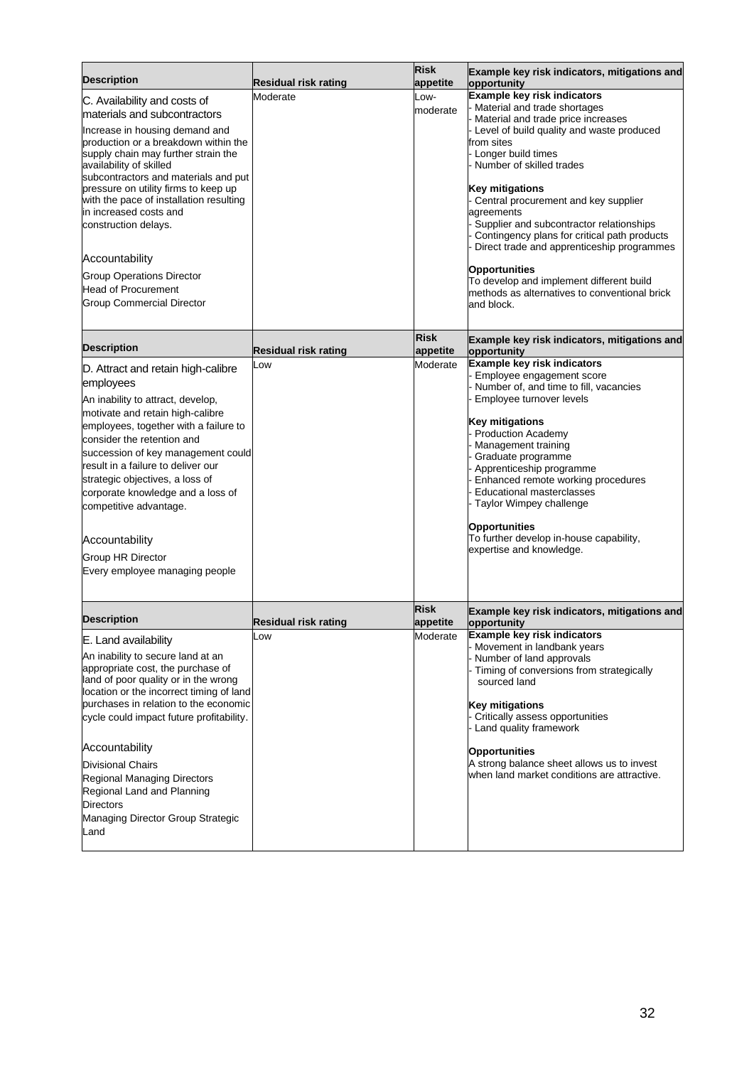| Description | Residual risk rating | Risk appetite | Example key risk indicators, mitigations and opportunity |
|---|---|---|---|
| C. Availability and costs of materials and subcontractors<br><br>Increase in housing demand and production or a breakdown within the supply chain may further strain the availability of skilled subcontractors and materials and put pressure on utility firms to keep up with the pace of installation resulting in increased costs and construction delays.<br><br>Accountability<br><br>Group Operations Director<br>Head of Procurement<br>Group Commercial Director | Moderate | Low-moderate | **Example key risk indicators**<br>- Material and trade shortages<br>- Material and trade price increases<br>- Level of build quality and waste produced from sites<br>- Longer build times<br>- Number of skilled trades<br><br>**Key mitigations**<br>- Central procurement and key supplier agreements<br>- Supplier and subcontractor relationships<br>- Contingency plans for critical path products<br>- Direct trade and apprenticeship programmes<br><br>**Opportunities**<br>To develop and implement different build methods as alternatives to conventional brick and block. |

| Description | Residual risk rating | Risk appetite | Example key risk indicators, mitigations and opportunity |
|---|---|---|---|
| D. Attract and retain high-calibre employees<br><br>An inability to attract, develop, motivate and retain high-calibre employees, together with a failure to consider the retention and succession of key management could result in a failure to deliver our strategic objectives, a loss of corporate knowledge and a loss of competitive advantage.<br><br>Accountability<br><br>Group HR Director<br>Every employee managing people | Low | Moderate | **Example key risk indicators**<br>- Employee engagement score<br>- Number of, and time to fill, vacancies<br>- Employee turnover levels<br><br>**Key mitigations**<br>- Production Academy<br>- Management training<br>- Graduate programme<br>- Apprenticeship programme<br>- Enhanced remote working procedures<br>- Educational masterclasses<br>- Taylor Wimpey challenge<br><br>**Opportunities**<br>To further develop in-house capability, expertise and knowledge. |

| Description | Residual risk rating | Risk appetite | Example key risk indicators, mitigations and opportunity |
|---|---|---|---|
| E. Land availability<br><br>An inability to secure land at an appropriate cost, the purchase of land of poor quality or in the wrong location or the incorrect timing of land purchases in relation to the economic cycle could impact future profitability.<br><br>Accountability<br><br>Divisional Chairs<br>Regional Managing Directors<br>Regional Land and Planning Directors<br>Managing Director Group Strategic Land | Low | Moderate | **Example key risk indicators**<br>- Movement in landbank years<br>- Number of land approvals<br>- Timing of conversions from strategically sourced land<br><br>**Key mitigations**<br>- Critically assess opportunities<br>- Land quality framework<br><br>**Opportunities**<br>A strong balance sheet allows us to invest when land market conditions are attractive. |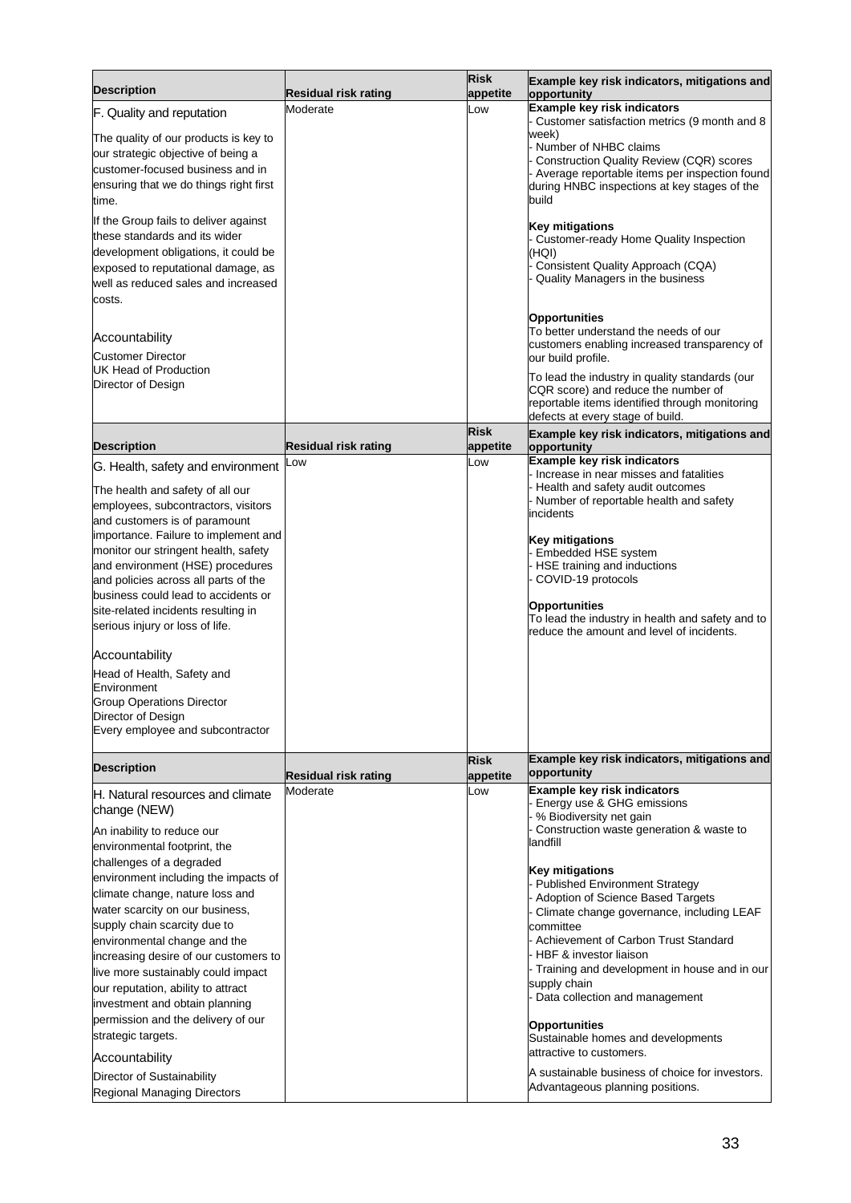| Description | Residual risk rating | Risk appetite | Example key risk indicators, mitigations and opportunity |
|---|---|---|---|
| F. Quality and reputation<br><br>The quality of our products is key to our strategic objective of being a customer-focused business and in ensuring that we do things right first time.<br><br>If the Group fails to deliver against these standards and its wider development obligations, it could be exposed to reputational damage, as well as reduced sales and increased costs.<br><br>Accountability<br>Customer Director<br>UK Head of Production<br>Director of Design | Moderate | Low | **Example key risk indicators**<br>- Customer satisfaction metrics (9 month and 8 week)<br>- Number of NHBC claims<br>- Construction Quality Review (CQR) scores<br>- Average reportable items per inspection found during HNBC inspections at key stages of the build<br><br>**Key mitigations**<br>- Customer-ready Home Quality Inspection (HQI)<br>- Consistent Quality Approach (CQA)<br>- Quality Managers in the business<br><br>**Opportunities**<br>To better understand the needs of our customers enabling increased transparency of our build profile.<br><br>To lead the industry in quality standards (our CQR score) and reduce the number of reportable items identified through monitoring defects at every stage of build. |

| Description | Residual risk rating | Risk appetite | Example key risk indicators, mitigations and opportunity |
|---|---|---|---|
| G. Health, safety and environment<br><br>The health and safety of all our employees, subcontractors, visitors and customers is of paramount importance. Failure to implement and monitor our stringent health, safety and environment (HSE) procedures and policies across all parts of the business could lead to accidents or site-related incidents resulting in serious injury or loss of life.<br><br>Accountability<br>Head of Health, Safety and Environment<br>Group Operations Director<br>Director of Design<br>Every employee and subcontractor | Low | Low | **Example key risk indicators**<br>- Increase in near misses and fatalities<br>- Health and safety audit outcomes<br>- Number of reportable health and safety incidents<br><br>**Key mitigations**<br>- Embedded HSE system<br>- HSE training and inductions<br>- COVID-19 protocols<br><br>**Opportunities**<br>To lead the industry in health and safety and to reduce the amount and level of incidents. |

| Description | Residual risk rating | Risk appetite | Example key risk indicators, mitigations and opportunity |
|---|---|---|---|
| H. Natural resources and climate change (NEW)<br><br>An inability to reduce our environmental footprint, the challenges of a degraded environment including the impacts of climate change, nature loss and water scarcity on our business, supply chain scarcity due to environmental change and the increasing desire of our customers to live more sustainably could impact our reputation, ability to attract investment and obtain planning permission and the delivery of our strategic targets.<br><br>Accountability<br>Director of Sustainability<br>Regional Managing Directors | Moderate | Low | **Example key risk indicators**<br>- Energy use & GHG emissions<br>- % Biodiversity net gain<br>- Construction waste generation & waste to landfill<br><br>**Key mitigations**<br>- Published Environment Strategy<br>- Adoption of Science Based Targets<br>- Climate change governance, including LEAF committee<br>- Achievement of Carbon Trust Standard<br>- HBF & investor liaison<br>- Training and development in house and in our supply chain<br>- Data collection and management<br><br>**Opportunities**<br>Sustainable homes and developments attractive to customers.<br><br>A sustainable business of choice for investors. Advantageous planning positions. |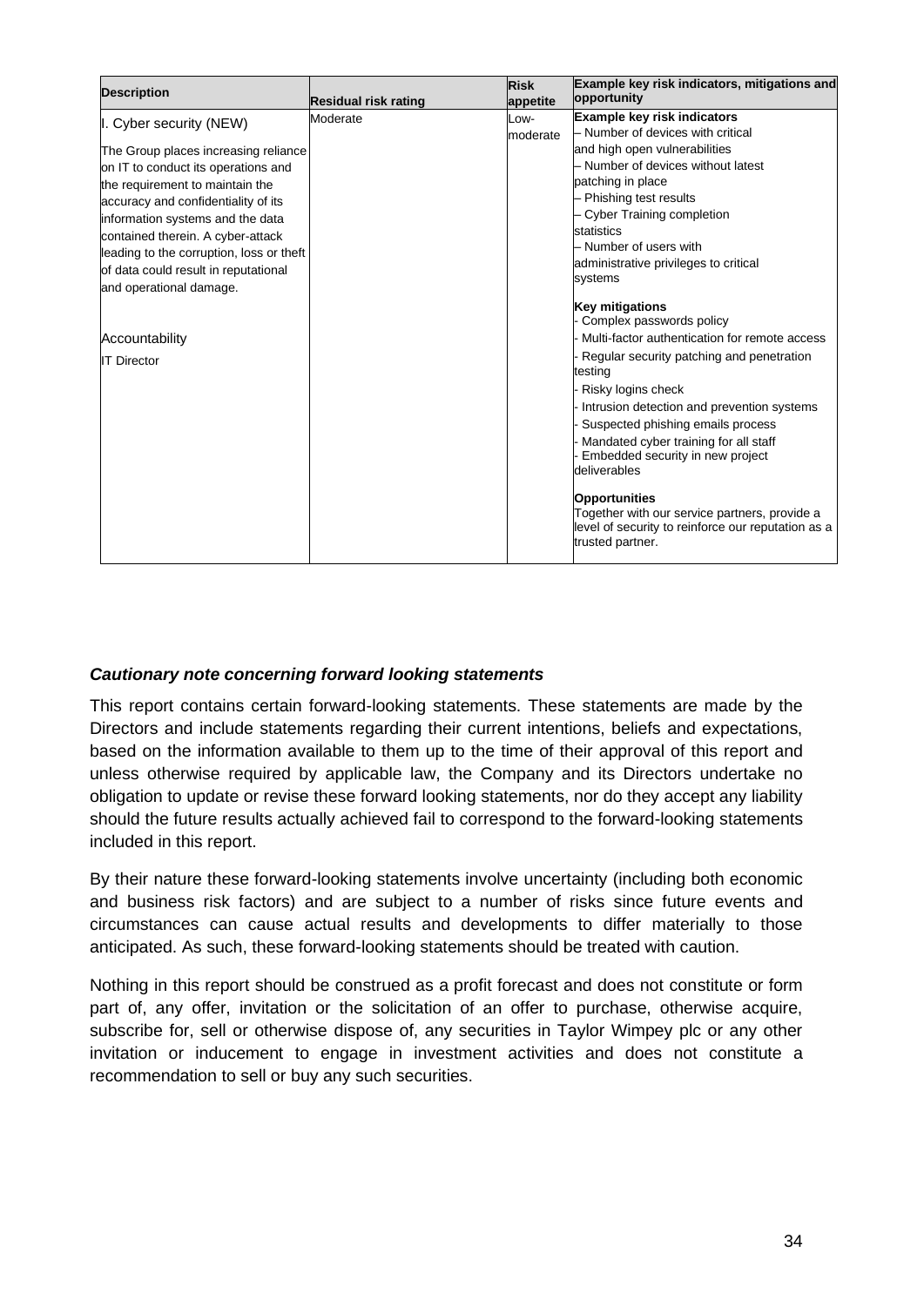| Description | Residual risk rating | Risk appetite | Example key risk indicators, mitigations and opportunity |
|---|---|---|---|
| I. Cyber security (NEW)<br><br>The Group places increasing reliance on IT to conduct its operations and the requirement to maintain the accuracy and confidentiality of its information systems and the data contained therein. A cyber-attack leading to the corruption, loss or theft of data could result in reputational and operational damage.<br><br>Accountability<br><br>IT Director | Moderate | Low-moderate | **Example key risk indicators**<br>– Number of devices with critical and high open vulnerabilities<br>– Number of devices without latest patching in place<br>– Phishing test results<br>– Cyber Training completion statistics<br>– Number of users with administrative privileges to critical systems<br><br>**Key mitigations**<br>- Complex passwords policy<br>- Multi-factor authentication for remote access<br>- Regular security patching and penetration testing<br>- Risky logins check<br>- Intrusion detection and prevention systems<br>- Suspected phishing emails process<br>- Mandated cyber training for all staff<br>- Embedded security in new project deliverables<br><br>**Opportunities**<br>Together with our service partners, provide a level of security to reinforce our reputation as a trusted partner. |

***Cautionary note concerning forward looking statements***

This report contains certain forward-looking statements. These statements are made by the Directors and include statements regarding their current intentions, beliefs and expectations, based on the information available to them up to the time of their approval of this report and unless otherwise required by applicable law, the Company and its Directors undertake no obligation to update or revise these forward looking statements, nor do they accept any liability should the future results actually achieved fail to correspond to the forward-looking statements included in this report.

By their nature these forward-looking statements involve uncertainty (including both economic and business risk factors) and are subject to a number of risks since future events and circumstances can cause actual results and developments to differ materially to those anticipated. As such, these forward-looking statements should be treated with caution.

Nothing in this report should be construed as a profit forecast and does not constitute or form part of, any offer, invitation or the solicitation of an offer to purchase, otherwise acquire, subscribe for, sell or otherwise dispose of, any securities in Taylor Wimpey plc or any other invitation or inducement to engage in investment activities and does not constitute a recommendation to sell or buy any such securities.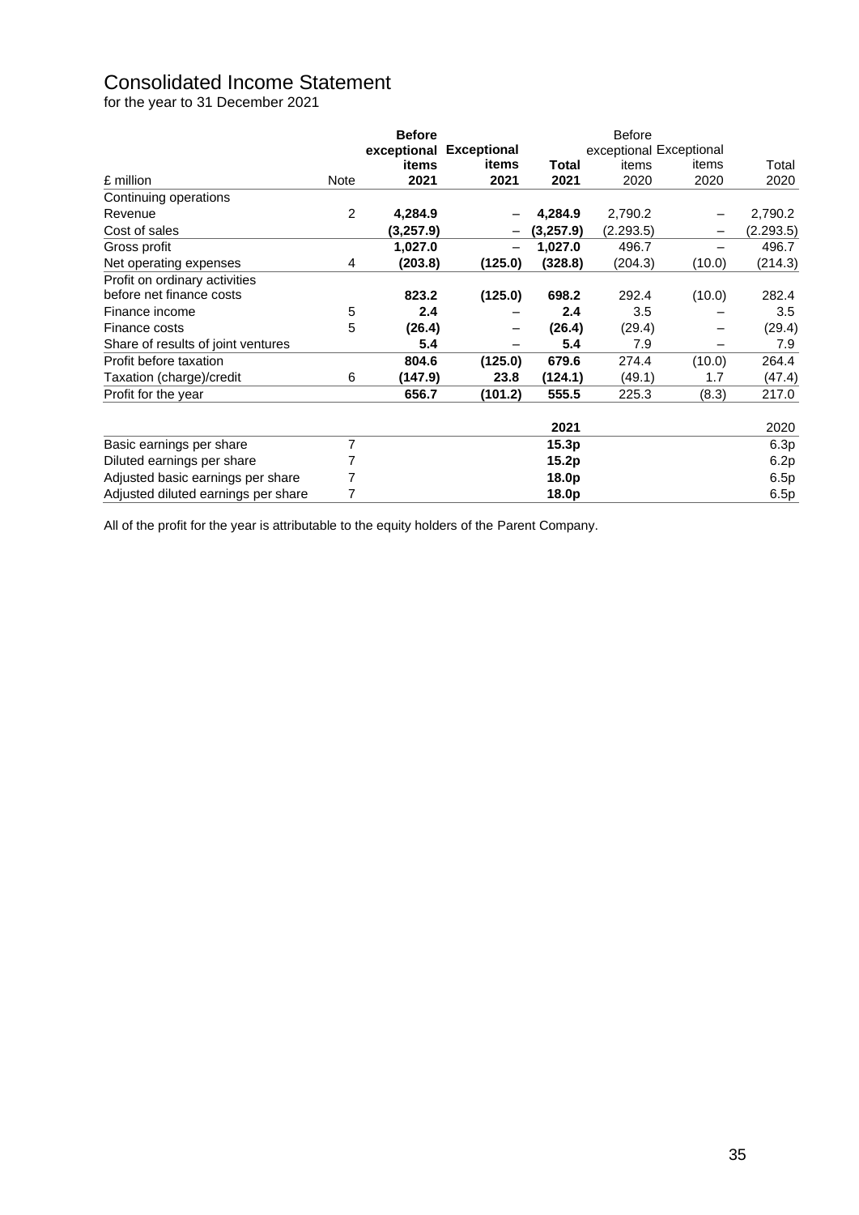# Consolidated Income Statement

for the year to 31 December 2021

| £ million | Note | **Before exceptional items 2021** | **Exceptional items 2021** | **Total 2021** | Before exceptional items 2020 | Exceptional items 2020 | Total 2020 |
|---|---|---|---|---|---|---|---|
| Continuing operations | | | | | | | |
| Revenue | 2 | **4,284.9** | – | **4,284.9** | 2,790.2 | – | 2,790.2 |
| Cost of sales | | **(3,257.9)** | – | **(3,257.9)** | (2,293.5) | – | (2,293.5) |
| Gross profit | | **1,027.0** | – | **1,027.0** | 496.7 | – | 496.7 |
| Net operating expenses | 4 | **(203.8)** | **(125.0)** | **(328.8)** | (204.3) | (10.0) | (214.3) |
| Profit on ordinary activities before net finance costs | | **823.2** | **(125.0)** | **698.2** | 292.4 | (10.0) | 282.4 |
| Finance income | 5 | **2.4** | – | **2.4** | 3.5 | – | 3.5 |
| Finance costs | 5 | **(26.4)** | – | **(26.4)** | (29.4) | – | (29.4) |
| Share of results of joint ventures | | **5.4** | – | **5.4** | 7.9 | – | 7.9 |
| Profit before taxation | | **804.6** | **(125.0)** | **679.6** | 274.4 | (10.0) | 264.4 |
| Taxation (charge)/credit | 6 | **(147.9)** | **23.8** | **(124.1)** | (49.1) | 1.7 | (47.4) |
| Profit for the year | | **656.7** | **(101.2)** | **555.5** | 225.3 | (8.3) | 217.0 |

| | Note | **2021** | 2020 |
|---|---|---|---|
| Basic earnings per share | 7 | **15.3p** | 6.3p |
| Diluted earnings per share | 7 | **15.2p** | 6.2p |
| Adjusted basic earnings per share | 7 | **18.0p** | 6.5p |
| Adjusted diluted earnings per share | 7 | **18.0p** | 6.5p |

All of the profit for the year is attributable to the equity holders of the Parent Company.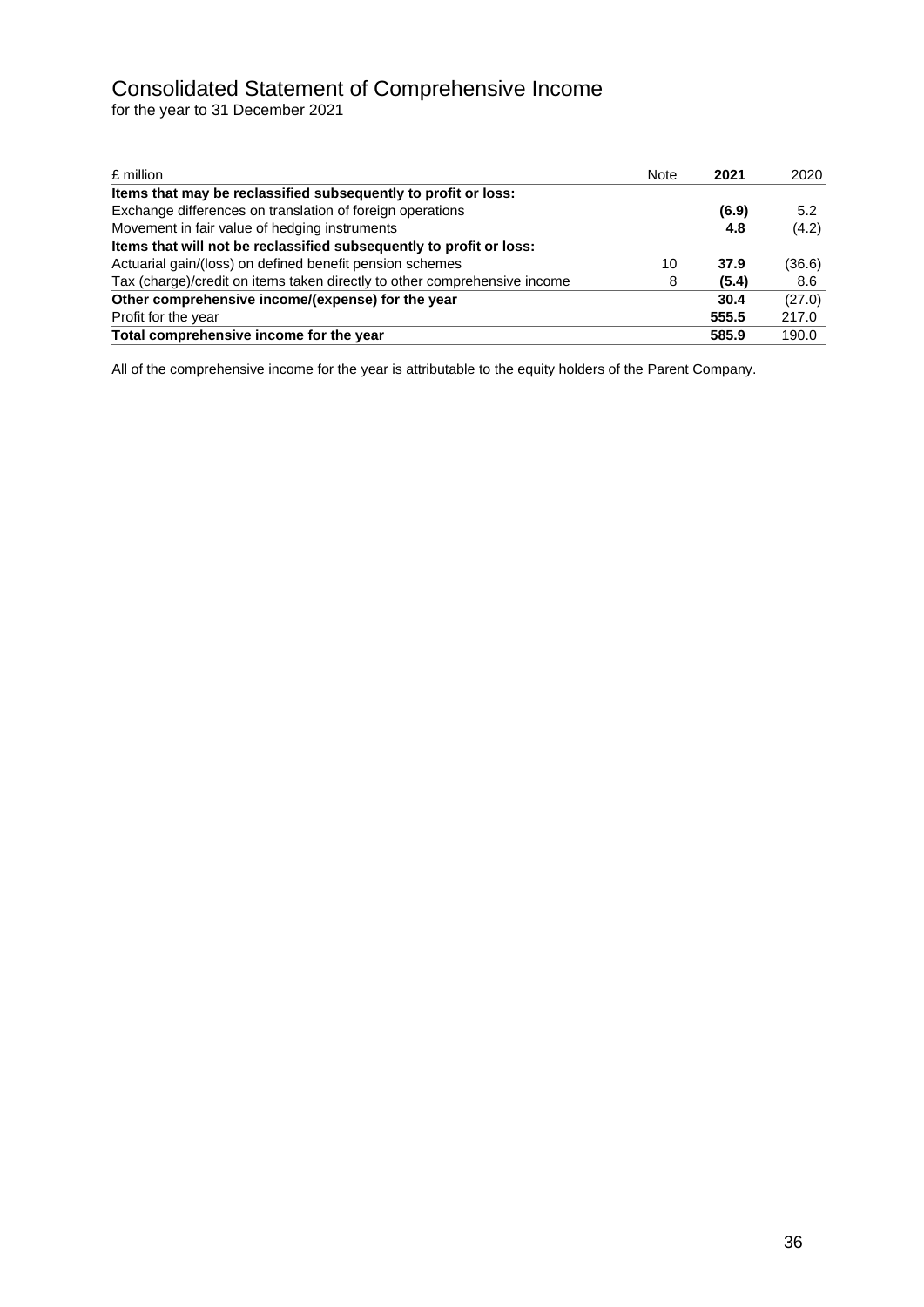# Consolidated Statement of Comprehensive Income

for the year to 31 December 2021

| £ million | Note | **2021** | 2020 |
|---|---|---|---|
| **Items that may be reclassified subsequently to profit or loss:** | | | |
| Exchange differences on translation of foreign operations | | **(6.9)** | 5.2 |
| Movement in fair value of hedging instruments | | **4.8** | (4.2) |
| **Items that will not be reclassified subsequently to profit or loss:** | | | |
| Actuarial gain/(loss) on defined benefit pension schemes | 10 | **37.9** | (36.6) |
| Tax (charge)/credit on items taken directly to other comprehensive income | 8 | **(5.4)** | 8.6 |
| **Other comprehensive income/(expense) for the year** | | **30.4** | (27.0) |
| Profit for the year | | **555.5** | 217.0 |
| **Total comprehensive income for the year** | | **585.9** | 190.0 |

All of the comprehensive income for the year is attributable to the equity holders of the Parent Company.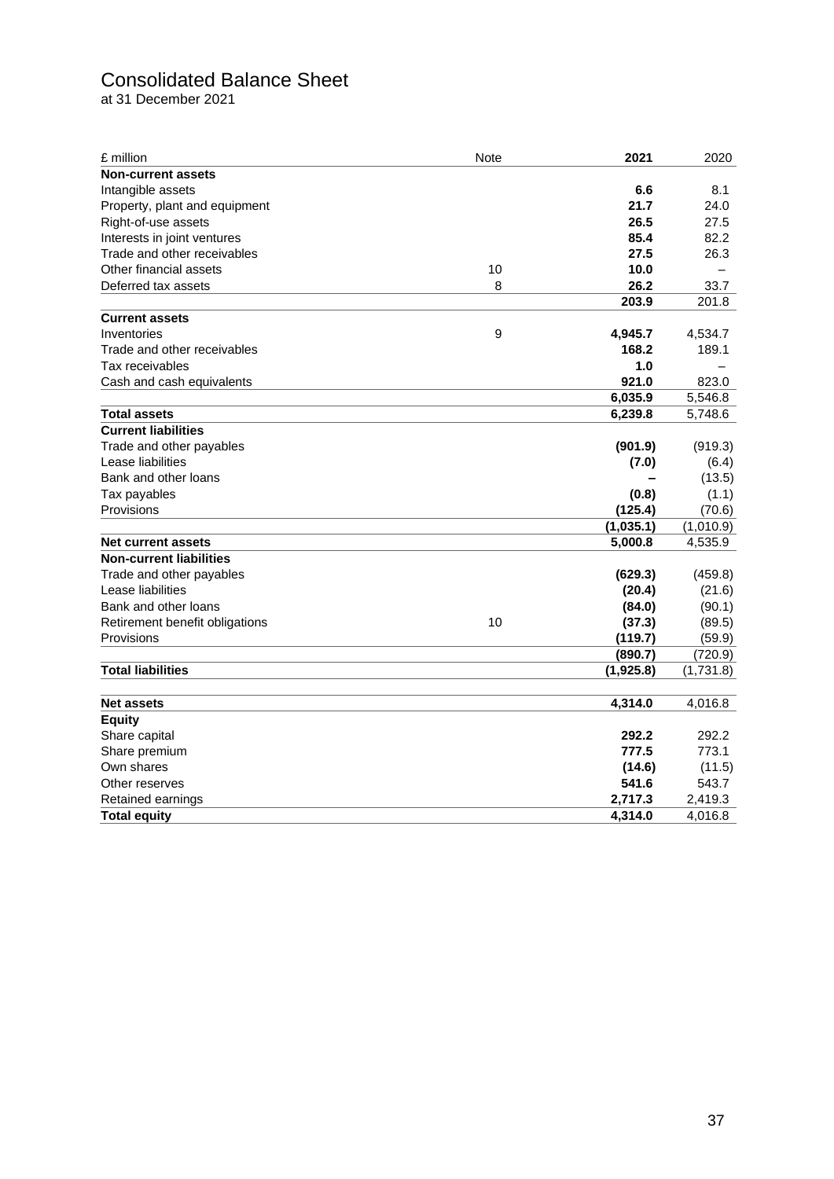# Consolidated Balance Sheet

at 31 December 2021

| £ million | Note | **2021** | 2020 |
|---|---|---|---|
| **Non-current assets** | | | |
| Intangible assets | | **6.6** | 8.1 |
| Property, plant and equipment | | **21.7** | 24.0 |
| Right-of-use assets | | **26.5** | 27.5 |
| Interests in joint ventures | | **85.4** | 82.2 |
| Trade and other receivables | | **27.5** | 26.3 |
| Other financial assets | 10 | **10.0** | – |
| Deferred tax assets | 8 | **26.2** | 33.7 |
| | | **203.9** | 201.8 |
| **Current assets** | | | |
| Inventories | 9 | **4,945.7** | 4,534.7 |
| Trade and other receivables | | **168.2** | 189.1 |
| Tax receivables | | **1.0** | – |
| Cash and cash equivalents | | **921.0** | 823.0 |
| | | **6,035.9** | 5,546.8 |
| **Total assets** | | **6,239.8** | 5,748.6 |
| **Current liabilities** | | | |
| Trade and other payables | | **(901.9)** | (919.3) |
| Lease liabilities | | **(7.0)** | (6.4) |
| Bank and other loans | | **–** | (13.5) |
| Tax payables | | **(0.8)** | (1.1) |
| Provisions | | **(125.4)** | (70.6) |
| | | **(1,035.1)** | (1,010.9) |
| **Net current assets** | | **5,000.8** | 4,535.9 |
| **Non-current liabilities** | | | |
| Trade and other payables | | **(629.3)** | (459.8) |
| Lease liabilities | | **(20.4)** | (21.6) |
| Bank and other loans | | **(84.0)** | (90.1) |
| Retirement benefit obligations | 10 | **(37.3)** | (89.5) |
| Provisions | | **(119.7)** | (59.9) |
| | | **(890.7)** | (720.9) |
| **Total liabilities** | | **(1,925.8)** | (1,731.8) |
| | | | |
| **Net assets** | | **4,314.0** | 4,016.8 |
| **Equity** | | | |
| Share capital | | **292.2** | 292.2 |
| Share premium | | **777.5** | 773.1 |
| Own shares | | **(14.6)** | (11.5) |
| Other reserves | | **541.6** | 543.7 |
| Retained earnings | | **2,717.3** | 2,419.3 |
| **Total equity** | | **4,314.0** | 4,016.8 |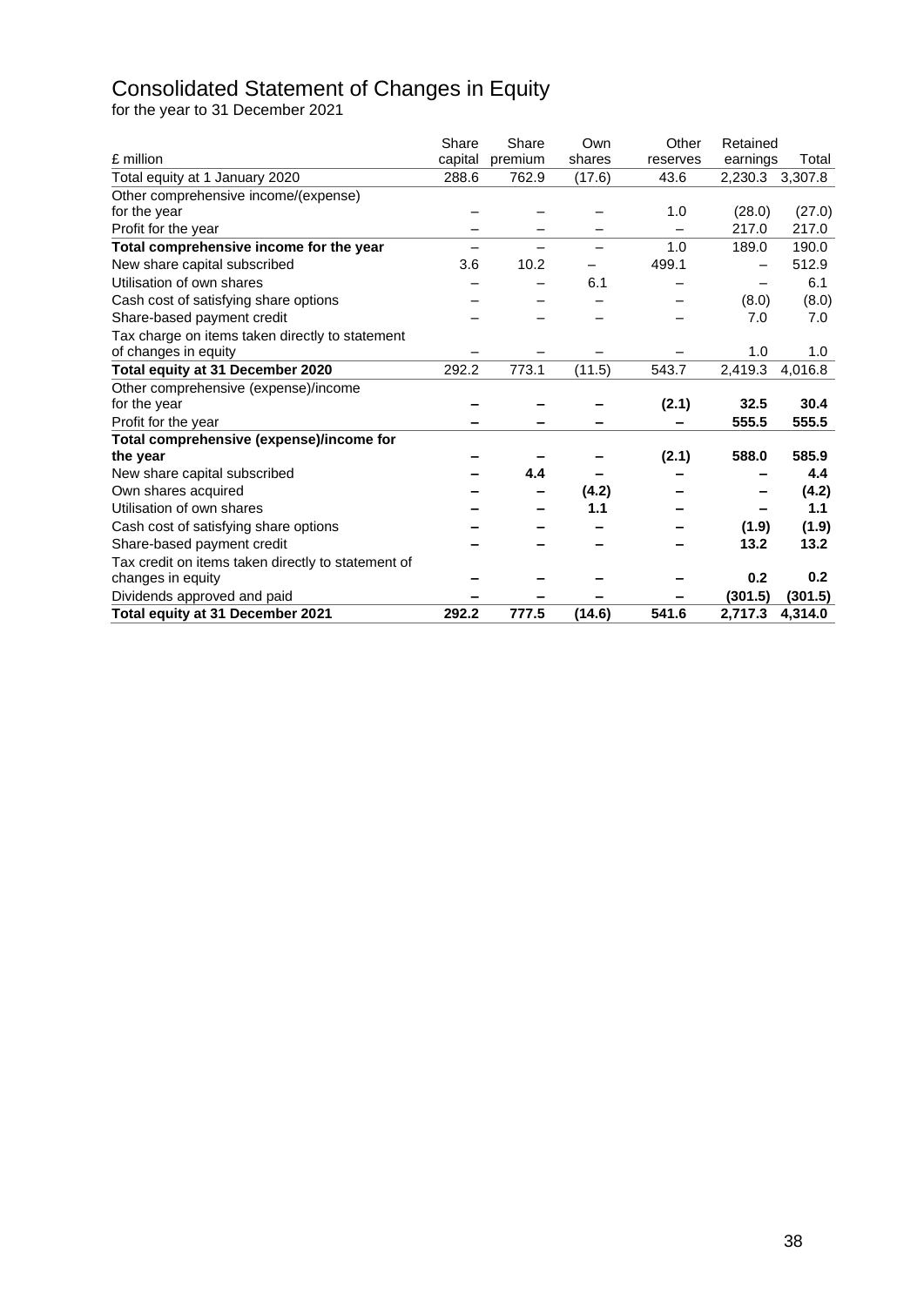# Consolidated Statement of Changes in Equity

for the year to 31 December 2021

| £ million | Share capital | Share premium | Own shares | Other reserves | Retained earnings | Total |
|---|---|---|---|---|---|---|
| Total equity at 1 January 2020 | 288.6 | 762.9 | (17.6) | 43.6 | 2,230.3 | 3,307.8 |
| Other comprehensive income/(expense) for the year | – | – | – | 1.0 | (28.0) | (27.0) |
| Profit for the year | – | – | – | – | 217.0 | 217.0 |
| **Total comprehensive income for the year** | – | – | – | 1.0 | 189.0 | 190.0 |
| New share capital subscribed | 3.6 | 10.2 | – | 499.1 | – | 512.9 |
| Utilisation of own shares | – | – | 6.1 | – | – | 6.1 |
| Cash cost of satisfying share options | – | – | – | – | (8.0) | (8.0) |
| Share-based payment credit | – | – | – | – | 7.0 | 7.0 |
| Tax charge on items taken directly to statement of changes in equity | – | – | – | – | 1.0 | 1.0 |
| **Total equity at 31 December 2020** | 292.2 | 773.1 | (11.5) | 543.7 | 2,419.3 | 4,016.8 |
| Other comprehensive (expense)/income for the year | **–** | **–** | **–** | **(2.1)** | **32.5** | **30.4** |
| Profit for the year | **–** | **–** | **–** | **–** | **555.5** | **555.5** |
| **Total comprehensive (expense)/income for the year** | **–** | **–** | **–** | **(2.1)** | **588.0** | **585.9** |
| New share capital subscribed | **–** | **4.4** | **–** | **–** | **–** | **4.4** |
| Own shares acquired | **–** | **–** | **(4.2)** | **–** | **–** | **(4.2)** |
| Utilisation of own shares | **–** | **–** | **1.1** | **–** | **–** | **1.1** |
| Cash cost of satisfying share options | **–** | **–** | **–** | **–** | **(1.9)** | **(1.9)** |
| Share-based payment credit | **–** | **–** | **–** | **–** | **13.2** | **13.2** |
| Tax credit on items taken directly to statement of changes in equity | **–** | **–** | **–** | **–** | **0.2** | **0.2** |
| Dividends approved and paid | **–** | **–** | **–** | **–** | **(301.5)** | **(301.5)** |
| **Total equity at 31 December 2021** | **292.2** | **777.5** | **(14.6)** | **541.6** | **2,717.3** | **4,314.0** |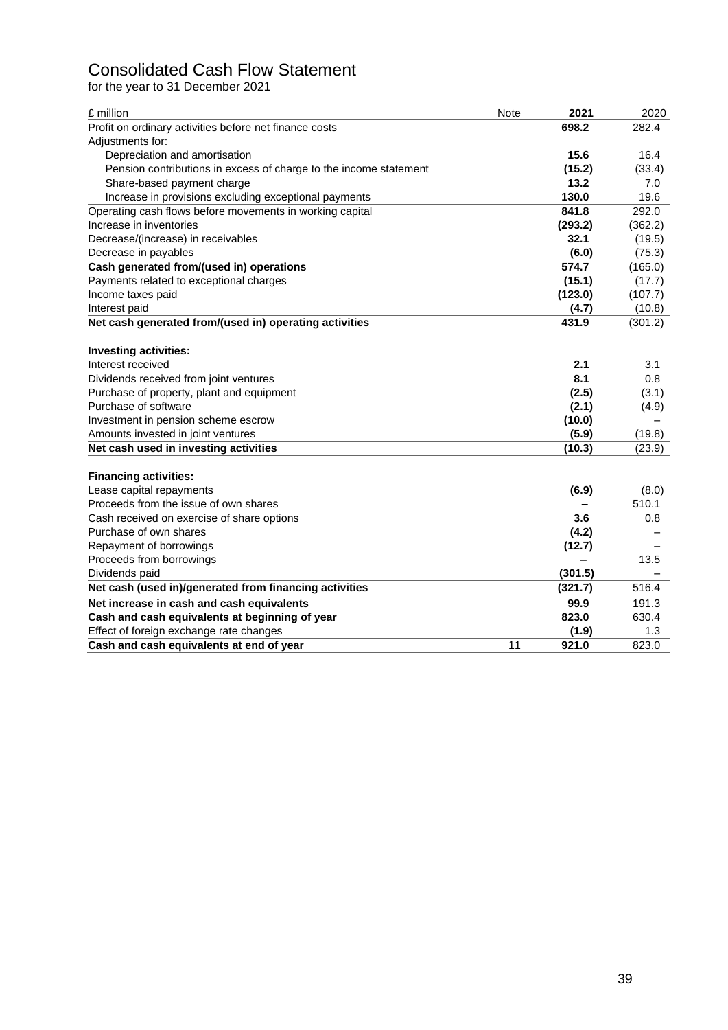# Consolidated Cash Flow Statement

for the year to 31 December 2021

| £ million | Note | 2021 | 2020 |
|---|---|---|---|
| Profit on ordinary activities before net finance costs | | **698.2** | 282.4 |
| Adjustments for: | | | |
| Depreciation and amortisation | | **15.6** | 16.4 |
| Pension contributions in excess of charge to the income statement | | **(15.2)** | (33.4) |
| Share-based payment charge | | **13.2** | 7.0 |
| Increase in provisions excluding exceptional payments | | **130.0** | 19.6 |
| Operating cash flows before movements in working capital | | **841.8** | 292.0 |
| Increase in inventories | | **(293.2)** | (362.2) |
| Decrease/(increase) in receivables | | **32.1** | (19.5) |
| Decrease in payables | | **(6.0)** | (75.3) |
| **Cash generated from/(used in) operations** | | **574.7** | (165.0) |
| Payments related to exceptional charges | | **(15.1)** | (17.7) |
| Income taxes paid | | **(123.0)** | (107.7) |
| Interest paid | | **(4.7)** | (10.8) |
| **Net cash generated from/(used in) operating activities** | | **431.9** | (301.2) |
| | | | |
| **Investing activities:** | | | |
| Interest received | | **2.1** | 3.1 |
| Dividends received from joint ventures | | **8.1** | 0.8 |
| Purchase of property, plant and equipment | | **(2.5)** | (3.1) |
| Purchase of software | | **(2.1)** | (4.9) |
| Investment in pension scheme escrow | | **(10.0)** | – |
| Amounts invested in joint ventures | | **(5.9)** | (19.8) |
| **Net cash used in investing activities** | | **(10.3)** | (23.9) |
| | | | |
| **Financing activities:** | | | |
| Lease capital repayments | | **(6.9)** | (8.0) |
| Proceeds from the issue of own shares | | **–** | 510.1 |
| Cash received on exercise of share options | | **3.6** | 0.8 |
| Purchase of own shares | | **(4.2)** | – |
| Repayment of borrowings | | **(12.7)** | – |
| Proceeds from borrowings | | **–** | 13.5 |
| Dividends paid | | **(301.5)** | – |
| **Net cash (used in)/generated from financing activities** | | **(321.7)** | 516.4 |
| **Net increase in cash and cash equivalents** | | **99.9** | 191.3 |
| **Cash and cash equivalents at beginning of year** | | **823.0** | 630.4 |
| Effect of foreign exchange rate changes | | **(1.9)** | 1.3 |
| **Cash and cash equivalents at end of year** | 11 | **921.0** | 823.0 |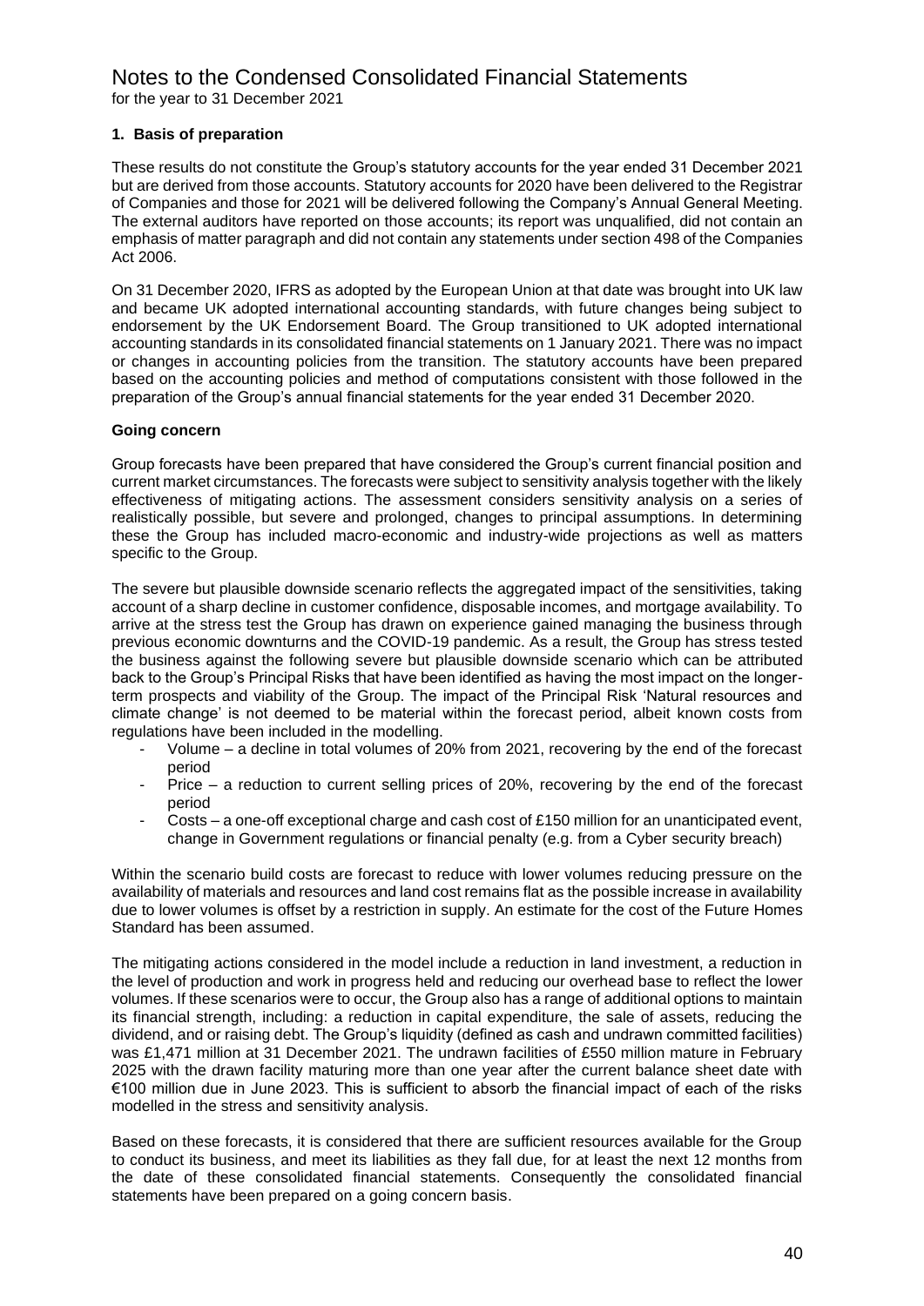# Notes to the Condensed Consolidated Financial Statements

for the year to 31 December 2021

## 1. Basis of preparation

These results do not constitute the Group's statutory accounts for the year ended 31 December 2021 but are derived from those accounts. Statutory accounts for 2020 have been delivered to the Registrar of Companies and those for 2021 will be delivered following the Company's Annual General Meeting. The external auditors have reported on those accounts; its report was unqualified, did not contain an emphasis of matter paragraph and did not contain any statements under section 498 of the Companies Act 2006.

On 31 December 2020, IFRS as adopted by the European Union at that date was brought into UK law and became UK adopted international accounting standards, with future changes being subject to endorsement by the UK Endorsement Board. The Group transitioned to UK adopted international accounting standards in its consolidated financial statements on 1 January 2021. There was no impact or changes in accounting policies from the transition. The statutory accounts have been prepared based on the accounting policies and method of computations consistent with those followed in the preparation of the Group's annual financial statements for the year ended 31 December 2020.

### Going concern

Group forecasts have been prepared that have considered the Group's current financial position and current market circumstances. The forecasts were subject to sensitivity analysis together with the likely effectiveness of mitigating actions. The assessment considers sensitivity analysis on a series of realistically possible, but severe and prolonged, changes to principal assumptions. In determining these the Group has included macro-economic and industry-wide projections as well as matters specific to the Group.

The severe but plausible downside scenario reflects the aggregated impact of the sensitivities, taking account of a sharp decline in customer confidence, disposable incomes, and mortgage availability. To arrive at the stress test the Group has drawn on experience gained managing the business through previous economic downturns and the COVID-19 pandemic. As a result, the Group has stress tested the business against the following severe but plausible downside scenario which can be attributed back to the Group's Principal Risks that have been identified as having the most impact on the longer-term prospects and viability of the Group. The impact of the Principal Risk 'Natural resources and climate change' is not deemed to be material within the forecast period, albeit known costs from regulations have been included in the modelling.

- Volume – a decline in total volumes of 20% from 2021, recovering by the end of the forecast period
- Price – a reduction to current selling prices of 20%, recovering by the end of the forecast period
- Costs – a one-off exceptional charge and cash cost of £150 million for an unanticipated event, change in Government regulations or financial penalty (e.g. from a Cyber security breach)

Within the scenario build costs are forecast to reduce with lower volumes reducing pressure on the availability of materials and resources and land cost remains flat as the possible increase in availability due to lower volumes is offset by a restriction in supply. An estimate for the cost of the Future Homes Standard has been assumed.

The mitigating actions considered in the model include a reduction in land investment, a reduction in the level of production and work in progress held and reducing our overhead base to reflect the lower volumes. If these scenarios were to occur, the Group also has a range of additional options to maintain its financial strength, including: a reduction in capital expenditure, the sale of assets, reducing the dividend, and or raising debt. The Group's liquidity (defined as cash and undrawn committed facilities) was £1,471 million at 31 December 2021. The undrawn facilities of £550 million mature in February 2025 with the drawn facility maturing more than one year after the current balance sheet date with €100 million due in June 2023. This is sufficient to absorb the financial impact of each of the risks modelled in the stress and sensitivity analysis.

Based on these forecasts, it is considered that there are sufficient resources available for the Group to conduct its business, and meet its liabilities as they fall due, for at least the next 12 months from the date of these consolidated financial statements. Consequently the consolidated financial statements have been prepared on a going concern basis.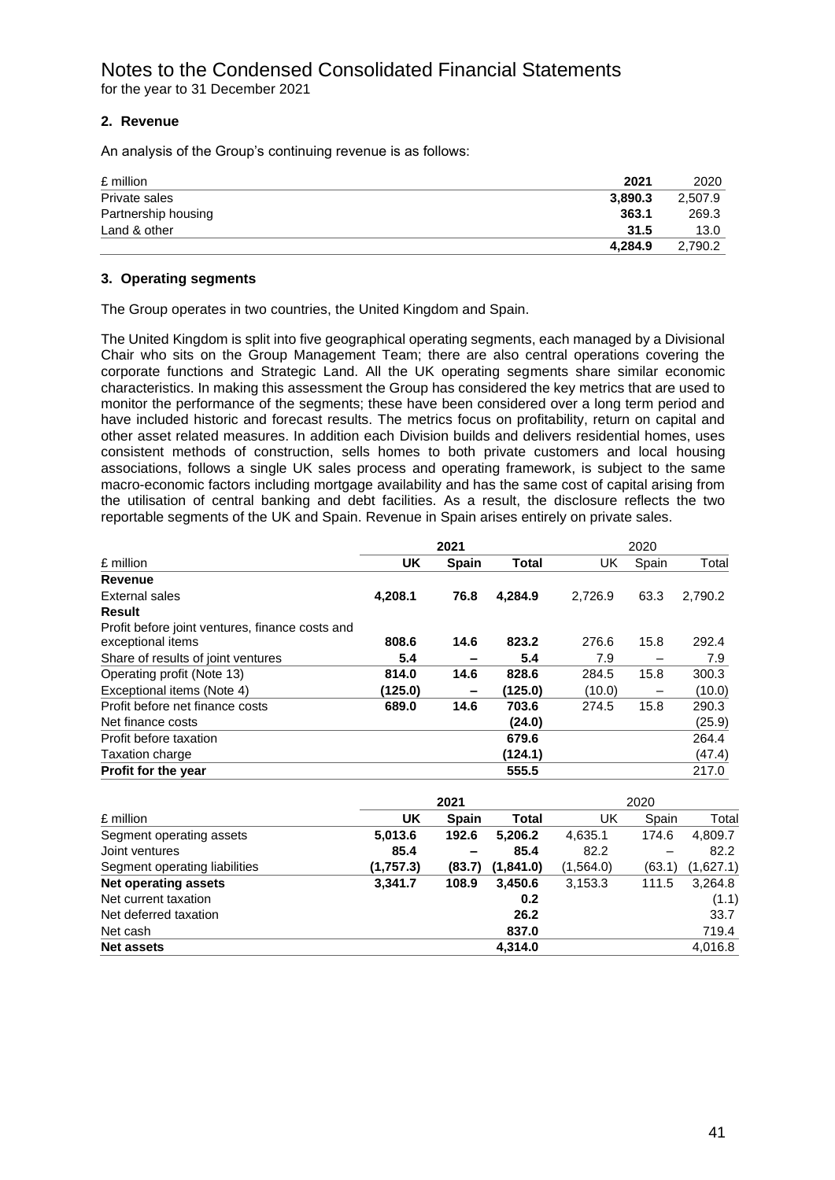# Notes to the Condensed Consolidated Financial Statements

for the year to 31 December 2021

## 2. Revenue

An analysis of the Group's continuing revenue is as follows:

| £ million | **2021** | 2020 |
|---|---|---|
| Private sales | **3,890.3** | 2,507.9 |
| Partnership housing | **363.1** | 269.3 |
| Land & other | **31.5** | 13.0 |
| | **4,284.9** | 2,790.2 |

## 3. Operating segments

The Group operates in two countries, the United Kingdom and Spain.

The United Kingdom is split into five geographical operating segments, each managed by a Divisional Chair who sits on the Group Management Team; there are also central operations covering the corporate functions and Strategic Land. All the UK operating segments share similar economic characteristics. In making this assessment the Group has considered the key metrics that are used to monitor the performance of the segments; these have been considered over a long term period and have included historic and forecast results. The metrics focus on profitability, return on capital and other asset related measures. In addition each Division builds and delivers residential homes, uses consistent methods of construction, sells homes to both private customers and local housing associations, follows a single UK sales process and operating framework, is subject to the same macro-economic factors including mortgage availability and has the same cost of capital arising from the utilisation of central banking and debt facilities. As a result, the disclosure reflects the two reportable segments of the UK and Spain. Revenue in Spain arises entirely on private sales.

| | **2021** | | | 2020 | | |
|---|---|---|---|---|---|---|
| £ million | **UK** | **Spain** | **Total** | UK | Spain | Total |
| **Revenue** | | | | | | |
| External sales | **4,208.1** | **76.8** | **4,284.9** | 2,726.9 | 63.3 | 2,790.2 |
| **Result** | | | | | | |
| Profit before joint ventures, finance costs and exceptional items | **808.6** | **14.6** | **823.2** | 276.6 | 15.8 | 292.4 |
| Share of results of joint ventures | **5.4** | **–** | **5.4** | 7.9 | – | 7.9 |
| Operating profit (Note 13) | **814.0** | **14.6** | **828.6** | 284.5 | 15.8 | 300.3 |
| Exceptional items (Note 4) | **(125.0)** | **–** | **(125.0)** | (10.0) | – | (10.0) |
| Profit before net finance costs | **689.0** | **14.6** | **703.6** | 274.5 | 15.8 | 290.3 |
| Net finance costs | | | **(24.0)** | | | (25.9) |
| Profit before taxation | | | **679.6** | | | 264.4 |
| Taxation charge | | | **(124.1)** | | | (47.4) |
| **Profit for the year** | | | **555.5** | | | 217.0 |

| | **2021** | | | 2020 | | |
|---|---|---|---|---|---|---|
| £ million | **UK** | **Spain** | **Total** | UK | Spain | Total |
| Segment operating assets | **5,013.6** | **192.6** | **5,206.2** | 4,635.1 | 174.6 | 4,809.7 |
| Joint ventures | **85.4** | **–** | **85.4** | 82.2 | – | 82.2 |
| Segment operating liabilities | **(1,757.3)** | **(83.7)** | **(1,841.0)** | (1,564.0) | (63.1) | (1,627.1) |
| **Net operating assets** | **3,341.7** | **108.9** | **3,450.6** | 3,153.3 | 111.5 | 3,264.8 |
| Net current taxation | | | **0.2** | | | (1.1) |
| Net deferred taxation | | | **26.2** | | | 33.7 |
| Net cash | | | **837.0** | | | 719.4 |
| **Net assets** | | | **4,314.0** | | | 4,016.8 |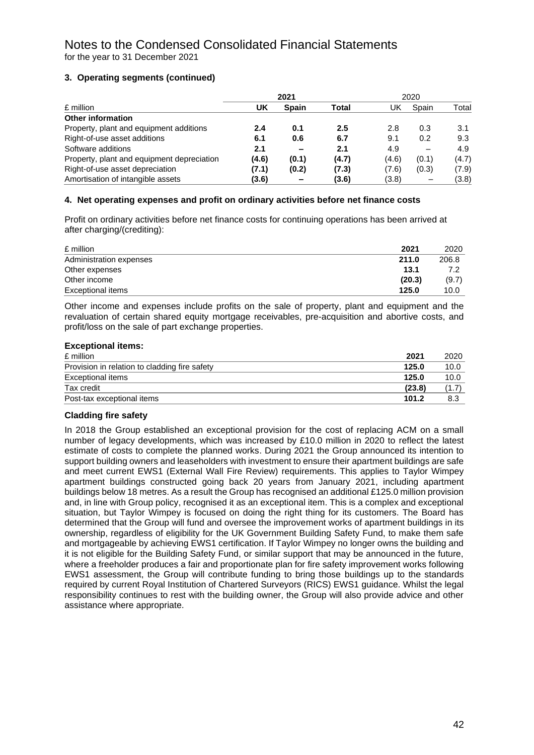# Notes to the Condensed Consolidated Financial Statements

for the year to 31 December 2021

### 3. Operating segments (continued)

| £ million | 2021 UK | 2021 Spain | 2021 Total | 2020 UK | 2020 Spain | 2020 Total |
|---|---|---|---|---|---|---|
| **Other information** | | | | | | |
| Property, plant and equipment additions | **2.4** | **0.1** | **2.5** | 2.8 | 0.3 | 3.1 |
| Right-of-use asset additions | **6.1** | **0.6** | **6.7** | 9.1 | 0.2 | 9.3 |
| Software additions | **2.1** | **–** | **2.1** | 4.9 | – | 4.9 |
| Property, plant and equipment depreciation | **(4.6)** | **(0.1)** | **(4.7)** | (4.6) | (0.1) | (4.7) |
| Right-of-use asset depreciation | **(7.1)** | **(0.2)** | **(7.3)** | (7.6) | (0.3) | (7.9) |
| Amortisation of intangible assets | **(3.6)** | **–** | **(3.6)** | (3.8) | – | (3.8) |

### 4. Net operating expenses and profit on ordinary activities before net finance costs

Profit on ordinary activities before net finance costs for continuing operations has been arrived at after charging/(crediting):

| £ million | 2021 | 2020 |
|---|---|---|
| Administration expenses | **211.0** | 206.8 |
| Other expenses | **13.1** | 7.2 |
| Other income | **(20.3)** | (9.7) |
| Exceptional items | **125.0** | 10.0 |

Other income and expenses include profits on the sale of property, plant and equipment and the revaluation of certain shared equity mortgage receivables, pre-acquisition and abortive costs, and profit/loss on the sale of part exchange properties.

**Exceptional items:**

| £ million | 2021 | 2020 |
|---|---|---|
| Provision in relation to cladding fire safety | **125.0** | 10.0 |
| Exceptional items | **125.0** | 10.0 |
| Tax credit | **(23.8)** | (1.7) |
| Post-tax exceptional items | **101.2** | 8.3 |

**Cladding fire safety**

In 2018 the Group established an exceptional provision for the cost of replacing ACM on a small number of legacy developments, which was increased by £10.0 million in 2020 to reflect the latest estimate of costs to complete the planned works. During 2021 the Group announced its intention to support building owners and leaseholders with investment to ensure their apartment buildings are safe and meet current EWS1 (External Wall Fire Review) requirements. This applies to Taylor Wimpey apartment buildings constructed going back 20 years from January 2021, including apartment buildings below 18 metres. As a result the Group has recognised an additional £125.0 million provision and, in line with Group policy, recognised it as an exceptional item. This is a complex and exceptional situation, but Taylor Wimpey is focused on doing the right thing for its customers. The Board has determined that the Group will fund and oversee the improvement works of apartment buildings in its ownership, regardless of eligibility for the UK Government Building Safety Fund, to make them safe and mortgageable by achieving EWS1 certification. If Taylor Wimpey no longer owns the building and it is not eligible for the Building Safety Fund, or similar support that may be announced in the future, where a freeholder produces a fair and proportionate plan for fire safety improvement works following EWS1 assessment, the Group will contribute funding to bring those buildings up to the standards required by current Royal Institution of Chartered Surveyors (RICS) EWS1 guidance. Whilst the legal responsibility continues to rest with the building owner, the Group will also provide advice and other assistance where appropriate.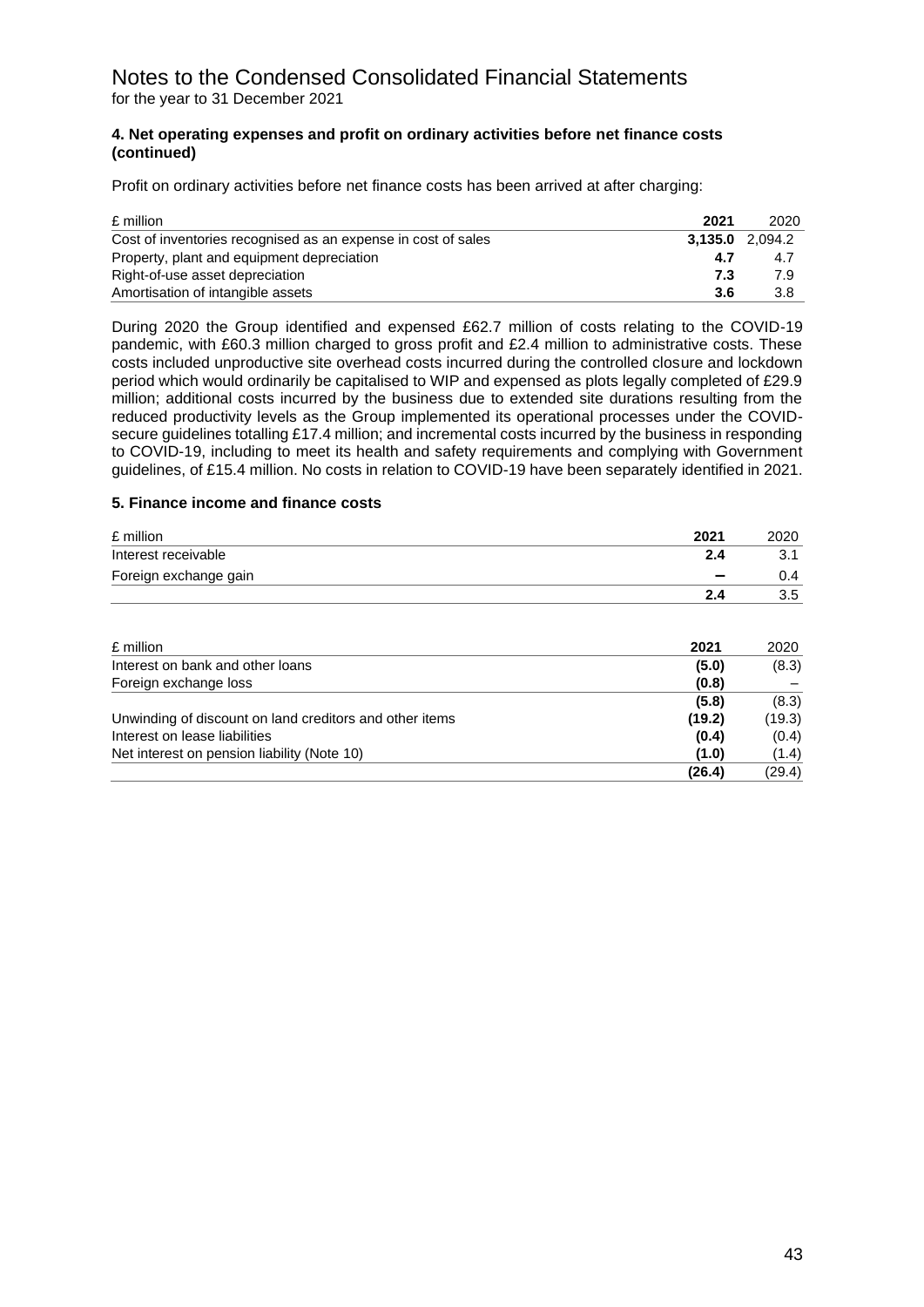# Notes to the Condensed Consolidated Financial Statements

for the year to 31 December 2021

### 4. Net operating expenses and profit on ordinary activities before net finance costs (continued)

Profit on ordinary activities before net finance costs has been arrived at after charging:

| £ million | **2021** | 2020 |
|---|---|---|
| Cost of inventories recognised as an expense in cost of sales | **3,135.0** | 2,094.2 |
| Property, plant and equipment depreciation | **4.7** | 4.7 |
| Right-of-use asset depreciation | **7.3** | 7.9 |
| Amortisation of intangible assets | **3.6** | 3.8 |

During 2020 the Group identified and expensed £62.7 million of costs relating to the COVID-19 pandemic, with £60.3 million charged to gross profit and £2.4 million to administrative costs. These costs included unproductive site overhead costs incurred during the controlled closure and lockdown period which would ordinarily be capitalised to WIP and expensed as plots legally completed of £29.9 million; additional costs incurred by the business due to extended site durations resulting from the reduced productivity levels as the Group implemented its operational processes under the COVID-secure guidelines totalling £17.4 million; and incremental costs incurred by the business in responding to COVID-19, including to meet its health and safety requirements and complying with Government guidelines, of £15.4 million. No costs in relation to COVID-19 have been separately identified in 2021.

### 5. Finance income and finance costs

| £ million | **2021** | 2020 |
|---|---|---|
| Interest receivable | **2.4** | 3.1 |
| Foreign exchange gain | **–** | 0.4 |
| | **2.4** | 3.5 |

| £ million | **2021** | 2020 |
|---|---|---|
| Interest on bank and other loans | **(5.0)** | (8.3) |
| Foreign exchange loss | **(0.8)** | – |
| | **(5.8)** | (8.3) |
| Unwinding of discount on land creditors and other items | **(19.2)** | (19.3) |
| Interest on lease liabilities | **(0.4)** | (0.4) |
| Net interest on pension liability (Note 10) | **(1.0)** | (1.4) |
| | **(26.4)** | (29.4) |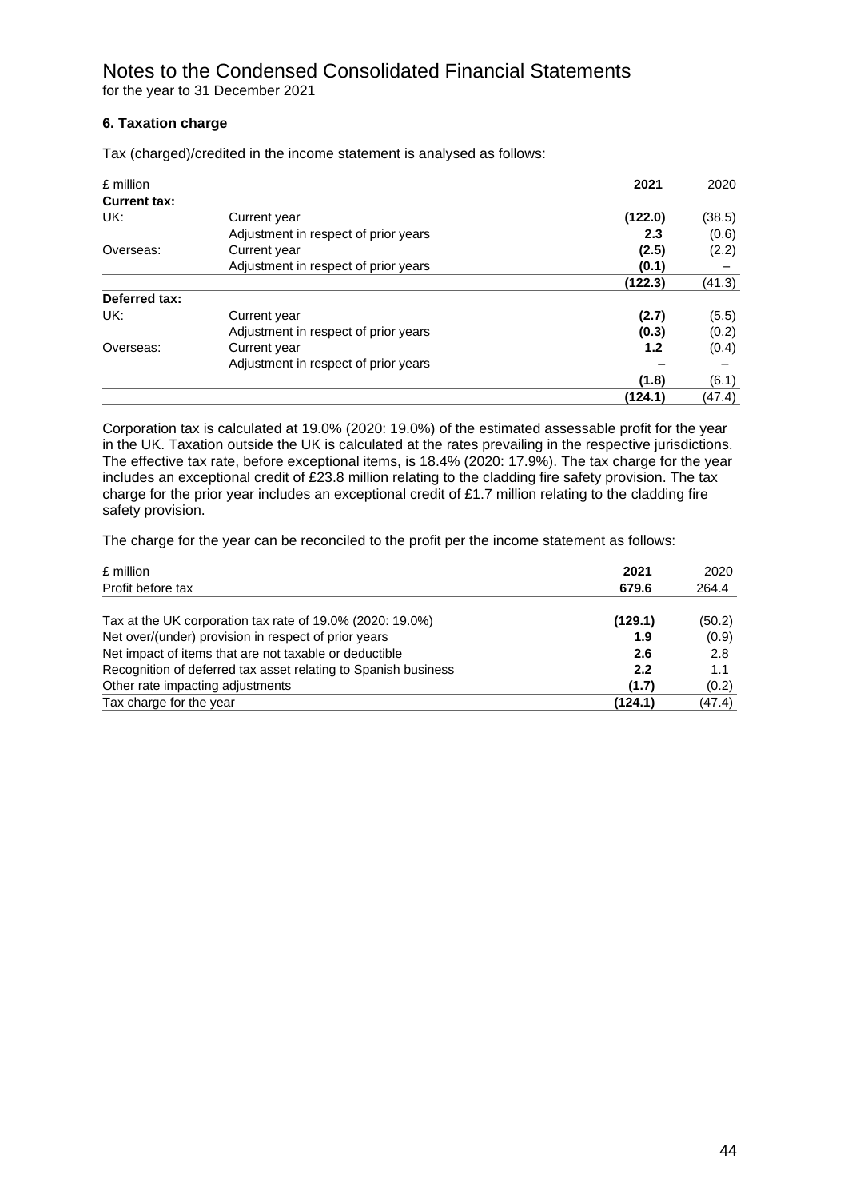# Notes to the Condensed Consolidated Financial Statements

for the year to 31 December 2021

### 6. Taxation charge

Tax (charged)/credited in the income statement is analysed as follows:

| £ million | | **2021** | 2020 |
|---|---|---|---|
| **Current tax:** | | | |
| UK: | Current year | **(122.0)** | (38.5) |
| | Adjustment in respect of prior years | **2.3** | (0.6) |
| Overseas: | Current year | **(2.5)** | (2.2) |
| | Adjustment in respect of prior years | **(0.1)** | – |
| | | **(122.3)** | (41.3) |
| **Deferred tax:** | | | |
| UK: | Current year | **(2.7)** | (5.5) |
| | Adjustment in respect of prior years | **(0.3)** | (0.2) |
| Overseas: | Current year | **1.2** | (0.4) |
| | Adjustment in respect of prior years | **–** | – |
| | | **(1.8)** | (6.1) |
| | | **(124.1)** | (47.4) |

Corporation tax is calculated at 19.0% (2020: 19.0%) of the estimated assessable profit for the year in the UK. Taxation outside the UK is calculated at the rates prevailing in the respective jurisdictions. The effective tax rate, before exceptional items, is 18.4% (2020: 17.9%). The tax charge for the year includes an exceptional credit of £23.8 million relating to the cladding fire safety provision. The tax charge for the prior year includes an exceptional credit of £1.7 million relating to the cladding fire safety provision.

The charge for the year can be reconciled to the profit per the income statement as follows:

| £ million | **2021** | 2020 |
|---|---|---|
| Profit before tax | **679.6** | 264.4 |
| | | |
| Tax at the UK corporation tax rate of 19.0% (2020: 19.0%) | **(129.1)** | (50.2) |
| Net over/(under) provision in respect of prior years | **1.9** | (0.9) |
| Net impact of items that are not taxable or deductible | **2.6** | 2.8 |
| Recognition of deferred tax asset relating to Spanish business | **2.2** | 1.1 |
| Other rate impacting adjustments | **(1.7)** | (0.2) |
| Tax charge for the year | **(124.1)** | (47.4) |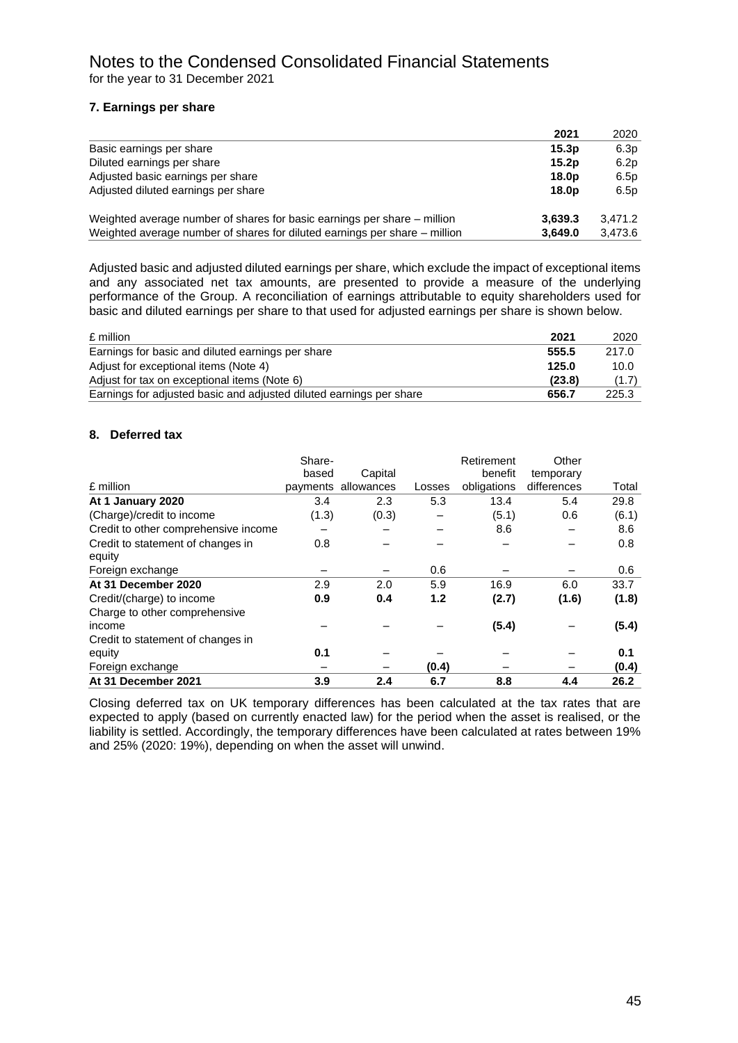# Notes to the Condensed Consolidated Financial Statements

for the year to 31 December 2021

### 7. Earnings per share

| | 2021 | 2020 |
|---|---|---|
| Basic earnings per share | **15.3p** | 6.3p |
| Diluted earnings per share | **15.2p** | 6.2p |
| Adjusted basic earnings per share | **18.0p** | 6.5p |
| Adjusted diluted earnings per share | **18.0p** | 6.5p |
| | | |
| Weighted average number of shares for basic earnings per share – million | **3,639.3** | 3,471.2 |
| Weighted average number of shares for diluted earnings per share – million | **3,649.0** | 3,473.6 |

Adjusted basic and adjusted diluted earnings per share, which exclude the impact of exceptional items and any associated net tax amounts, are presented to provide a measure of the underlying performance of the Group. A reconciliation of earnings attributable to equity shareholders used for basic and diluted earnings per share to that used for adjusted earnings per share is shown below.

| £ million | 2021 | 2020 |
|---|---|---|
| Earnings for basic and diluted earnings per share | **555.5** | 217.0 |
| Adjust for exceptional items (Note 4) | **125.0** | 10.0 |
| Adjust for tax on exceptional items (Note 6) | **(23.8)** | (1.7) |
| Earnings for adjusted basic and adjusted diluted earnings per share | **656.7** | 225.3 |

### 8. Deferred tax

| £ million | Share-based payments | Capital allowances | Losses | Retirement benefit obligations | Other temporary differences | Total |
|---|---|---|---|---|---|---|
| **At 1 January 2020** | 3.4 | 2.3 | 5.3 | 13.4 | 5.4 | 29.8 |
| (Charge)/credit to income | (1.3) | (0.3) | – | (5.1) | 0.6 | (6.1) |
| Credit to other comprehensive income | – | – | – | 8.6 | – | 8.6 |
| Credit to statement of changes in equity | 0.8 | – | – | – | – | 0.8 |
| Foreign exchange | – | – | 0.6 | – | – | 0.6 |
| **At 31 December 2020** | 2.9 | 2.0 | 5.9 | 16.9 | 6.0 | 33.7 |
| Credit/(charge) to income | **0.9** | **0.4** | **1.2** | **(2.7)** | **(1.6)** | **(1.8)** |
| Charge to other comprehensive income | – | – | – | **(5.4)** | – | **(5.4)** |
| Credit to statement of changes in equity | **0.1** | – | – | – | – | **0.1** |
| Foreign exchange | – | – | **(0.4)** | – | – | **(0.4)** |
| **At 31 December 2021** | **3.9** | **2.4** | **6.7** | **8.8** | **4.4** | **26.2** |

Closing deferred tax on UK temporary differences has been calculated at the tax rates that are expected to apply (based on currently enacted law) for the period when the asset is realised, or the liability is settled. Accordingly, the temporary differences have been calculated at rates between 19% and 25% (2020: 19%), depending on when the asset will unwind.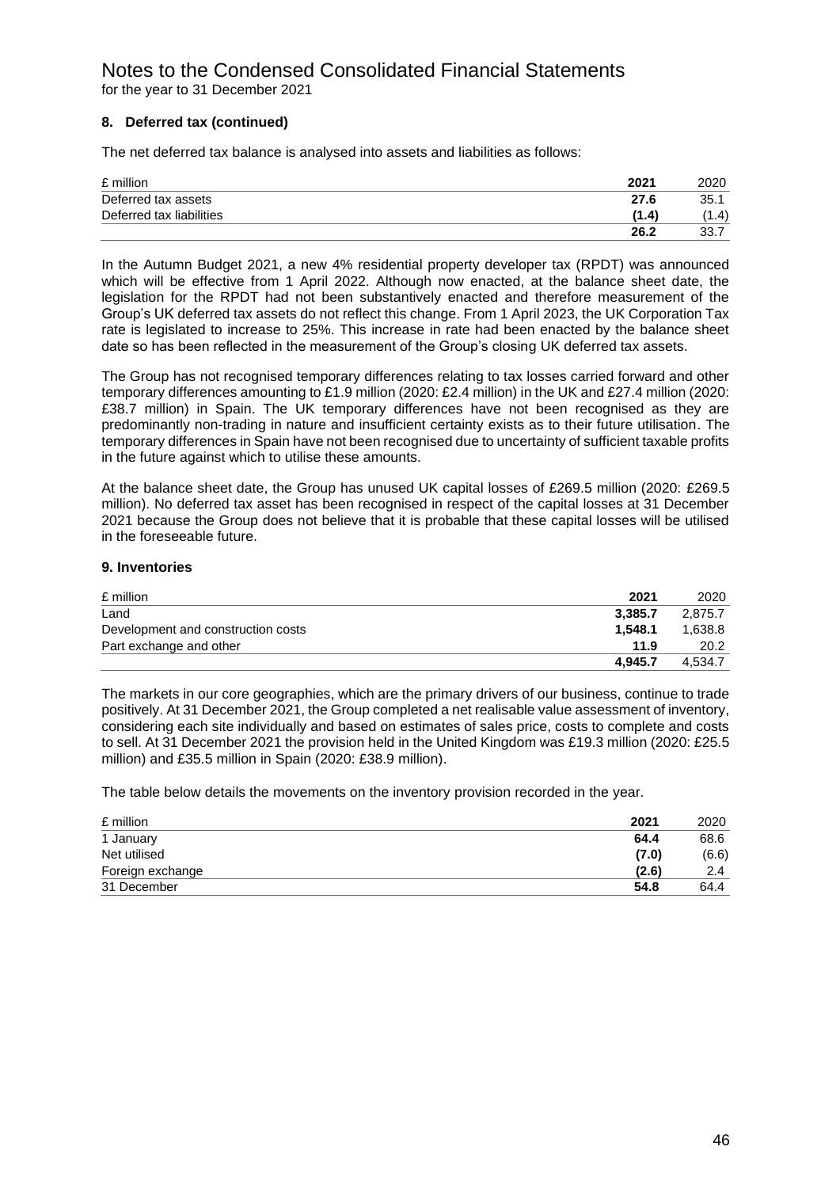# Notes to the Condensed Consolidated Financial Statements

for the year to 31 December 2021

## 8. Deferred tax (continued)

The net deferred tax balance is analysed into assets and liabilities as follows:

| £ million | 2021 | 2020 |
|---|---|---|
| Deferred tax assets | **27.6** | 35.1 |
| Deferred tax liabilities | **(1.4)** | (1.4) |
| | **26.2** | 33.7 |

In the Autumn Budget 2021, a new 4% residential property developer tax (RPDT) was announced which will be effective from 1 April 2022. Although now enacted, at the balance sheet date, the legislation for the RPDT had not been substantively enacted and therefore measurement of the Group's UK deferred tax assets do not reflect this change. From 1 April 2023, the UK Corporation Tax rate is legislated to increase to 25%. This increase in rate had been enacted by the balance sheet date so has been reflected in the measurement of the Group's closing UK deferred tax assets.

The Group has not recognised temporary differences relating to tax losses carried forward and other temporary differences amounting to £1.9 million (2020: £2.4 million) in the UK and £27.4 million (2020: £38.7 million) in Spain. The UK temporary differences have not been recognised as they are predominantly non-trading in nature and insufficient certainty exists as to their future utilisation. The temporary differences in Spain have not been recognised due to uncertainty of sufficient taxable profits in the future against which to utilise these amounts.

At the balance sheet date, the Group has unused UK capital losses of £269.5 million (2020: £269.5 million). No deferred tax asset has been recognised in respect of the capital losses at 31 December 2021 because the Group does not believe that it is probable that these capital losses will be utilised in the foreseeable future.

## 9. Inventories

| £ million | 2021 | 2020 |
|---|---|---|
| Land | **3,385.7** | 2,875.7 |
| Development and construction costs | **1,548.1** | 1,638.8 |
| Part exchange and other | **11.9** | 20.2 |
| | **4,945.7** | 4,534.7 |

The markets in our core geographies, which are the primary drivers of our business, continue to trade positively. At 31 December 2021, the Group completed a net realisable value assessment of inventory, considering each site individually and based on estimates of sales price, costs to complete and costs to sell. At 31 December 2021 the provision held in the United Kingdom was £19.3 million (2020: £25.5 million) and £35.5 million in Spain (2020: £38.9 million).

The table below details the movements on the inventory provision recorded in the year.

| £ million | 2021 | 2020 |
|---|---|---|
| 1 January | **64.4** | 68.6 |
| Net utilised | **(7.0)** | (6.6) |
| Foreign exchange | **(2.6)** | 2.4 |
| 31 December | **54.8** | 64.4 |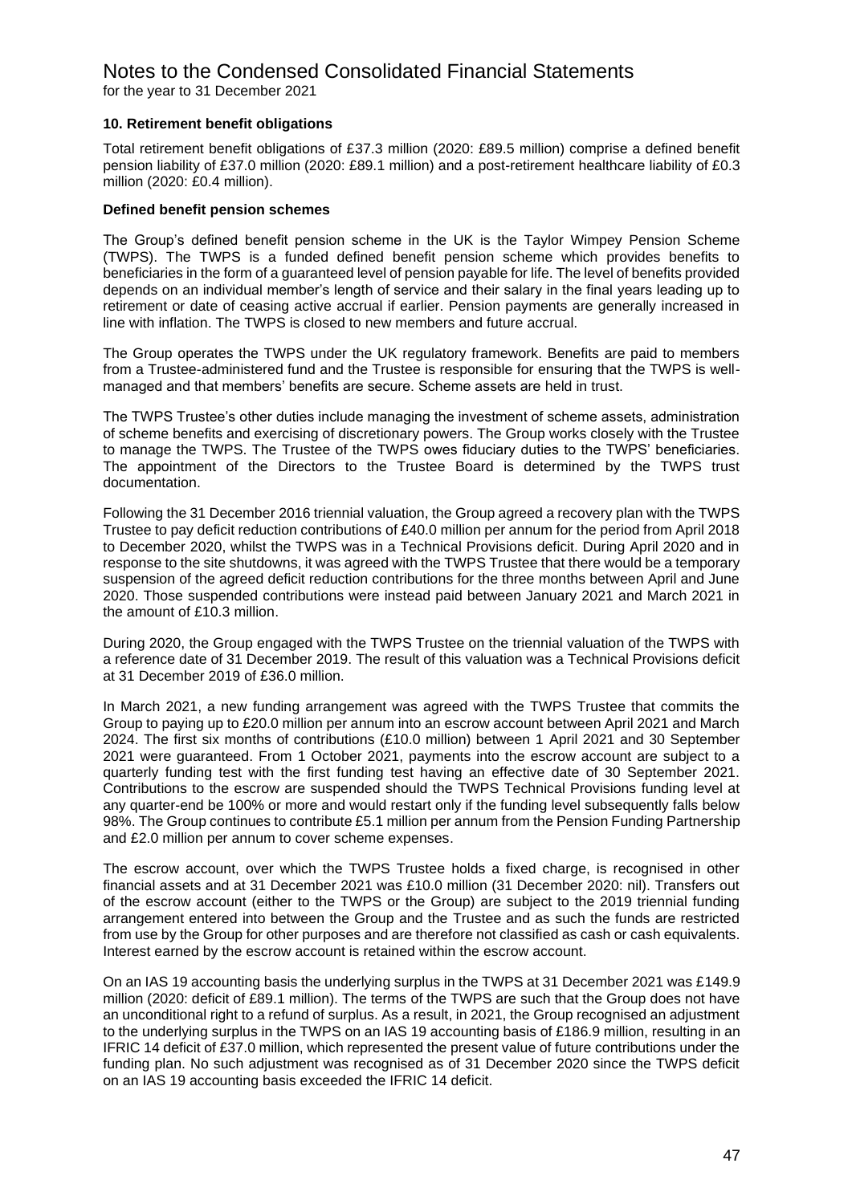# Notes to the Condensed Consolidated Financial Statements

for the year to 31 December 2021

**10. Retirement benefit obligations**

Total retirement benefit obligations of £37.3 million (2020: £89.5 million) comprise a defined benefit pension liability of £37.0 million (2020: £89.1 million) and a post-retirement healthcare liability of £0.3 million (2020: £0.4 million).

**Defined benefit pension schemes**

The Group's defined benefit pension scheme in the UK is the Taylor Wimpey Pension Scheme (TWPS). The TWPS is a funded defined benefit pension scheme which provides benefits to beneficiaries in the form of a guaranteed level of pension payable for life. The level of benefits provided depends on an individual member's length of service and their salary in the final years leading up to retirement or date of ceasing active accrual if earlier. Pension payments are generally increased in line with inflation. The TWPS is closed to new members and future accrual.

The Group operates the TWPS under the UK regulatory framework. Benefits are paid to members from a Trustee-administered fund and the Trustee is responsible for ensuring that the TWPS is well-managed and that members' benefits are secure. Scheme assets are held in trust.

The TWPS Trustee's other duties include managing the investment of scheme assets, administration of scheme benefits and exercising of discretionary powers. The Group works closely with the Trustee to manage the TWPS. The Trustee of the TWPS owes fiduciary duties to the TWPS' beneficiaries. The appointment of the Directors to the Trustee Board is determined by the TWPS trust documentation.

Following the 31 December 2016 triennial valuation, the Group agreed a recovery plan with the TWPS Trustee to pay deficit reduction contributions of £40.0 million per annum for the period from April 2018 to December 2020, whilst the TWPS was in a Technical Provisions deficit. During April 2020 and in response to the site shutdowns, it was agreed with the TWPS Trustee that there would be a temporary suspension of the agreed deficit reduction contributions for the three months between April and June 2020. Those suspended contributions were instead paid between January 2021 and March 2021 in the amount of £10.3 million.

During 2020, the Group engaged with the TWPS Trustee on the triennial valuation of the TWPS with a reference date of 31 December 2019. The result of this valuation was a Technical Provisions deficit at 31 December 2019 of £36.0 million.

In March 2021, a new funding arrangement was agreed with the TWPS Trustee that commits the Group to paying up to £20.0 million per annum into an escrow account between April 2021 and March 2024. The first six months of contributions (£10.0 million) between 1 April 2021 and 30 September 2021 were guaranteed. From 1 October 2021, payments into the escrow account are subject to a quarterly funding test with the first funding test having an effective date of 30 September 2021. Contributions to the escrow are suspended should the TWPS Technical Provisions funding level at any quarter-end be 100% or more and would restart only if the funding level subsequently falls below 98%. The Group continues to contribute £5.1 million per annum from the Pension Funding Partnership and £2.0 million per annum to cover scheme expenses.

The escrow account, over which the TWPS Trustee holds a fixed charge, is recognised in other financial assets and at 31 December 2021 was £10.0 million (31 December 2020: nil). Transfers out of the escrow account (either to the TWPS or the Group) are subject to the 2019 triennial funding arrangement entered into between the Group and the Trustee and as such the funds are restricted from use by the Group for other purposes and are therefore not classified as cash or cash equivalents. Interest earned by the escrow account is retained within the escrow account.

On an IAS 19 accounting basis the underlying surplus in the TWPS at 31 December 2021 was £149.9 million (2020: deficit of £89.1 million). The terms of the TWPS are such that the Group does not have an unconditional right to a refund of surplus. As a result, in 2021, the Group recognised an adjustment to the underlying surplus in the TWPS on an IAS 19 accounting basis of £186.9 million, resulting in an IFRIC 14 deficit of £37.0 million, which represented the present value of future contributions under the funding plan. No such adjustment was recognised as of 31 December 2020 since the TWPS deficit on an IAS 19 accounting basis exceeded the IFRIC 14 deficit.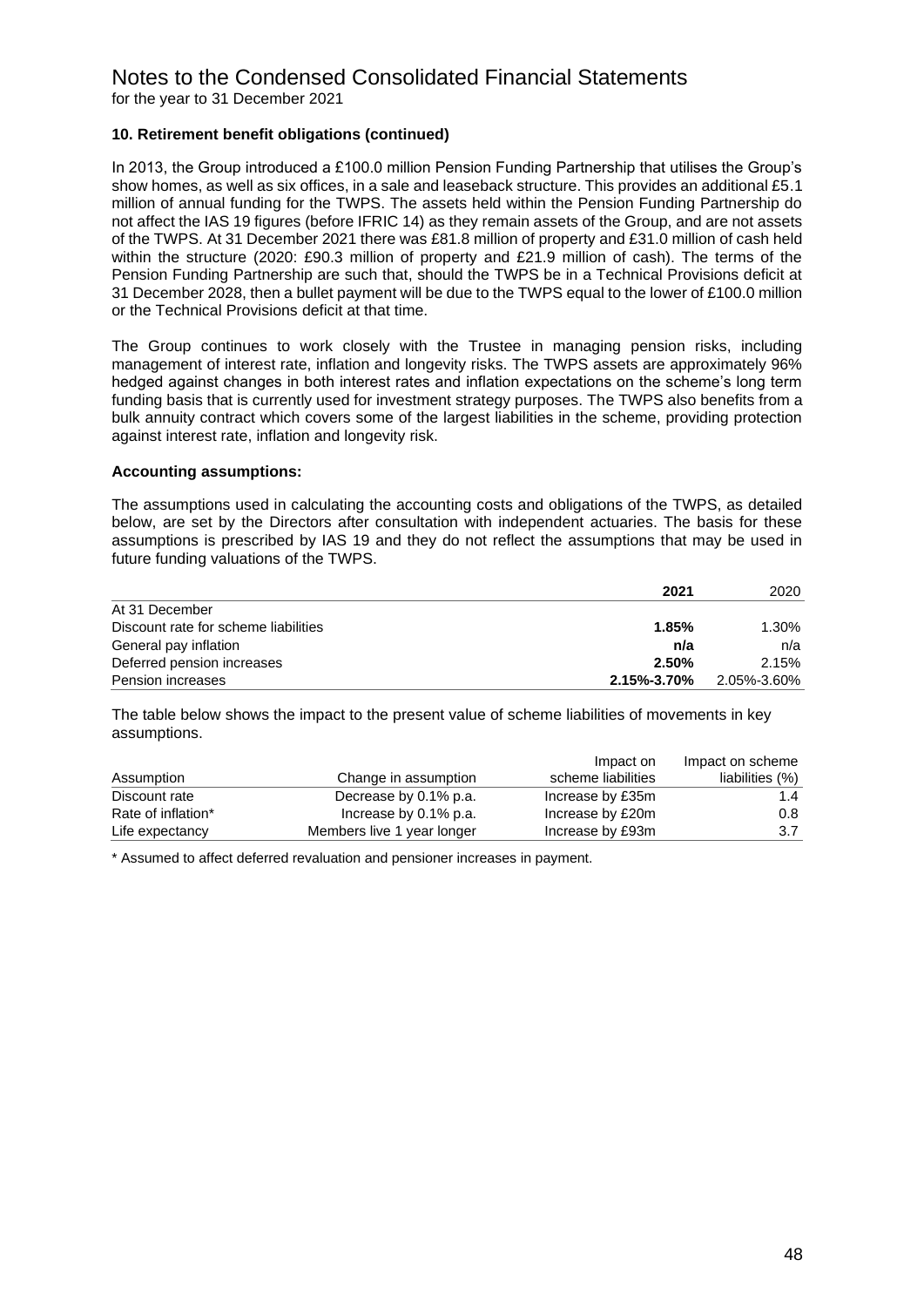# Notes to the Condensed Consolidated Financial Statements

for the year to 31 December 2021

**10. Retirement benefit obligations (continued)**

In 2013, the Group introduced a £100.0 million Pension Funding Partnership that utilises the Group's show homes, as well as six offices, in a sale and leaseback structure. This provides an additional £5.1 million of annual funding for the TWPS. The assets held within the Pension Funding Partnership do not affect the IAS 19 figures (before IFRIC 14) as they remain assets of the Group, and are not assets of the TWPS. At 31 December 2021 there was £81.8 million of property and £31.0 million of cash held within the structure (2020: £90.3 million of property and £21.9 million of cash). The terms of the Pension Funding Partnership are such that, should the TWPS be in a Technical Provisions deficit at 31 December 2028, then a bullet payment will be due to the TWPS equal to the lower of £100.0 million or the Technical Provisions deficit at that time.

The Group continues to work closely with the Trustee in managing pension risks, including management of interest rate, inflation and longevity risks. The TWPS assets are approximately 96% hedged against changes in both interest rates and inflation expectations on the scheme's long term funding basis that is currently used for investment strategy purposes. The TWPS also benefits from a bulk annuity contract which covers some of the largest liabilities in the scheme, providing protection against interest rate, inflation and longevity risk.

**Accounting assumptions:**

The assumptions used in calculating the accounting costs and obligations of the TWPS, as detailed below, are set by the Directors after consultation with independent actuaries. The basis for these assumptions is prescribed by IAS 19 and they do not reflect the assumptions that may be used in future funding valuations of the TWPS.

| | **2021** | 2020 |
|---|---|---|
| At 31 December | | |
| Discount rate for scheme liabilities | **1.85%** | 1.30% |
| General pay inflation | **n/a** | n/a |
| Deferred pension increases | **2.50%** | 2.15% |
| Pension increases | **2.15%-3.70%** | 2.05%-3.60% |

The table below shows the impact to the present value of scheme liabilities of movements in key assumptions.

| Assumption | Change in assumption | Impact on scheme liabilities | Impact on scheme liabilities (%) |
|---|---|---|---|
| Discount rate | Decrease by 0.1% p.a. | Increase by £35m | 1.4 |
| Rate of inflation* | Increase by 0.1% p.a. | Increase by £20m | 0.8 |
| Life expectancy | Members live 1 year longer | Increase by £93m | 3.7 |

* Assumed to affect deferred revaluation and pensioner increases in payment.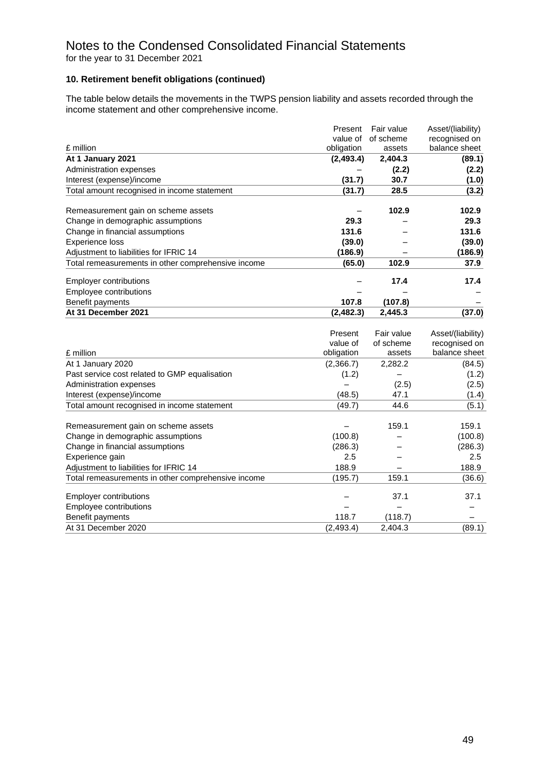# Notes to the Condensed Consolidated Financial Statements

for the year to 31 December 2021

### 10. Retirement benefit obligations (continued)

The table below details the movements in the TWPS pension liability and assets recorded through the income statement and other comprehensive income.

| £ million | Present value of obligation | Fair value of scheme assets | Asset/(liability) recognised on balance sheet |
|---|---|---|---|
| **At 1 January 2021** | **(2,493.4)** | **2,404.3** | **(89.1)** |
| Administration expenses | – | **(2.2)** | **(2.2)** |
| Interest (expense)/income | **(31.7)** | **30.7** | **(1.0)** |
| Total amount recognised in income statement | **(31.7)** | **28.5** | **(3.2)** |
| Remeasurement gain on scheme assets | – | **102.9** | **102.9** |
| Change in demographic assumptions | **29.3** | – | **29.3** |
| Change in financial assumptions | **131.6** | – | **131.6** |
| Experience loss | **(39.0)** | – | **(39.0)** |
| Adjustment to liabilities for IFRIC 14 | **(186.9)** | – | **(186.9)** |
| Total remeasurements in other comprehensive income | **(65.0)** | **102.9** | **37.9** |
| Employer contributions | – | **17.4** | **17.4** |
| Employee contributions | – | – | – |
| Benefit payments | **107.8** | **(107.8)** | – |
| **At 31 December 2021** | **(2,482.3)** | **2,445.3** | **(37.0)** |

| £ million | Present value of obligation | Fair value of scheme assets | Asset/(liability) recognised on balance sheet |
|---|---|---|---|
| At 1 January 2020 | (2,366.7) | 2,282.2 | (84.5) |
| Past service cost related to GMP equalisation | (1.2) | – | (1.2) |
| Administration expenses | – | (2.5) | (2.5) |
| Interest (expense)/income | (48.5) | 47.1 | (1.4) |
| Total amount recognised in income statement | (49.7) | 44.6 | (5.1) |
| Remeasurement gain on scheme assets | – | 159.1 | 159.1 |
| Change in demographic assumptions | (100.8) | – | (100.8) |
| Change in financial assumptions | (286.3) | – | (286.3) |
| Experience gain | 2.5 | – | 2.5 |
| Adjustment to liabilities for IFRIC 14 | 188.9 | – | 188.9 |
| Total remeasurements in other comprehensive income | (195.7) | 159.1 | (36.6) |
| Employer contributions | – | 37.1 | 37.1 |
| Employee contributions | – | – | – |
| Benefit payments | 118.7 | (118.7) | – |
| At 31 December 2020 | (2,493.4) | 2,404.3 | (89.1) |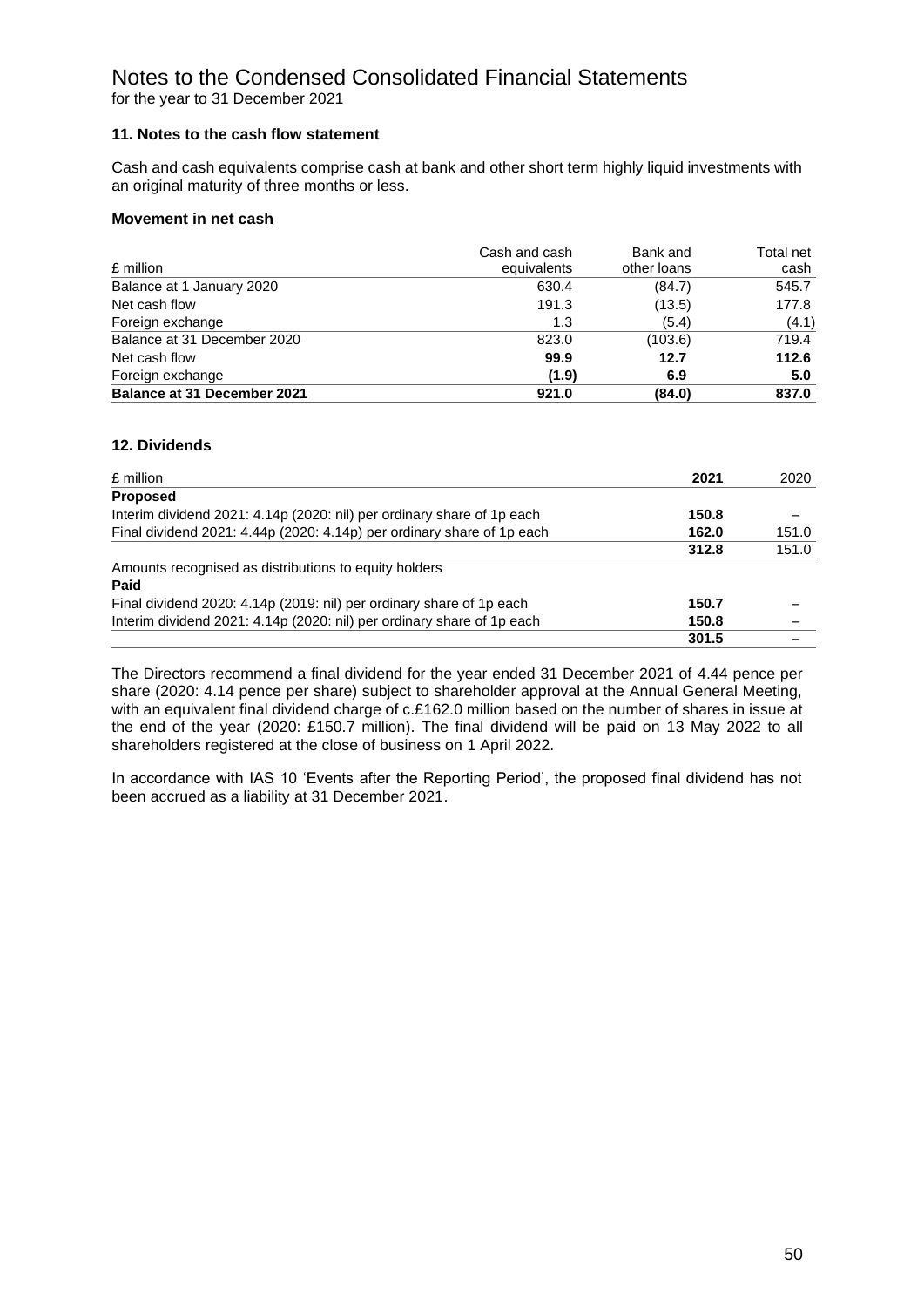# Notes to the Condensed Consolidated Financial Statements

for the year to 31 December 2021

### 11. Notes to the cash flow statement

Cash and cash equivalents comprise cash at bank and other short term highly liquid investments with an original maturity of three months or less.

#### Movement in net cash

| £ million | Cash and cash equivalents | Bank and other loans | Total net cash |
|---|---|---|---|
| Balance at 1 January 2020 | 630.4 | (84.7) | 545.7 |
| Net cash flow | 191.3 | (13.5) | 177.8 |
| Foreign exchange | 1.3 | (5.4) | (4.1) |
| Balance at 31 December 2020 | 823.0 | (103.6) | 719.4 |
| Net cash flow | **99.9** | **12.7** | **112.6** |
| Foreign exchange | **(1.9)** | **6.9** | **5.0** |
| **Balance at 31 December 2021** | **921.0** | **(84.0)** | **837.0** |

### 12. Dividends

| £ million | 2021 | 2020 |
|---|---|---|
| **Proposed** | | |
| Interim dividend 2021: 4.14p (2020: nil) per ordinary share of 1p each | **150.8** | – |
| Final dividend 2021: 4.44p (2020: 4.14p) per ordinary share of 1p each | **162.0** | 151.0 |
| | **312.8** | 151.0 |
| Amounts recognised as distributions to equity holders | | |
| **Paid** | | |
| Final dividend 2020: 4.14p (2019: nil) per ordinary share of 1p each | **150.7** | – |
| Interim dividend 2021: 4.14p (2020: nil) per ordinary share of 1p each | **150.8** | – |
| | **301.5** | – |

The Directors recommend a final dividend for the year ended 31 December 2021 of 4.44 pence per share (2020: 4.14 pence per share) subject to shareholder approval at the Annual General Meeting, with an equivalent final dividend charge of c.£162.0 million based on the number of shares in issue at the end of the year (2020: £150.7 million). The final dividend will be paid on 13 May 2022 to all shareholders registered at the close of business on 1 April 2022.

In accordance with IAS 10 'Events after the Reporting Period', the proposed final dividend has not been accrued as a liability at 31 December 2021.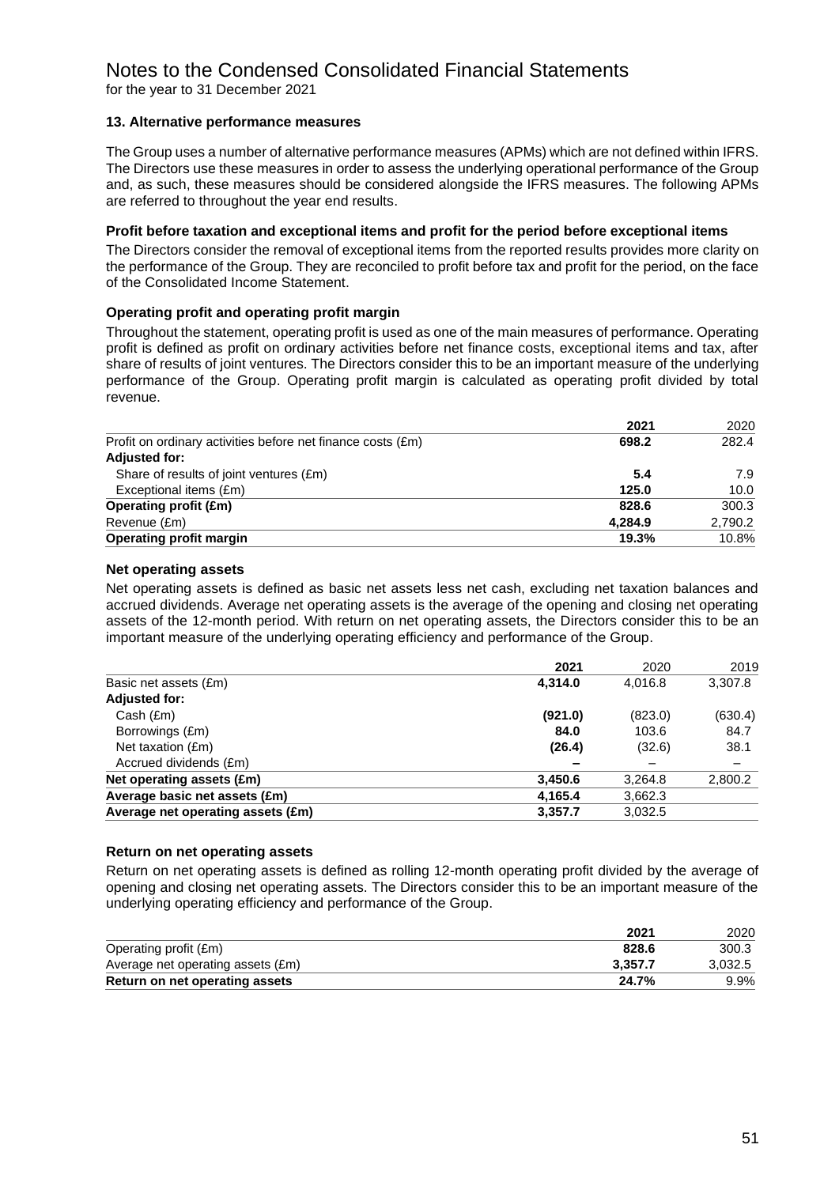# Notes to the Condensed Consolidated Financial Statements

for the year to 31 December 2021

### 13. Alternative performance measures

The Group uses a number of alternative performance measures (APMs) which are not defined within IFRS. The Directors use these measures in order to assess the underlying operational performance of the Group and, as such, these measures should be considered alongside the IFRS measures. The following APMs are referred to throughout the year end results.

#### Profit before taxation and exceptional items and profit for the period before exceptional items

The Directors consider the removal of exceptional items from the reported results provides more clarity on the performance of the Group. They are reconciled to profit before tax and profit for the period, on the face of the Consolidated Income Statement.

#### Operating profit and operating profit margin

Throughout the statement, operating profit is used as one of the main measures of performance. Operating profit is defined as profit on ordinary activities before net finance costs, exceptional items and tax, after share of results of joint ventures. The Directors consider this to be an important measure of the underlying performance of the Group. Operating profit margin is calculated as operating profit divided by total revenue.

| | **2021** | 2020 |
|---|---|---|
| Profit on ordinary activities before net finance costs (£m) | **698.2** | 282.4 |
| **Adjusted for:** | | |
| Share of results of joint ventures (£m) | **5.4** | 7.9 |
| Exceptional items (£m) | **125.0** | 10.0 |
| **Operating profit (£m)** | **828.6** | 300.3 |
| Revenue (£m) | **4,284.9** | 2,790.2 |
| **Operating profit margin** | **19.3%** | 10.8% |

#### Net operating assets

Net operating assets is defined as basic net assets less net cash, excluding net taxation balances and accrued dividends. Average net operating assets is the average of the opening and closing net operating assets of the 12-month period. With return on net operating assets, the Directors consider this to be an important measure of the underlying operating efficiency and performance of the Group.

| | **2021** | 2020 | 2019 |
|---|---|---|---|
| Basic net assets (£m) | **4,314.0** | 4,016.8 | 3,307.8 |
| **Adjusted for:** | | | |
| Cash (£m) | **(921.0)** | (823.0) | (630.4) |
| Borrowings (£m) | **84.0** | 103.6 | 84.7 |
| Net taxation (£m) | **(26.4)** | (32.6) | 38.1 |
| Accrued dividends (£m) | **–** | – | – |
| **Net operating assets (£m)** | **3,450.6** | 3,264.8 | 2,800.2 |
| **Average basic net assets (£m)** | **4,165.4** | 3,662.3 | |
| **Average net operating assets (£m)** | **3,357.7** | 3,032.5 | |

#### Return on net operating assets

Return on net operating assets is defined as rolling 12-month operating profit divided by the average of opening and closing net operating assets. The Directors consider this to be an important measure of the underlying operating efficiency and performance of the Group.

| | **2021** | 2020 |
|---|---|---|
| Operating profit (£m) | **828.6** | 300.3 |
| Average net operating assets (£m) | **3,357.7** | 3,032.5 |
| **Return on net operating assets** | **24.7%** | 9.9% |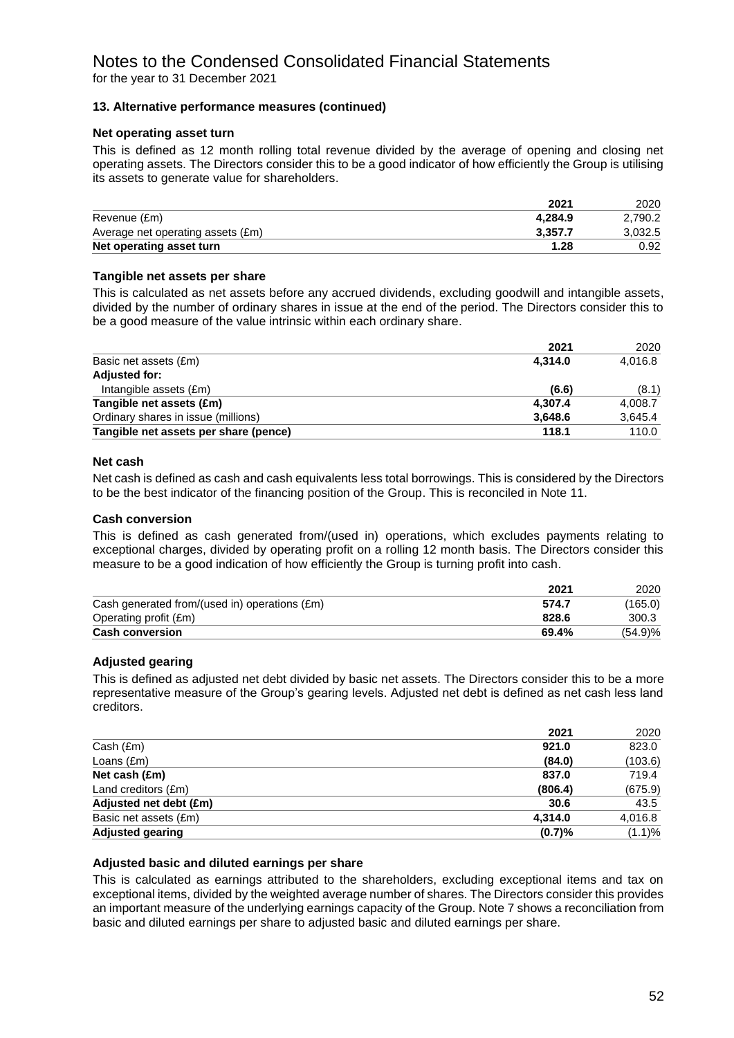# Notes to the Condensed Consolidated Financial Statements

for the year to 31 December 2021

### 13. Alternative performance measures (continued)

#### Net operating asset turn

This is defined as 12 month rolling total revenue divided by the average of opening and closing net operating assets. The Directors consider this to be a good indicator of how efficiently the Group is utilising its assets to generate value for shareholders.

| | **2021** | 2020 |
|---|---|---|
| Revenue (£m) | **4,284.9** | 2,790.2 |
| Average net operating assets (£m) | **3,357.7** | 3,032.5 |
| **Net operating asset turn** | **1.28** | 0.92 |

#### Tangible net assets per share

This is calculated as net assets before any accrued dividends, excluding goodwill and intangible assets, divided by the number of ordinary shares in issue at the end of the period. The Directors consider this to be a good measure of the value intrinsic within each ordinary share.

| | **2021** | 2020 |
|---|---|---|
| Basic net assets (£m) | **4,314.0** | 4,016.8 |
| **Adjusted for:** | | |
| Intangible assets (£m) | **(6.6)** | (8.1) |
| **Tangible net assets (£m)** | **4,307.4** | 4,008.7 |
| Ordinary shares in issue (millions) | **3,648.6** | 3,645.4 |
| **Tangible net assets per share (pence)** | **118.1** | 110.0 |

#### Net cash

Net cash is defined as cash and cash equivalents less total borrowings. This is considered by the Directors to be the best indicator of the financing position of the Group. This is reconciled in Note 11.

#### Cash conversion

This is defined as cash generated from/(used in) operations, which excludes payments relating to exceptional charges, divided by operating profit on a rolling 12 month basis. The Directors consider this measure to be a good indication of how efficiently the Group is turning profit into cash.

| | **2021** | 2020 |
|---|---|---|
| Cash generated from/(used in) operations (£m) | **574.7** | (165.0) |
| Operating profit (£m) | **828.6** | 300.3 |
| **Cash conversion** | **69.4%** | (54.9)% |

#### Adjusted gearing

This is defined as adjusted net debt divided by basic net assets. The Directors consider this to be a more representative measure of the Group's gearing levels. Adjusted net debt is defined as net cash less land creditors.

| | **2021** | 2020 |
|---|---|---|
| Cash (£m) | **921.0** | 823.0 |
| Loans (£m) | **(84.0)** | (103.6) |
| **Net cash (£m)** | **837.0** | 719.4 |
| Land creditors (£m) | **(806.4)** | (675.9) |
| **Adjusted net debt (£m)** | **30.6** | 43.5 |
| Basic net assets (£m) | **4,314.0** | 4,016.8 |
| **Adjusted gearing** | **(0.7)%** | (1.1)% |

#### Adjusted basic and diluted earnings per share

This is calculated as earnings attributed to the shareholders, excluding exceptional items and tax on exceptional items, divided by the weighted average number of shares. The Directors consider this provides an important measure of the underlying earnings capacity of the Group. Note 7 shows a reconciliation from basic and diluted earnings per share to adjusted basic and diluted earnings per share.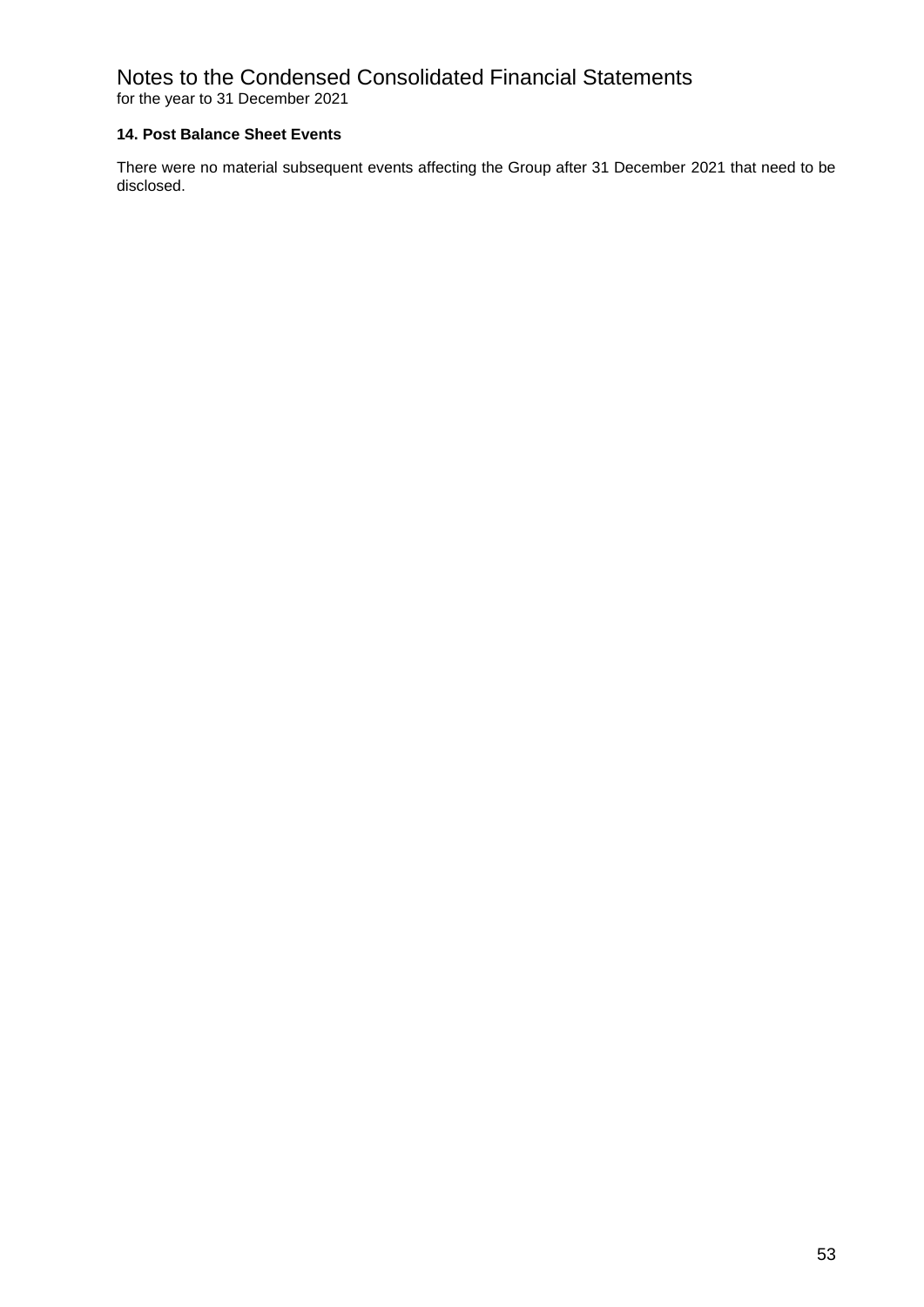# Notes to the Condensed Consolidated Financial Statements

for the year to 31 December 2021

**14. Post Balance Sheet Events**

There were no material subsequent events affecting the Group after 31 December 2021 that need to be disclosed.